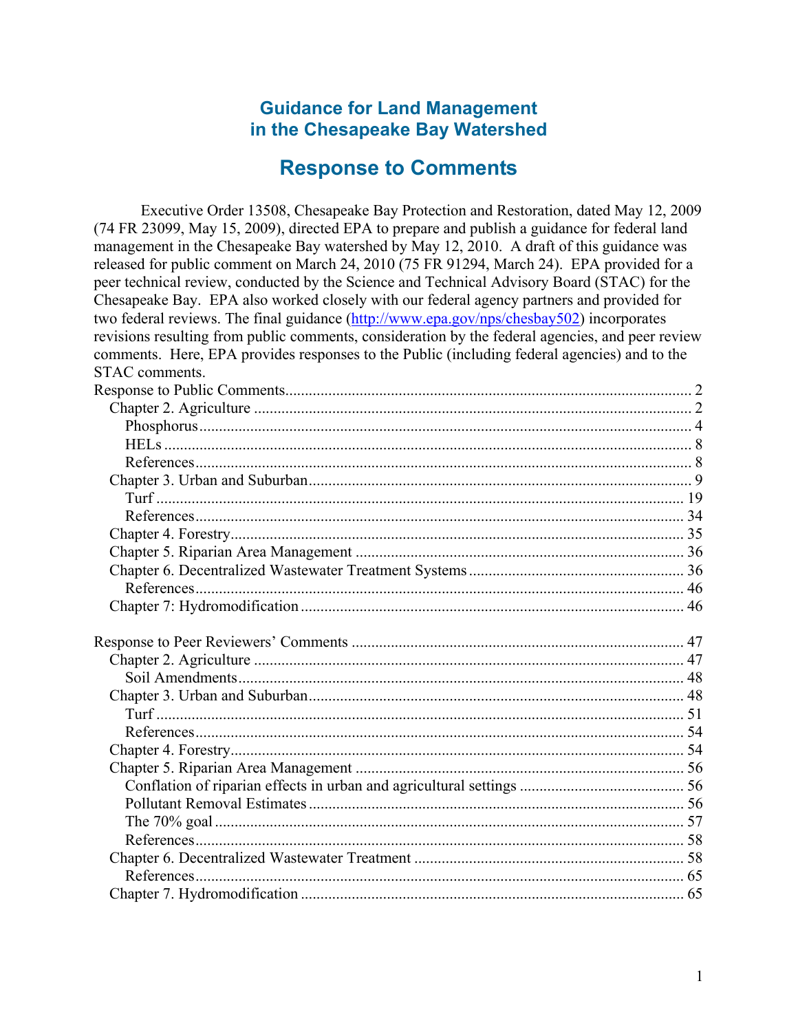# Guidance for Land Management in the Chesapeake Bay Watershed

# Response to Comments

Executive Order 13508, Chesapeake Bay Protection and Restoration, dated May 12, 2009 (74 FR 23099, May 15, 2009), directed EPA to prepare and publish a guidance for federal land management in the Chesapeake Bay watershed by May 12, 2010. A draft of this guidance was released for public comment on March 24, 2010 (75 FR 91294, March 24). EPA provided for a peer technical review, conducted by the Science and Technical Advisory Board (STAC) for the Chesapeake Bay. EPA also worked closely with our federal agency partners and provided for two federal reviews. The final guidance (http://www.epa.gov/nps/chesbay502) incorporates revisions resulting from public comments, consideration by the federal agencies, and peer review comments. Here, EPA provides responses to the Public (including federal agencies) and to the STAC comments.

- Response to Public Comments .......... 2
  - Chapter 2. Agriculture .......... 2
    - Phosphorus .......... 4
    - HELs .......... 8
    - References .......... 8
  - Chapter 3. Urban and Suburban .......... 9
    - Turf .......... 19
    - References .......... 34
  - Chapter 4. Forestry .......... 35
  - Chapter 5. Riparian Area Management .......... 36
  - Chapter 6. Decentralized Wastewater Treatment Systems .......... 36
    - References .......... 46
  - Chapter 7: Hydromodification .......... 46

- Response to Peer Reviewers' Comments .......... 47
  - Chapter 2. Agriculture .......... 47
    - Soil Amendments .......... 48
  - Chapter 3. Urban and Suburban .......... 48
    - Turf .......... 51
    - References .......... 54
  - Chapter 4. Forestry .......... 54
  - Chapter 5. Riparian Area Management .......... 56
    - Conflation of riparian effects in urban and agricultural settings .......... 56
    - Pollutant Removal Estimates .......... 56
    - The 70% goal .......... 57
    - References .......... 58
  - Chapter 6. Decentralized Wastewater Treatment .......... 58
    - References .......... 65
  - Chapter 7. Hydromodification .......... 65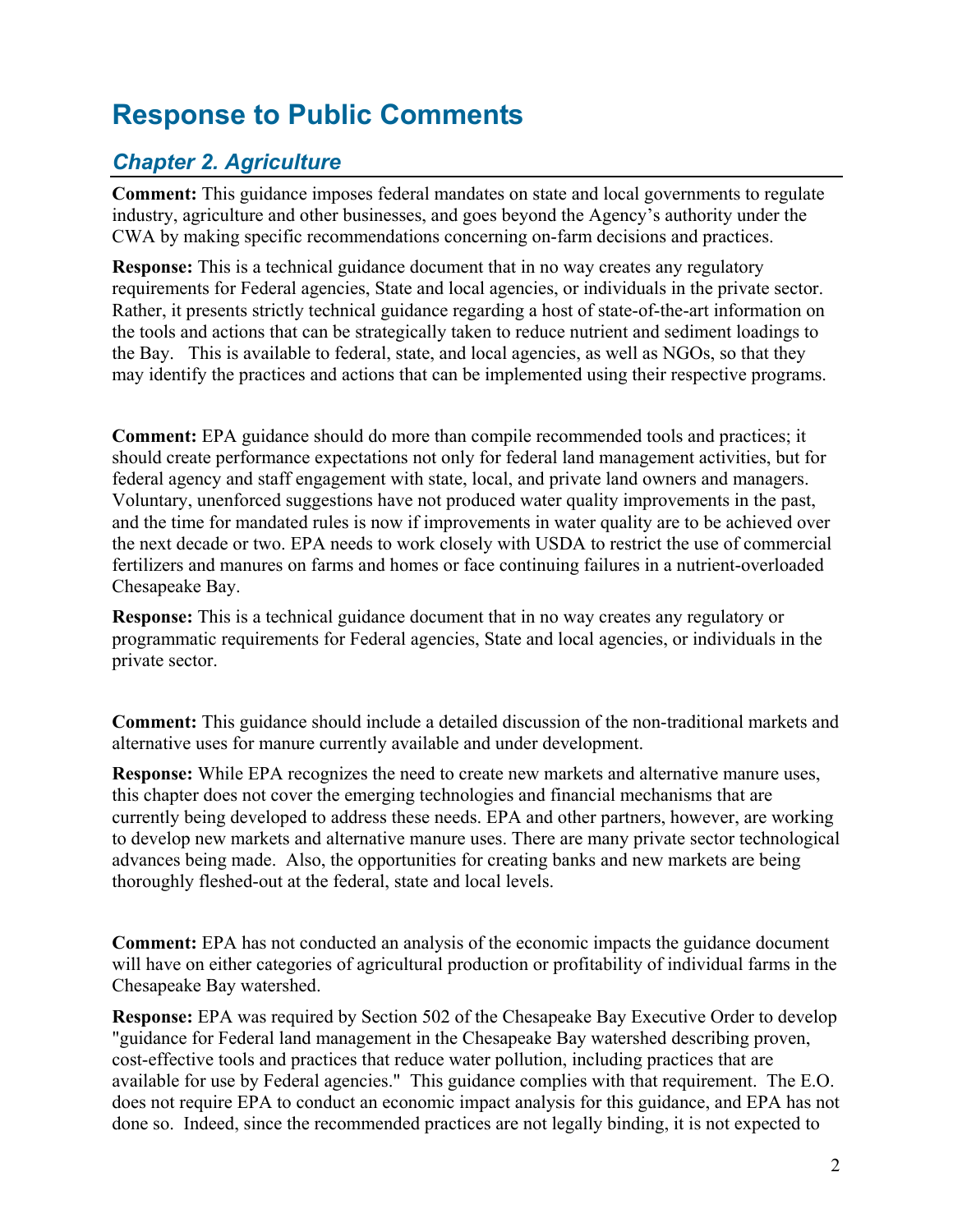# Response to Public Comments

## *Chapter 2. Agriculture*

**Comment:** This guidance imposes federal mandates on state and local governments to regulate industry, agriculture and other businesses, and goes beyond the Agency's authority under the CWA by making specific recommendations concerning on-farm decisions and practices.

**Response:** This is a technical guidance document that in no way creates any regulatory requirements for Federal agencies, State and local agencies, or individuals in the private sector. Rather, it presents strictly technical guidance regarding a host of state-of-the-art information on the tools and actions that can be strategically taken to reduce nutrient and sediment loadings to the Bay. This is available to federal, state, and local agencies, as well as NGOs, so that they may identify the practices and actions that can be implemented using their respective programs.

**Comment:** EPA guidance should do more than compile recommended tools and practices; it should create performance expectations not only for federal land management activities, but for federal agency and staff engagement with state, local, and private land owners and managers. Voluntary, unenforced suggestions have not produced water quality improvements in the past, and the time for mandated rules is now if improvements in water quality are to be achieved over the next decade or two. EPA needs to work closely with USDA to restrict the use of commercial fertilizers and manures on farms and homes or face continuing failures in a nutrient-overloaded Chesapeake Bay.

**Response:** This is a technical guidance document that in no way creates any regulatory or programmatic requirements for Federal agencies, State and local agencies, or individuals in the private sector.

**Comment:** This guidance should include a detailed discussion of the non-traditional markets and alternative uses for manure currently available and under development.

**Response:** While EPA recognizes the need to create new markets and alternative manure uses, this chapter does not cover the emerging technologies and financial mechanisms that are currently being developed to address these needs. EPA and other partners, however, are working to develop new markets and alternative manure uses. There are many private sector technological advances being made. Also, the opportunities for creating banks and new markets are being thoroughly fleshed-out at the federal, state and local levels.

**Comment:** EPA has not conducted an analysis of the economic impacts the guidance document will have on either categories of agricultural production or profitability of individual farms in the Chesapeake Bay watershed.

**Response:** EPA was required by Section 502 of the Chesapeake Bay Executive Order to develop "guidance for Federal land management in the Chesapeake Bay watershed describing proven, cost-effective tools and practices that reduce water pollution, including practices that are available for use by Federal agencies." This guidance complies with that requirement. The E.O. does not require EPA to conduct an economic impact analysis for this guidance, and EPA has not done so. Indeed, since the recommended practices are not legally binding, it is not expected to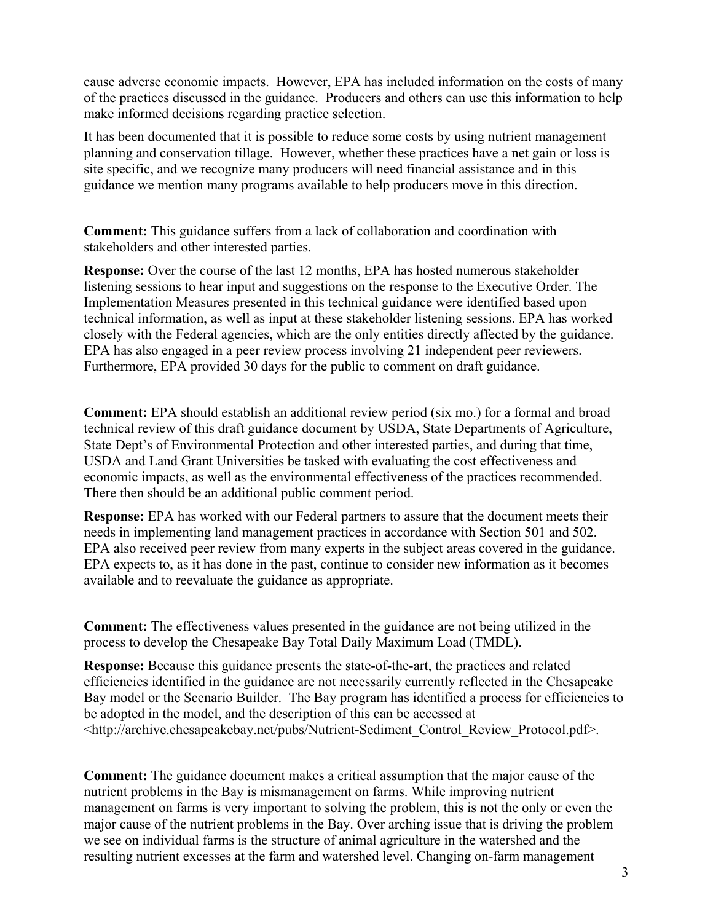cause adverse economic impacts. However, EPA has included information on the costs of many of the practices discussed in the guidance. Producers and others can use this information to help make informed decisions regarding practice selection.

It has been documented that it is possible to reduce some costs by using nutrient management planning and conservation tillage. However, whether these practices have a net gain or loss is site specific, and we recognize many producers will need financial assistance and in this guidance we mention many programs available to help producers move in this direction.

**Comment:** This guidance suffers from a lack of collaboration and coordination with stakeholders and other interested parties.

**Response:** Over the course of the last 12 months, EPA has hosted numerous stakeholder listening sessions to hear input and suggestions on the response to the Executive Order. The Implementation Measures presented in this technical guidance were identified based upon technical information, as well as input at these stakeholder listening sessions. EPA has worked closely with the Federal agencies, which are the only entities directly affected by the guidance. EPA has also engaged in a peer review process involving 21 independent peer reviewers. Furthermore, EPA provided 30 days for the public to comment on draft guidance.

**Comment:** EPA should establish an additional review period (six mo.) for a formal and broad technical review of this draft guidance document by USDA, State Departments of Agriculture, State Dept's of Environmental Protection and other interested parties, and during that time, USDA and Land Grant Universities be tasked with evaluating the cost effectiveness and economic impacts, as well as the environmental effectiveness of the practices recommended. There then should be an additional public comment period.

**Response:** EPA has worked with our Federal partners to assure that the document meets their needs in implementing land management practices in accordance with Section 501 and 502. EPA also received peer review from many experts in the subject areas covered in the guidance. EPA expects to, as it has done in the past, continue to consider new information as it becomes available and to reevaluate the guidance as appropriate.

**Comment:** The effectiveness values presented in the guidance are not being utilized in the process to develop the Chesapeake Bay Total Daily Maximum Load (TMDL).

**Response:** Because this guidance presents the state-of-the-art, the practices and related efficiencies identified in the guidance are not necessarily currently reflected in the Chesapeake Bay model or the Scenario Builder. The Bay program has identified a process for efficiencies to be adopted in the model, and the description of this can be accessed at <http://archive.chesapeakebay.net/pubs/Nutrient-Sediment_Control_Review_Protocol.pdf>.

**Comment:** The guidance document makes a critical assumption that the major cause of the nutrient problems in the Bay is mismanagement on farms. While improving nutrient management on farms is very important to solving the problem, this is not the only or even the major cause of the nutrient problems in the Bay. Over arching issue that is driving the problem we see on individual farms is the structure of animal agriculture in the watershed and the resulting nutrient excesses at the farm and watershed level. Changing on-farm management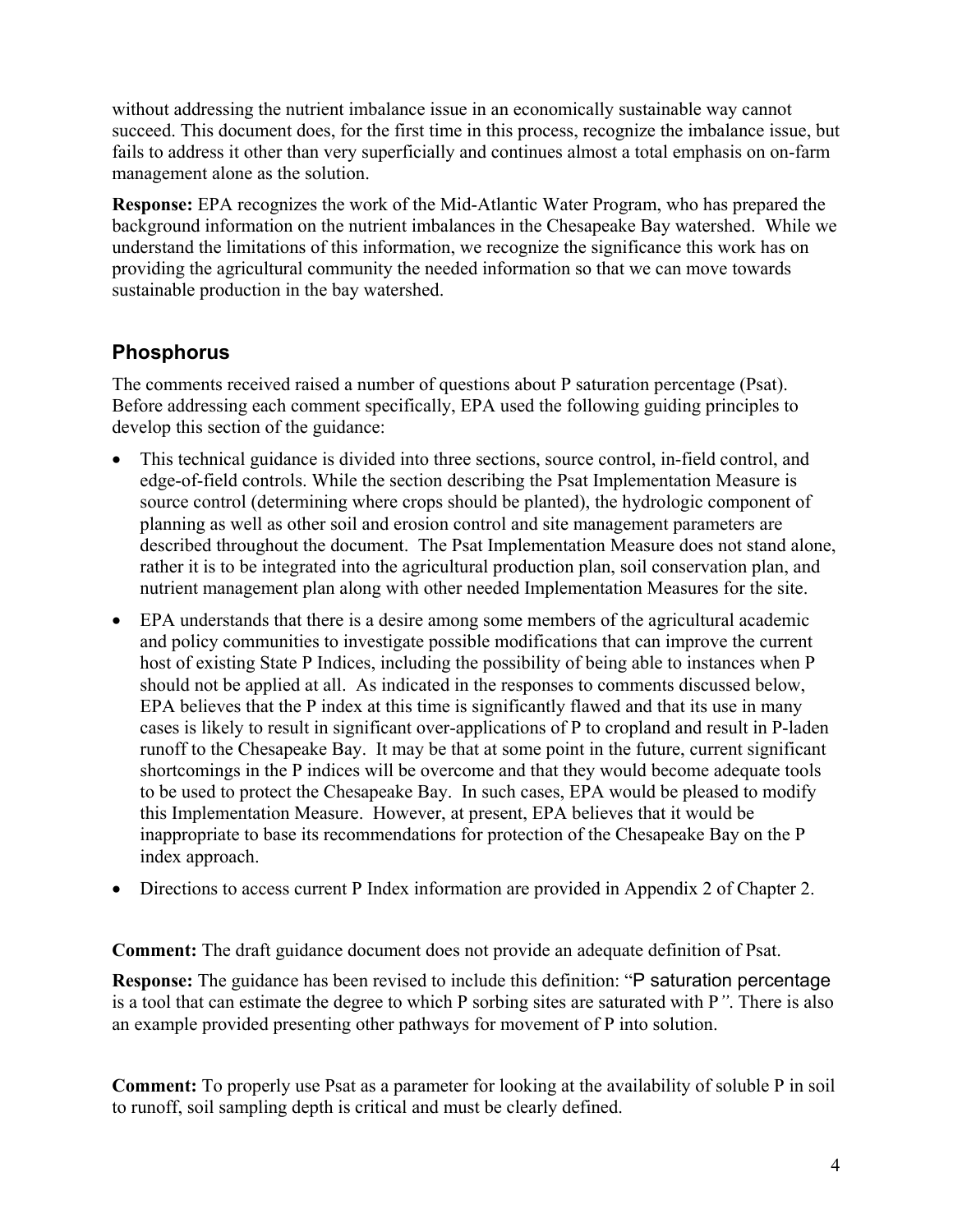without addressing the nutrient imbalance issue in an economically sustainable way cannot succeed. This document does, for the first time in this process, recognize the imbalance issue, but fails to address it other than very superficially and continues almost a total emphasis on on-farm management alone as the solution.

**Response:** EPA recognizes the work of the Mid-Atlantic Water Program, who has prepared the background information on the nutrient imbalances in the Chesapeake Bay watershed. While we understand the limitations of this information, we recognize the significance this work has on providing the agricultural community the needed information so that we can move towards sustainable production in the bay watershed.

## Phosphorus

The comments received raised a number of questions about P saturation percentage (Psat). Before addressing each comment specifically, EPA used the following guiding principles to develop this section of the guidance:

- This technical guidance is divided into three sections, source control, in-field control, and edge-of-field controls. While the section describing the Psat Implementation Measure is source control (determining where crops should be planted), the hydrologic component of planning as well as other soil and erosion control and site management parameters are described throughout the document. The Psat Implementation Measure does not stand alone, rather it is to be integrated into the agricultural production plan, soil conservation plan, and nutrient management plan along with other needed Implementation Measures for the site.
- EPA understands that there is a desire among some members of the agricultural academic and policy communities to investigate possible modifications that can improve the current host of existing State P Indices, including the possibility of being able to instances when P should not be applied at all. As indicated in the responses to comments discussed below, EPA believes that the P index at this time is significantly flawed and that its use in many cases is likely to result in significant over-applications of P to cropland and result in P-laden runoff to the Chesapeake Bay. It may be that at some point in the future, current significant shortcomings in the P indices will be overcome and that they would become adequate tools to be used to protect the Chesapeake Bay. In such cases, EPA would be pleased to modify this Implementation Measure. However, at present, EPA believes that it would be inappropriate to base its recommendations for protection of the Chesapeake Bay on the P index approach.
- Directions to access current P Index information are provided in Appendix 2 of Chapter 2.

**Comment:** The draft guidance document does not provide an adequate definition of Psat.

**Response:** The guidance has been revised to include this definition: "P saturation percentage is a tool that can estimate the degree to which P sorbing sites are saturated with P*"*. There is also an example provided presenting other pathways for movement of P into solution.

**Comment:** To properly use Psat as a parameter for looking at the availability of soluble P in soil to runoff, soil sampling depth is critical and must be clearly defined.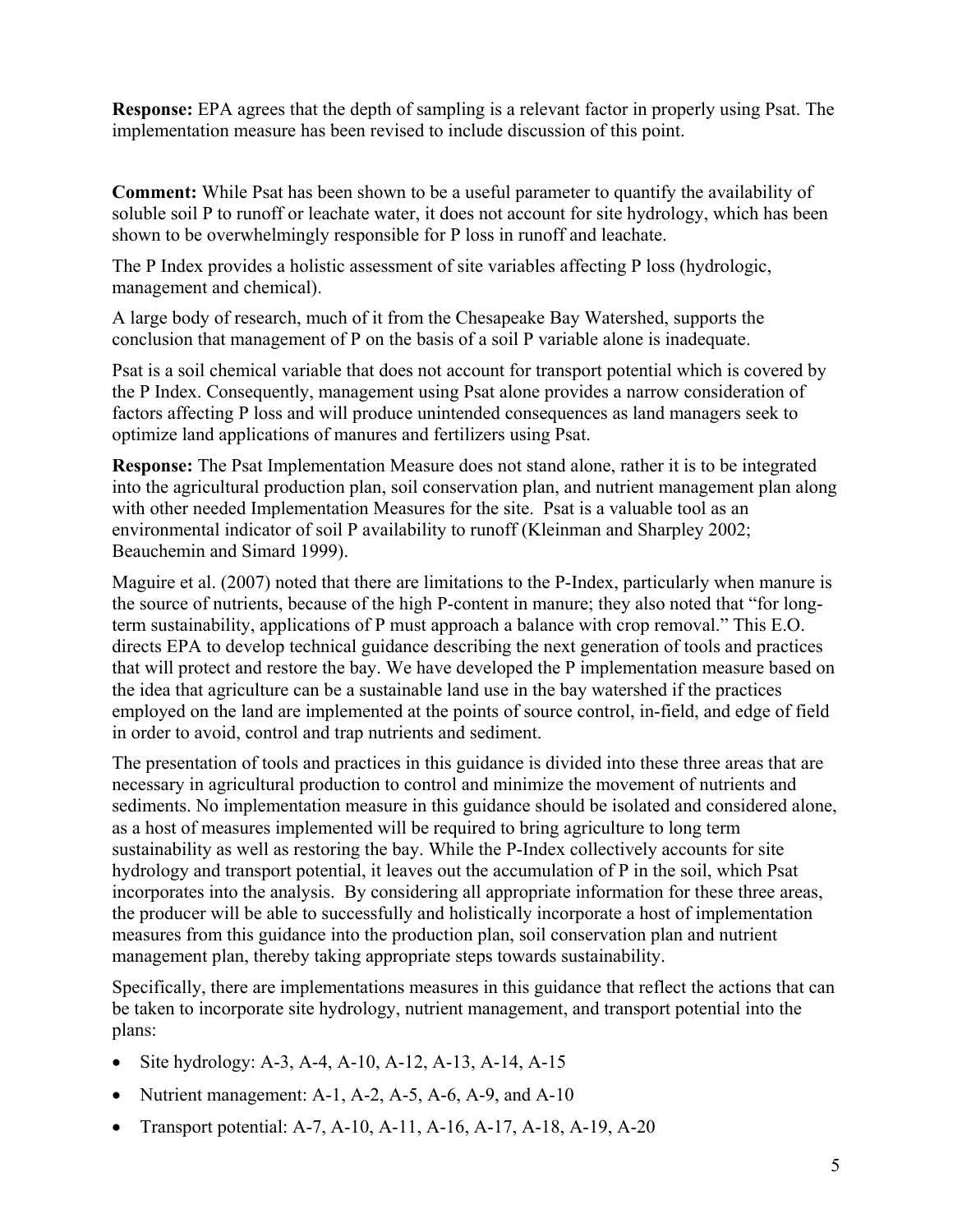**Response:** EPA agrees that the depth of sampling is a relevant factor in properly using Psat. The implementation measure has been revised to include discussion of this point.

**Comment:** While Psat has been shown to be a useful parameter to quantify the availability of soluble soil P to runoff or leachate water, it does not account for site hydrology, which has been shown to be overwhelmingly responsible for P loss in runoff and leachate.

The P Index provides a holistic assessment of site variables affecting P loss (hydrologic, management and chemical).

A large body of research, much of it from the Chesapeake Bay Watershed, supports the conclusion that management of P on the basis of a soil P variable alone is inadequate.

Psat is a soil chemical variable that does not account for transport potential which is covered by the P Index. Consequently, management using Psat alone provides a narrow consideration of factors affecting P loss and will produce unintended consequences as land managers seek to optimize land applications of manures and fertilizers using Psat.

**Response:** The Psat Implementation Measure does not stand alone, rather it is to be integrated into the agricultural production plan, soil conservation plan, and nutrient management plan along with other needed Implementation Measures for the site. Psat is a valuable tool as an environmental indicator of soil P availability to runoff (Kleinman and Sharpley 2002; Beauchemin and Simard 1999).

Maguire et al. (2007) noted that there are limitations to the P-Index, particularly when manure is the source of nutrients, because of the high P-content in manure; they also noted that "for long-term sustainability, applications of P must approach a balance with crop removal." This E.O. directs EPA to develop technical guidance describing the next generation of tools and practices that will protect and restore the bay. We have developed the P implementation measure based on the idea that agriculture can be a sustainable land use in the bay watershed if the practices employed on the land are implemented at the points of source control, in-field, and edge of field in order to avoid, control and trap nutrients and sediment.

The presentation of tools and practices in this guidance is divided into these three areas that are necessary in agricultural production to control and minimize the movement of nutrients and sediments. No implementation measure in this guidance should be isolated and considered alone, as a host of measures implemented will be required to bring agriculture to long term sustainability as well as restoring the bay. While the P-Index collectively accounts for site hydrology and transport potential, it leaves out the accumulation of P in the soil, which Psat incorporates into the analysis. By considering all appropriate information for these three areas, the producer will be able to successfully and holistically incorporate a host of implementation measures from this guidance into the production plan, soil conservation plan and nutrient management plan, thereby taking appropriate steps towards sustainability.

Specifically, there are implementations measures in this guidance that reflect the actions that can be taken to incorporate site hydrology, nutrient management, and transport potential into the plans:

- Site hydrology: A-3, A-4, A-10, A-12, A-13, A-14, A-15
- Nutrient management: A-1, A-2, A-5, A-6, A-9, and A-10
- Transport potential: A-7, A-10, A-11, A-16, A-17, A-18, A-19, A-20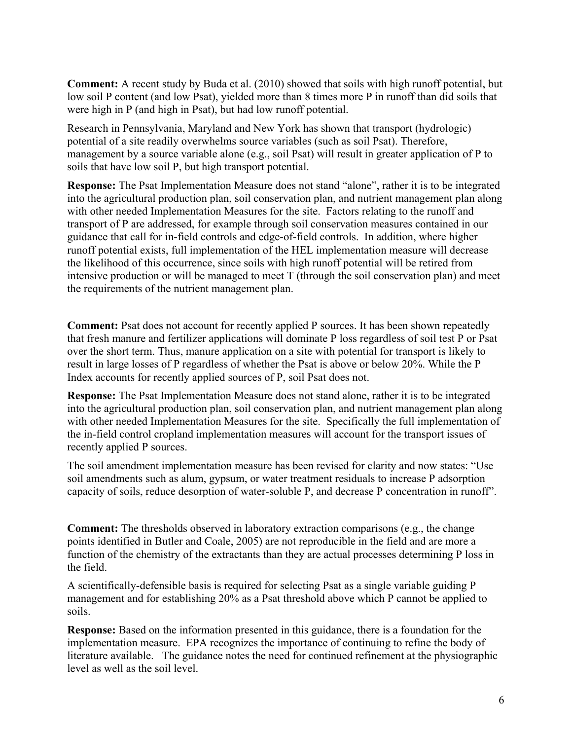**Comment:** A recent study by Buda et al. (2010) showed that soils with high runoff potential, but low soil P content (and low Psat), yielded more than 8 times more P in runoff than did soils that were high in P (and high in Psat), but had low runoff potential.

Research in Pennsylvania, Maryland and New York has shown that transport (hydrologic) potential of a site readily overwhelms source variables (such as soil Psat). Therefore, management by a source variable alone (e.g., soil Psat) will result in greater application of P to soils that have low soil P, but high transport potential.

**Response:** The Psat Implementation Measure does not stand "alone", rather it is to be integrated into the agricultural production plan, soil conservation plan, and nutrient management plan along with other needed Implementation Measures for the site. Factors relating to the runoff and transport of P are addressed, for example through soil conservation measures contained in our guidance that call for in-field controls and edge-of-field controls. In addition, where higher runoff potential exists, full implementation of the HEL implementation measure will decrease the likelihood of this occurrence, since soils with high runoff potential will be retired from intensive production or will be managed to meet T (through the soil conservation plan) and meet the requirements of the nutrient management plan.

**Comment:** Psat does not account for recently applied P sources. It has been shown repeatedly that fresh manure and fertilizer applications will dominate P loss regardless of soil test P or Psat over the short term. Thus, manure application on a site with potential for transport is likely to result in large losses of P regardless of whether the Psat is above or below 20%. While the P Index accounts for recently applied sources of P, soil Psat does not.

**Response:** The Psat Implementation Measure does not stand alone, rather it is to be integrated into the agricultural production plan, soil conservation plan, and nutrient management plan along with other needed Implementation Measures for the site. Specifically the full implementation of the in-field control cropland implementation measures will account for the transport issues of recently applied P sources.

The soil amendment implementation measure has been revised for clarity and now states: "Use soil amendments such as alum, gypsum, or water treatment residuals to increase P adsorption capacity of soils, reduce desorption of water-soluble P, and decrease P concentration in runoff".

**Comment:** The thresholds observed in laboratory extraction comparisons (e.g., the change points identified in Butler and Coale, 2005) are not reproducible in the field and are more a function of the chemistry of the extractants than they are actual processes determining P loss in the field.

A scientifically-defensible basis is required for selecting Psat as a single variable guiding P management and for establishing 20% as a Psat threshold above which P cannot be applied to soils.

**Response:** Based on the information presented in this guidance, there is a foundation for the implementation measure. EPA recognizes the importance of continuing to refine the body of literature available. The guidance notes the need for continued refinement at the physiographic level as well as the soil level.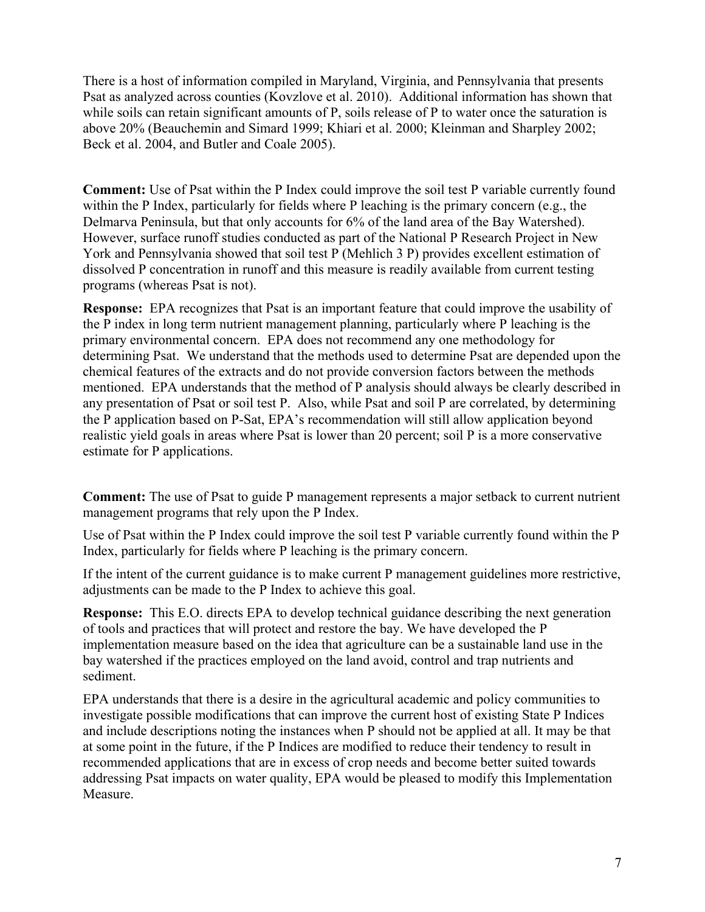There is a host of information compiled in Maryland, Virginia, and Pennsylvania that presents Psat as analyzed across counties (Kovzlove et al. 2010). Additional information has shown that while soils can retain significant amounts of P, soils release of P to water once the saturation is above 20% (Beauchemin and Simard 1999; Khiari et al. 2000; Kleinman and Sharpley 2002; Beck et al. 2004, and Butler and Coale 2005).

**Comment:** Use of Psat within the P Index could improve the soil test P variable currently found within the P Index, particularly for fields where P leaching is the primary concern (e.g., the Delmarva Peninsula, but that only accounts for 6% of the land area of the Bay Watershed). However, surface runoff studies conducted as part of the National P Research Project in New York and Pennsylvania showed that soil test P (Mehlich 3 P) provides excellent estimation of dissolved P concentration in runoff and this measure is readily available from current testing programs (whereas Psat is not).

**Response:** EPA recognizes that Psat is an important feature that could improve the usability of the P index in long term nutrient management planning, particularly where P leaching is the primary environmental concern. EPA does not recommend any one methodology for determining Psat. We understand that the methods used to determine Psat are depended upon the chemical features of the extracts and do not provide conversion factors between the methods mentioned. EPA understands that the method of P analysis should always be clearly described in any presentation of Psat or soil test P. Also, while Psat and soil P are correlated, by determining the P application based on P-Sat, EPA's recommendation will still allow application beyond realistic yield goals in areas where Psat is lower than 20 percent; soil P is a more conservative estimate for P applications.

**Comment:** The use of Psat to guide P management represents a major setback to current nutrient management programs that rely upon the P Index.

Use of Psat within the P Index could improve the soil test P variable currently found within the P Index, particularly for fields where P leaching is the primary concern.

If the intent of the current guidance is to make current P management guidelines more restrictive, adjustments can be made to the P Index to achieve this goal.

**Response:** This E.O. directs EPA to develop technical guidance describing the next generation of tools and practices that will protect and restore the bay. We have developed the P implementation measure based on the idea that agriculture can be a sustainable land use in the bay watershed if the practices employed on the land avoid, control and trap nutrients and sediment.

EPA understands that there is a desire in the agricultural academic and policy communities to investigate possible modifications that can improve the current host of existing State P Indices and include descriptions noting the instances when P should not be applied at all. It may be that at some point in the future, if the P Indices are modified to reduce their tendency to result in recommended applications that are in excess of crop needs and become better suited towards addressing Psat impacts on water quality, EPA would be pleased to modify this Implementation Measure.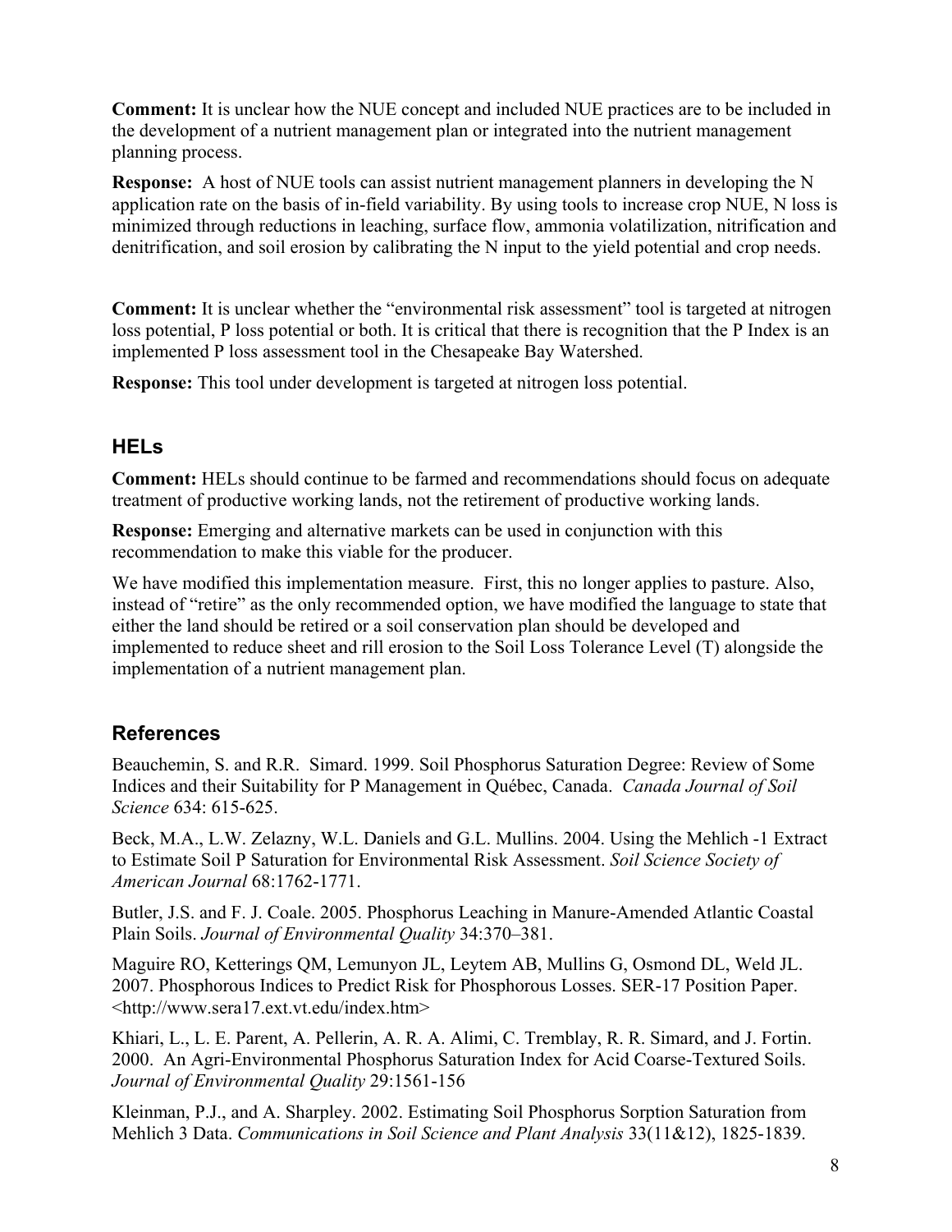**Comment:** It is unclear how the NUE concept and included NUE practices are to be included in the development of a nutrient management plan or integrated into the nutrient management planning process.

**Response:** A host of NUE tools can assist nutrient management planners in developing the N application rate on the basis of in-field variability. By using tools to increase crop NUE, N loss is minimized through reductions in leaching, surface flow, ammonia volatilization, nitrification and denitrification, and soil erosion by calibrating the N input to the yield potential and crop needs.

**Comment:** It is unclear whether the "environmental risk assessment" tool is targeted at nitrogen loss potential, P loss potential or both. It is critical that there is recognition that the P Index is an implemented P loss assessment tool in the Chesapeake Bay Watershed.

**Response:** This tool under development is targeted at nitrogen loss potential.

## HELs

**Comment:** HELs should continue to be farmed and recommendations should focus on adequate treatment of productive working lands, not the retirement of productive working lands.

**Response:** Emerging and alternative markets can be used in conjunction with this recommendation to make this viable for the producer.

We have modified this implementation measure. First, this no longer applies to pasture. Also, instead of "retire" as the only recommended option, we have modified the language to state that either the land should be retired or a soil conservation plan should be developed and implemented to reduce sheet and rill erosion to the Soil Loss Tolerance Level (T) alongside the implementation of a nutrient management plan.

## References

Beauchemin, S. and R.R. Simard. 1999. Soil Phosphorus Saturation Degree: Review of Some Indices and their Suitability for P Management in Québec, Canada. *Canada Journal of Soil Science* 634: 615-625.

Beck, M.A., L.W. Zelazny, W.L. Daniels and G.L. Mullins. 2004. Using the Mehlich -1 Extract to Estimate Soil P Saturation for Environmental Risk Assessment. *Soil Science Society of American Journal* 68:1762-1771.

Butler, J.S. and F. J. Coale. 2005. Phosphorus Leaching in Manure-Amended Atlantic Coastal Plain Soils. *Journal of Environmental Quality* 34:370–381.

Maguire RO, Ketterings QM, Lemunyon JL, Leytem AB, Mullins G, Osmond DL, Weld JL. 2007. Phosphorous Indices to Predict Risk for Phosphorous Losses. SER-17 Position Paper. <http://www.sera17.ext.vt.edu/index.htm>

Khiari, L., L. E. Parent, A. Pellerin, A. R. A. Alimi, C. Tremblay, R. R. Simard, and J. Fortin. 2000. An Agri-Environmental Phosphorus Saturation Index for Acid Coarse-Textured Soils. *Journal of Environmental Quality* 29:1561-156

Kleinman, P.J., and A. Sharpley. 2002. Estimating Soil Phosphorus Sorption Saturation from Mehlich 3 Data. *Communications in Soil Science and Plant Analysis* 33(11&12), 1825-1839.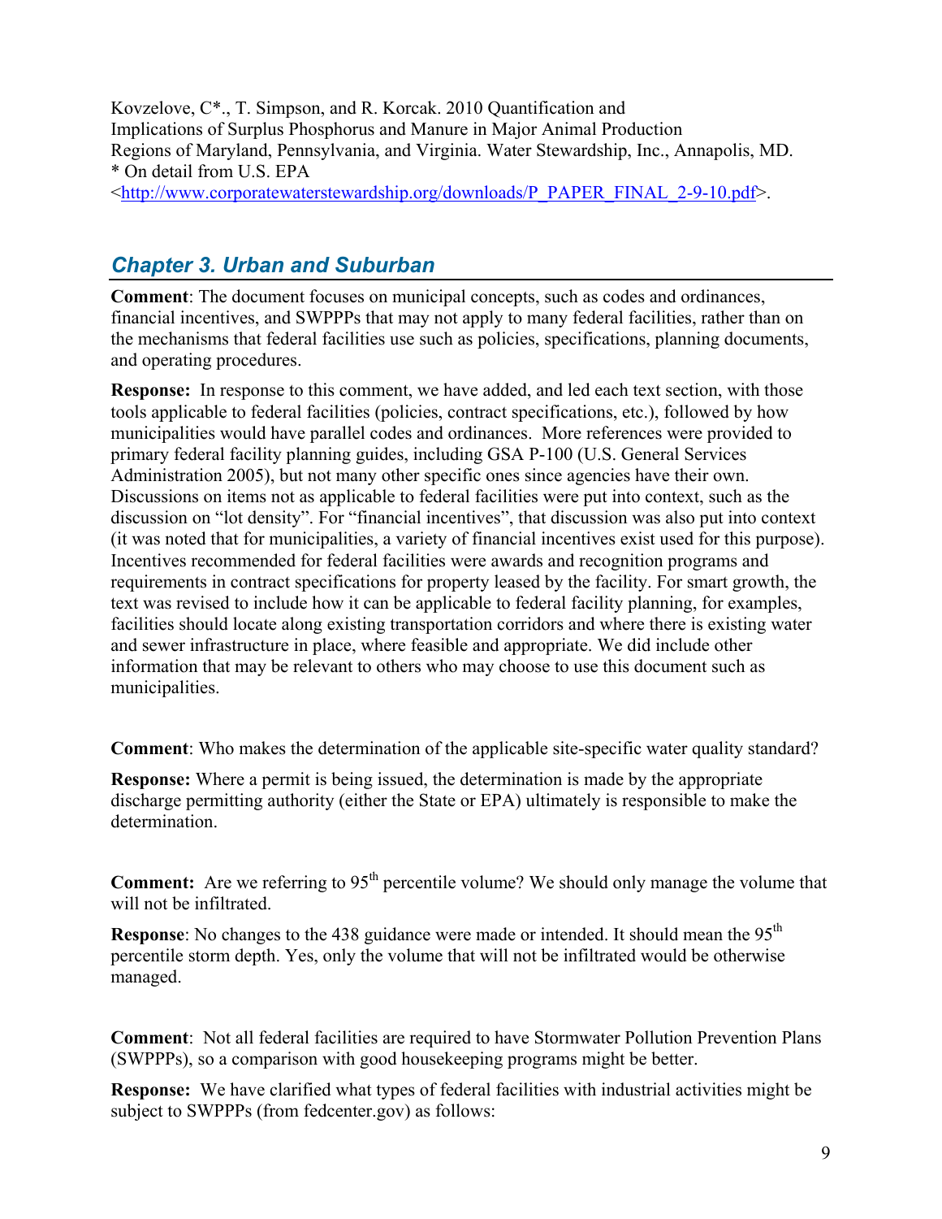Kovzelove, C*., T. Simpson, and R. Korcak. 2010 Quantification and Implications of Surplus Phosphorus and Manure in Major Animal Production Regions of Maryland, Pennsylvania, and Virginia. Water Stewardship, Inc., Annapolis, MD.
* On detail from U.S. EPA
<http://www.corporatewaterstewardship.org/downloads/P_PAPER_FINAL_2-9-10.pdf>.

## *Chapter 3. Urban and Suburban*

**Comment**: The document focuses on municipal concepts, such as codes and ordinances, financial incentives, and SWPPPs that may not apply to many federal facilities, rather than on the mechanisms that federal facilities use such as policies, specifications, planning documents, and operating procedures.

**Response:** In response to this comment, we have added, and led each text section, with those tools applicable to federal facilities (policies, contract specifications, etc.), followed by how municipalities would have parallel codes and ordinances. More references were provided to primary federal facility planning guides, including GSA P-100 (U.S. General Services Administration 2005), but not many other specific ones since agencies have their own. Discussions on items not as applicable to federal facilities were put into context, such as the discussion on "lot density". For "financial incentives", that discussion was also put into context (it was noted that for municipalities, a variety of financial incentives exist used for this purpose). Incentives recommended for federal facilities were awards and recognition programs and requirements in contract specifications for property leased by the facility. For smart growth, the text was revised to include how it can be applicable to federal facility planning, for examples, facilities should locate along existing transportation corridors and where there is existing water and sewer infrastructure in place, where feasible and appropriate. We did include other information that may be relevant to others who may choose to use this document such as municipalities.

**Comment**: Who makes the determination of the applicable site-specific water quality standard?

**Response:** Where a permit is being issued, the determination is made by the appropriate discharge permitting authority (either the State or EPA) ultimately is responsible to make the determination.

**Comment:** Are we referring to 95$^{th}$ percentile volume? We should only manage the volume that will not be infiltrated.

**Response**: No changes to the 438 guidance were made or intended. It should mean the 95$^{th}$ percentile storm depth. Yes, only the volume that will not be infiltrated would be otherwise managed.

**Comment**: Not all federal facilities are required to have Stormwater Pollution Prevention Plans (SWPPPs), so a comparison with good housekeeping programs might be better.

**Response:** We have clarified what types of federal facilities with industrial activities might be subject to SWPPPs (from fedcenter.gov) as follows: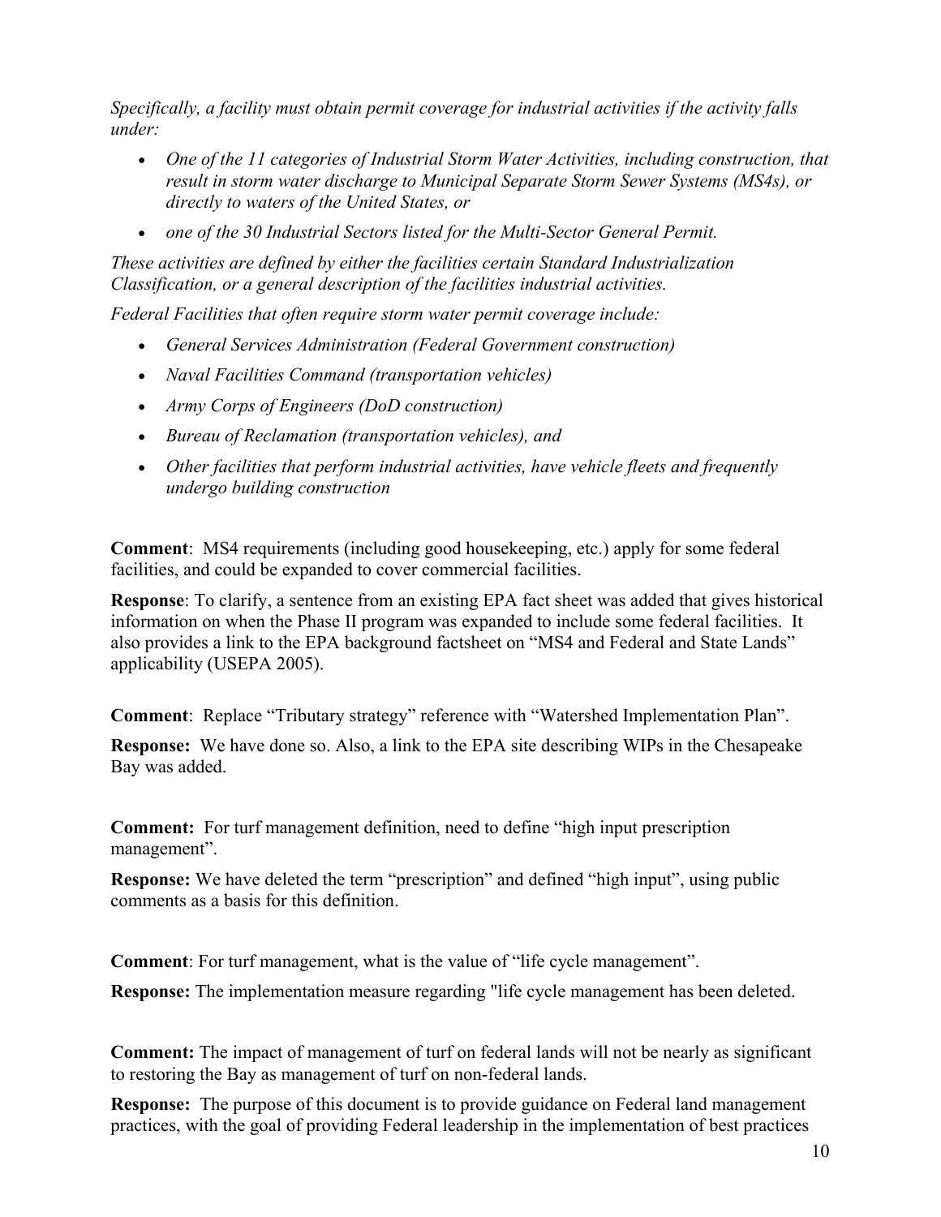*Specifically, a facility must obtain permit coverage for industrial activities if the activity falls under:*

- *One of the 11 categories of Industrial Storm Water Activities, including construction, that result in storm water discharge to Municipal Separate Storm Sewer Systems (MS4s), or directly to waters of the United States, or*
- *one of the 30 Industrial Sectors listed for the Multi-Sector General Permit.*

*These activities are defined by either the facilities certain Standard Industrialization Classification, or a general description of the facilities industrial activities.*

*Federal Facilities that often require storm water permit coverage include:*

- *General Services Administration (Federal Government construction)*
- *Naval Facilities Command (transportation vehicles)*
- *Army Corps of Engineers (DoD construction)*
- *Bureau of Reclamation (transportation vehicles), and*
- *Other facilities that perform industrial activities, have vehicle fleets and frequently undergo building construction*

**Comment**: MS4 requirements (including good housekeeping, etc.) apply for some federal facilities, and could be expanded to cover commercial facilities.

**Response**: To clarify, a sentence from an existing EPA fact sheet was added that gives historical information on when the Phase II program was expanded to include some federal facilities. It also provides a link to the EPA background factsheet on "MS4 and Federal and State Lands" applicability (USEPA 2005).

**Comment**: Replace "Tributary strategy" reference with "Watershed Implementation Plan".

**Response:** We have done so. Also, a link to the EPA site describing WIPs in the Chesapeake Bay was added.

**Comment:** For turf management definition, need to define "high input prescription management".

**Response:** We have deleted the term "prescription" and defined "high input", using public comments as a basis for this definition.

**Comment**: For turf management, what is the value of "life cycle management".

**Response:** The implementation measure regarding "life cycle management has been deleted.

**Comment:** The impact of management of turf on federal lands will not be nearly as significant to restoring the Bay as management of turf on non-federal lands.

**Response:** The purpose of this document is to provide guidance on Federal land management practices, with the goal of providing Federal leadership in the implementation of best practices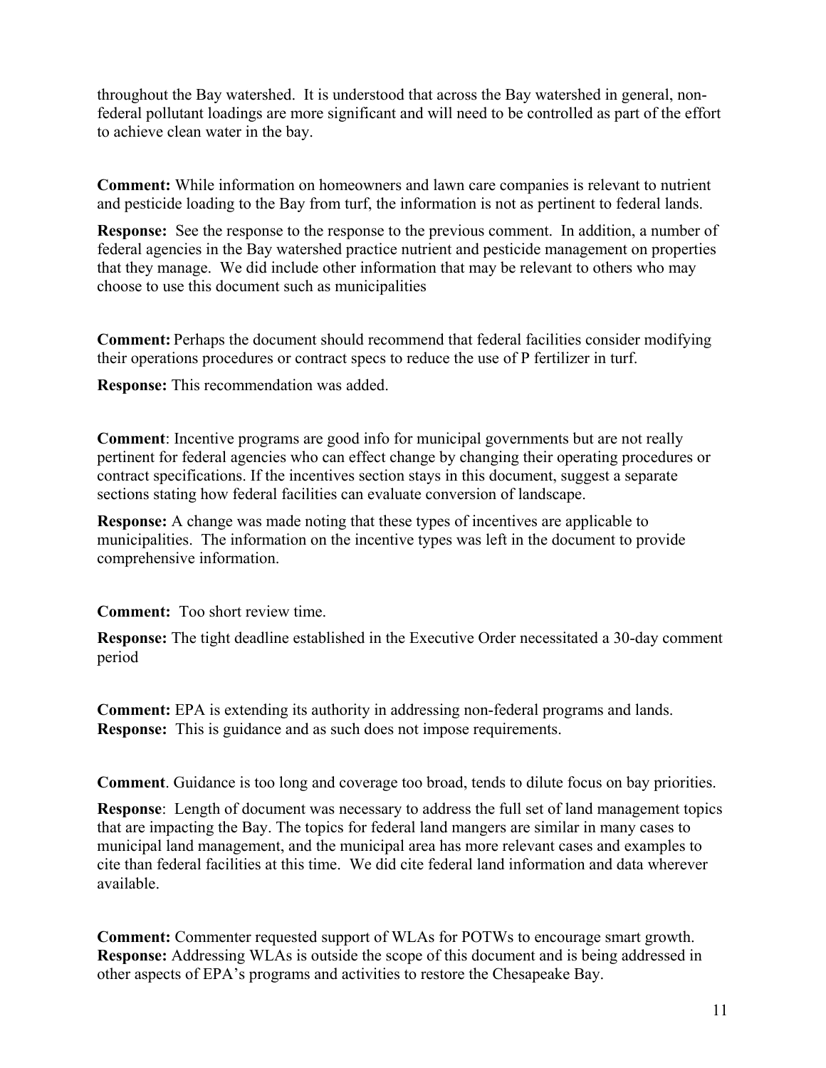throughout the Bay watershed. It is understood that across the Bay watershed in general, non-federal pollutant loadings are more significant and will need to be controlled as part of the effort to achieve clean water in the bay.

**Comment:** While information on homeowners and lawn care companies is relevant to nutrient and pesticide loading to the Bay from turf, the information is not as pertinent to federal lands.

**Response:** See the response to the response to the previous comment. In addition, a number of federal agencies in the Bay watershed practice nutrient and pesticide management on properties that they manage. We did include other information that may be relevant to others who may choose to use this document such as municipalities

**Comment:** Perhaps the document should recommend that federal facilities consider modifying their operations procedures or contract specs to reduce the use of P fertilizer in turf.

**Response:** This recommendation was added.

**Comment**: Incentive programs are good info for municipal governments but are not really pertinent for federal agencies who can effect change by changing their operating procedures or contract specifications. If the incentives section stays in this document, suggest a separate sections stating how federal facilities can evaluate conversion of landscape.

**Response:** A change was made noting that these types of incentives are applicable to municipalities. The information on the incentive types was left in the document to provide comprehensive information.

**Comment:** Too short review time.

**Response:** The tight deadline established in the Executive Order necessitated a 30-day comment period

**Comment:** EPA is extending its authority in addressing non-federal programs and lands.
**Response:** This is guidance and as such does not impose requirements.

**Comment**. Guidance is too long and coverage too broad, tends to dilute focus on bay priorities.

**Response**: Length of document was necessary to address the full set of land management topics that are impacting the Bay. The topics for federal land mangers are similar in many cases to municipal land management, and the municipal area has more relevant cases and examples to cite than federal facilities at this time. We did cite federal land information and data wherever available.

**Comment:** Commenter requested support of WLAs for POTWs to encourage smart growth.
**Response:** Addressing WLAs is outside the scope of this document and is being addressed in other aspects of EPA's programs and activities to restore the Chesapeake Bay.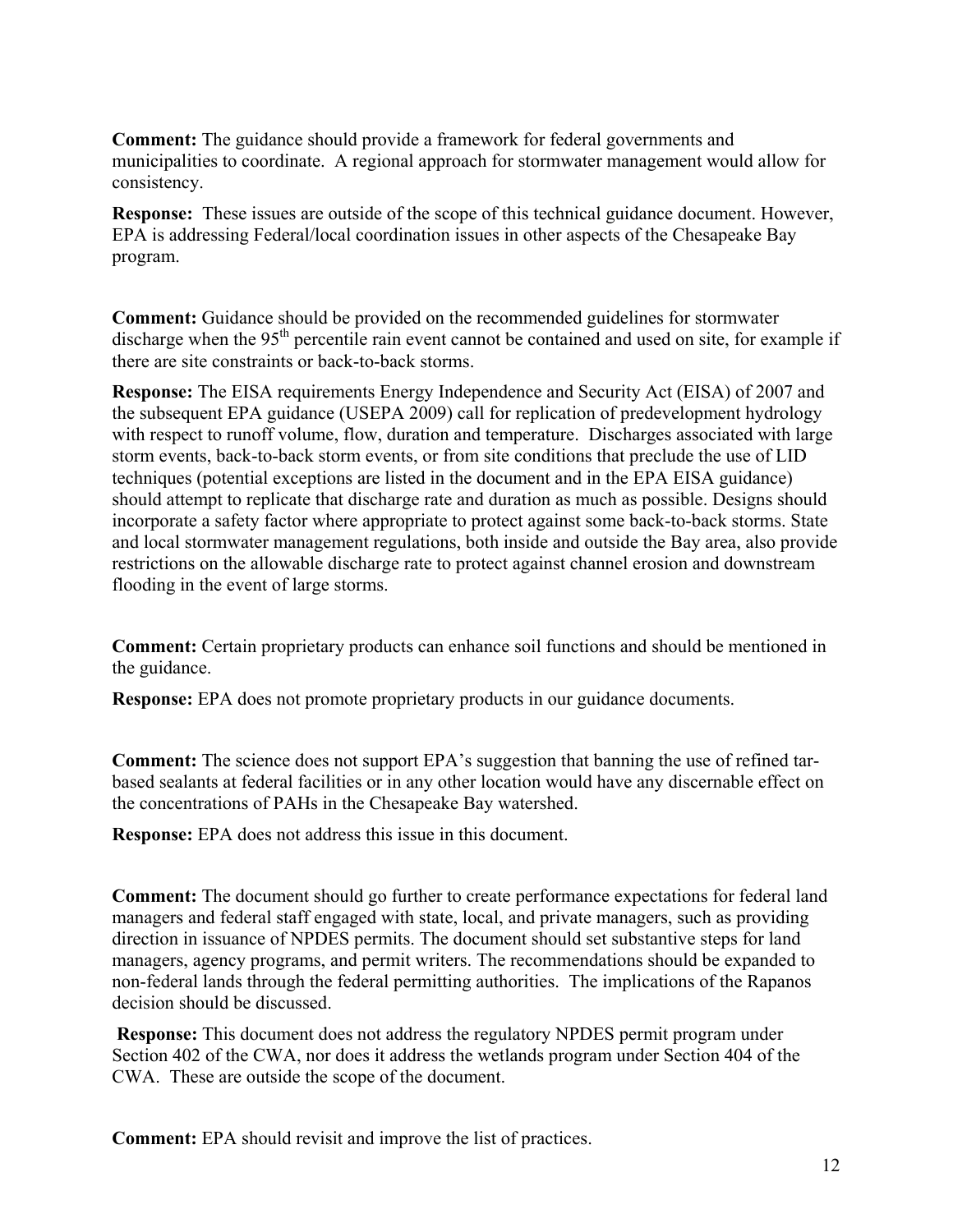**Comment:** The guidance should provide a framework for federal governments and municipalities to coordinate. A regional approach for stormwater management would allow for consistency.

**Response:** These issues are outside of the scope of this technical guidance document. However, EPA is addressing Federal/local coordination issues in other aspects of the Chesapeake Bay program.

**Comment:** Guidance should be provided on the recommended guidelines for stormwater discharge when the 95th percentile rain event cannot be contained and used on site, for example if there are site constraints or back-to-back storms.

**Response:** The EISA requirements Energy Independence and Security Act (EISA) of 2007 and the subsequent EPA guidance (USEPA 2009) call for replication of predevelopment hydrology with respect to runoff volume, flow, duration and temperature. Discharges associated with large storm events, back-to-back storm events, or from site conditions that preclude the use of LID techniques (potential exceptions are listed in the document and in the EPA EISA guidance) should attempt to replicate that discharge rate and duration as much as possible. Designs should incorporate a safety factor where appropriate to protect against some back-to-back storms. State and local stormwater management regulations, both inside and outside the Bay area, also provide restrictions on the allowable discharge rate to protect against channel erosion and downstream flooding in the event of large storms.

**Comment:** Certain proprietary products can enhance soil functions and should be mentioned in the guidance.

**Response:** EPA does not promote proprietary products in our guidance documents.

**Comment:** The science does not support EPA's suggestion that banning the use of refined tar-based sealants at federal facilities or in any other location would have any discernable effect on the concentrations of PAHs in the Chesapeake Bay watershed.

**Response:** EPA does not address this issue in this document.

**Comment:** The document should go further to create performance expectations for federal land managers and federal staff engaged with state, local, and private managers, such as providing direction in issuance of NPDES permits. The document should set substantive steps for land managers, agency programs, and permit writers. The recommendations should be expanded to non-federal lands through the federal permitting authorities. The implications of the Rapanos decision should be discussed.

**Response:** This document does not address the regulatory NPDES permit program under Section 402 of the CWA, nor does it address the wetlands program under Section 404 of the CWA. These are outside the scope of the document.

**Comment:** EPA should revisit and improve the list of practices.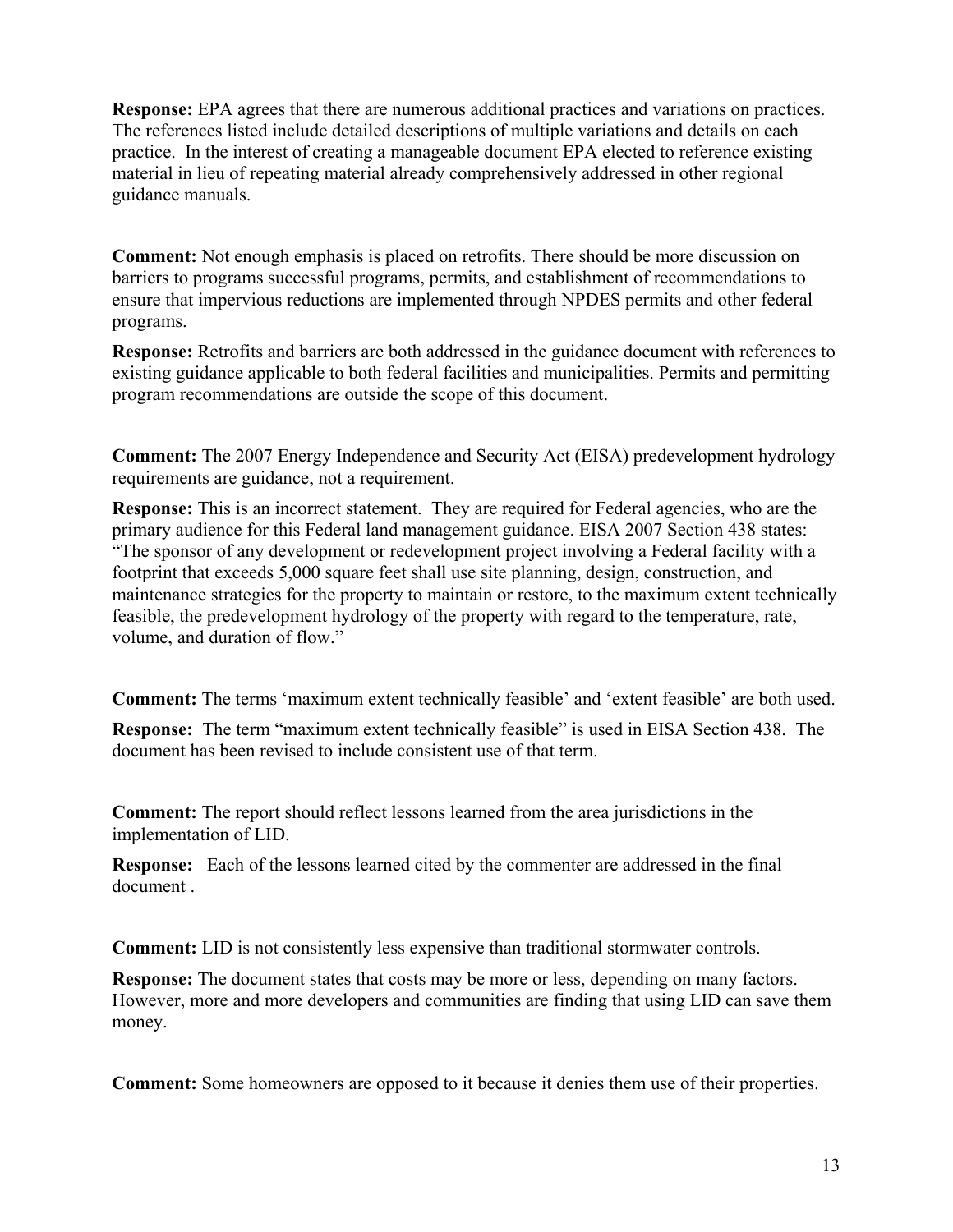**Response:** EPA agrees that there are numerous additional practices and variations on practices. The references listed include detailed descriptions of multiple variations and details on each practice. In the interest of creating a manageable document EPA elected to reference existing material in lieu of repeating material already comprehensively addressed in other regional guidance manuals.

**Comment:** Not enough emphasis is placed on retrofits. There should be more discussion on barriers to programs successful programs, permits, and establishment of recommendations to ensure that impervious reductions are implemented through NPDES permits and other federal programs.

**Response:** Retrofits and barriers are both addressed in the guidance document with references to existing guidance applicable to both federal facilities and municipalities. Permits and permitting program recommendations are outside the scope of this document.

**Comment:** The 2007 Energy Independence and Security Act (EISA) predevelopment hydrology requirements are guidance, not a requirement.

**Response:** This is an incorrect statement. They are required for Federal agencies, who are the primary audience for this Federal land management guidance. EISA 2007 Section 438 states: "The sponsor of any development or redevelopment project involving a Federal facility with a footprint that exceeds 5,000 square feet shall use site planning, design, construction, and maintenance strategies for the property to maintain or restore, to the maximum extent technically feasible, the predevelopment hydrology of the property with regard to the temperature, rate, volume, and duration of flow."

**Comment:** The terms 'maximum extent technically feasible' and 'extent feasible' are both used.

**Response:** The term "maximum extent technically feasible" is used in EISA Section 438. The document has been revised to include consistent use of that term.

**Comment:** The report should reflect lessons learned from the area jurisdictions in the implementation of LID.

**Response:** Each of the lessons learned cited by the commenter are addressed in the final document .

**Comment:** LID is not consistently less expensive than traditional stormwater controls.

**Response:** The document states that costs may be more or less, depending on many factors. However, more and more developers and communities are finding that using LID can save them money.

**Comment:** Some homeowners are opposed to it because it denies them use of their properties.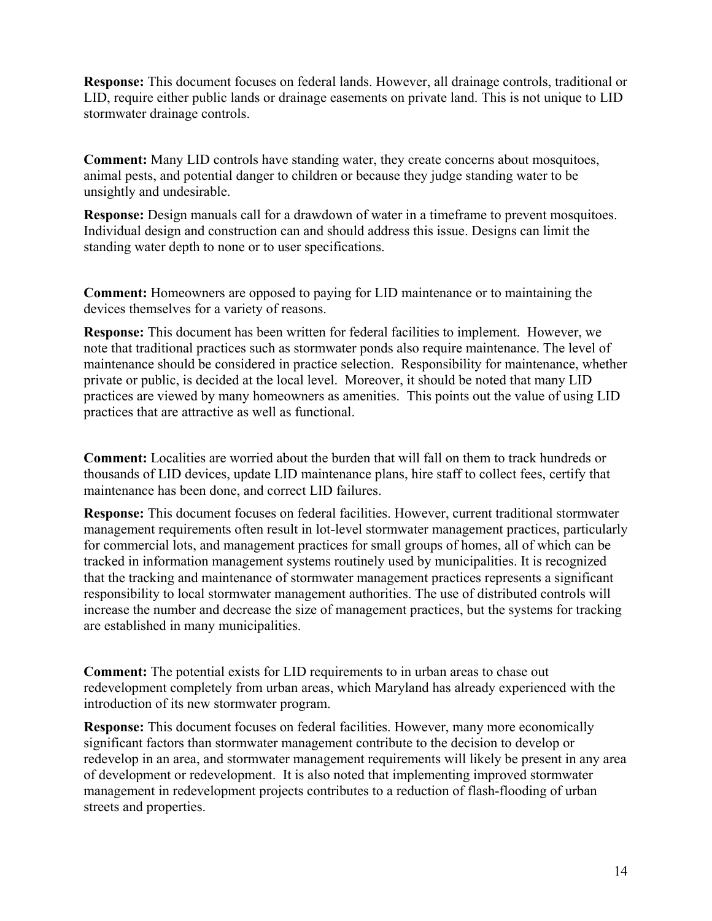**Response:** This document focuses on federal lands. However, all drainage controls, traditional or LID, require either public lands or drainage easements on private land. This is not unique to LID stormwater drainage controls.

**Comment:** Many LID controls have standing water, they create concerns about mosquitoes, animal pests, and potential danger to children or because they judge standing water to be unsightly and undesirable.

**Response:** Design manuals call for a drawdown of water in a timeframe to prevent mosquitoes. Individual design and construction can and should address this issue. Designs can limit the standing water depth to none or to user specifications.

**Comment:** Homeowners are opposed to paying for LID maintenance or to maintaining the devices themselves for a variety of reasons.

**Response:** This document has been written for federal facilities to implement. However, we note that traditional practices such as stormwater ponds also require maintenance. The level of maintenance should be considered in practice selection. Responsibility for maintenance, whether private or public, is decided at the local level. Moreover, it should be noted that many LID practices are viewed by many homeowners as amenities. This points out the value of using LID practices that are attractive as well as functional.

**Comment:** Localities are worried about the burden that will fall on them to track hundreds or thousands of LID devices, update LID maintenance plans, hire staff to collect fees, certify that maintenance has been done, and correct LID failures.

**Response:** This document focuses on federal facilities. However, current traditional stormwater management requirements often result in lot-level stormwater management practices, particularly for commercial lots, and management practices for small groups of homes, all of which can be tracked in information management systems routinely used by municipalities. It is recognized that the tracking and maintenance of stormwater management practices represents a significant responsibility to local stormwater management authorities. The use of distributed controls will increase the number and decrease the size of management practices, but the systems for tracking are established in many municipalities.

**Comment:** The potential exists for LID requirements to in urban areas to chase out redevelopment completely from urban areas, which Maryland has already experienced with the introduction of its new stormwater program.

**Response:** This document focuses on federal facilities. However, many more economically significant factors than stormwater management contribute to the decision to develop or redevelop in an area, and stormwater management requirements will likely be present in any area of development or redevelopment. It is also noted that implementing improved stormwater management in redevelopment projects contributes to a reduction of flash-flooding of urban streets and properties.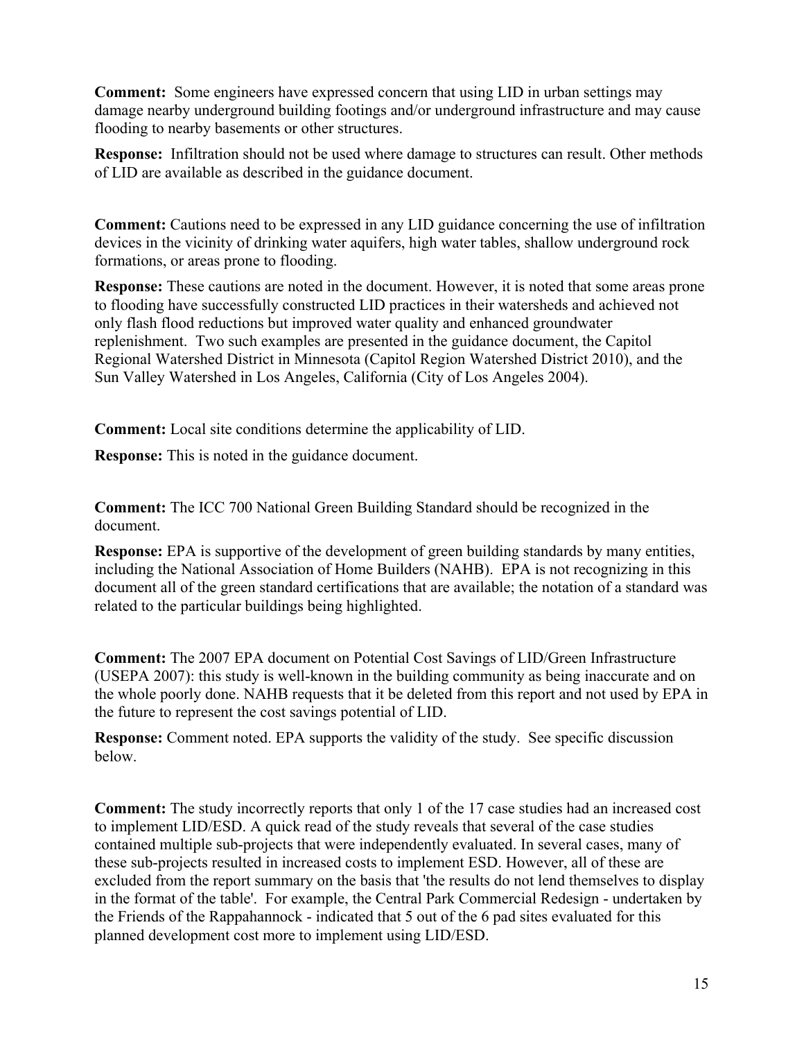**Comment:** Some engineers have expressed concern that using LID in urban settings may damage nearby underground building footings and/or underground infrastructure and may cause flooding to nearby basements or other structures.

**Response:** Infiltration should not be used where damage to structures can result. Other methods of LID are available as described in the guidance document.

**Comment:** Cautions need to be expressed in any LID guidance concerning the use of infiltration devices in the vicinity of drinking water aquifers, high water tables, shallow underground rock formations, or areas prone to flooding.

**Response:** These cautions are noted in the document. However, it is noted that some areas prone to flooding have successfully constructed LID practices in their watersheds and achieved not only flash flood reductions but improved water quality and enhanced groundwater replenishment. Two such examples are presented in the guidance document, the Capitol Regional Watershed District in Minnesota (Capitol Region Watershed District 2010), and the Sun Valley Watershed in Los Angeles, California (City of Los Angeles 2004).

**Comment:** Local site conditions determine the applicability of LID.

**Response:** This is noted in the guidance document.

**Comment:** The ICC 700 National Green Building Standard should be recognized in the document.

**Response:** EPA is supportive of the development of green building standards by many entities, including the National Association of Home Builders (NAHB). EPA is not recognizing in this document all of the green standard certifications that are available; the notation of a standard was related to the particular buildings being highlighted.

**Comment:** The 2007 EPA document on Potential Cost Savings of LID/Green Infrastructure (USEPA 2007): this study is well-known in the building community as being inaccurate and on the whole poorly done. NAHB requests that it be deleted from this report and not used by EPA in the future to represent the cost savings potential of LID.

**Response:** Comment noted. EPA supports the validity of the study. See specific discussion below.

**Comment:** The study incorrectly reports that only 1 of the 17 case studies had an increased cost to implement LID/ESD. A quick read of the study reveals that several of the case studies contained multiple sub-projects that were independently evaluated. In several cases, many of these sub-projects resulted in increased costs to implement ESD. However, all of these are excluded from the report summary on the basis that 'the results do not lend themselves to display in the format of the table'. For example, the Central Park Commercial Redesign - undertaken by the Friends of the Rappahannock - indicated that 5 out of the 6 pad sites evaluated for this planned development cost more to implement using LID/ESD.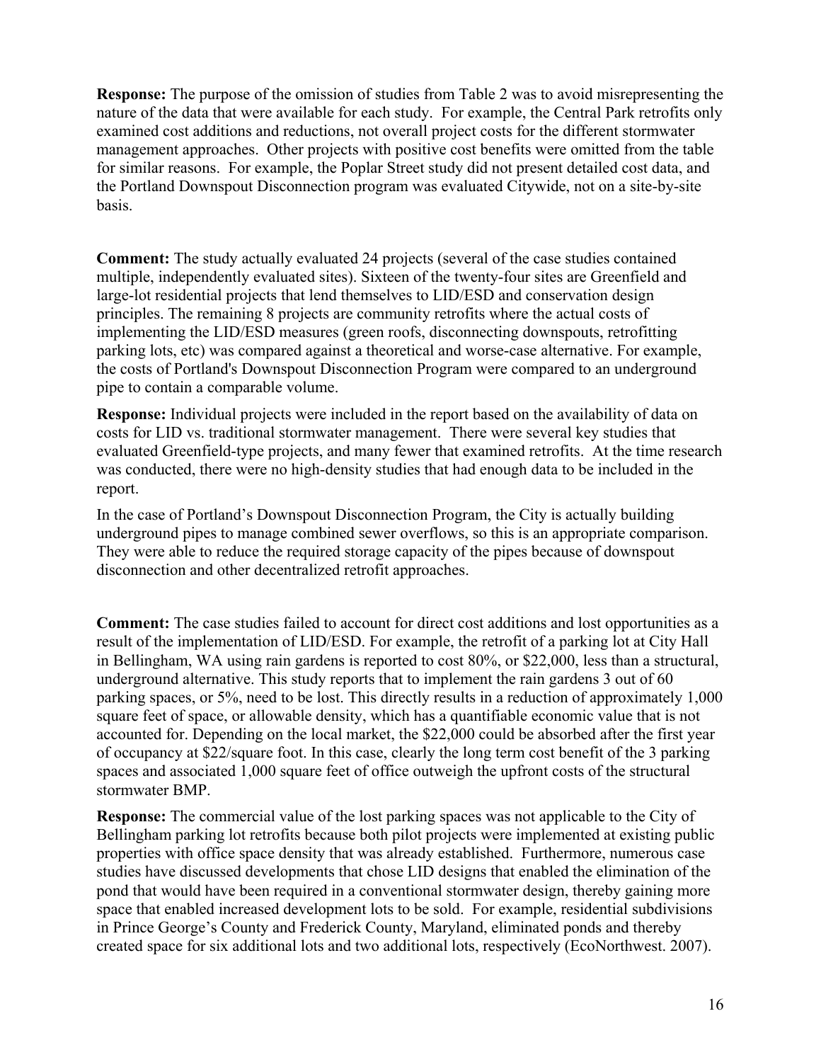**Response:** The purpose of the omission of studies from Table 2 was to avoid misrepresenting the nature of the data that were available for each study. For example, the Central Park retrofits only examined cost additions and reductions, not overall project costs for the different stormwater management approaches. Other projects with positive cost benefits were omitted from the table for similar reasons. For example, the Poplar Street study did not present detailed cost data, and the Portland Downspout Disconnection program was evaluated Citywide, not on a site-by-site basis.

**Comment:** The study actually evaluated 24 projects (several of the case studies contained multiple, independently evaluated sites). Sixteen of the twenty-four sites are Greenfield and large-lot residential projects that lend themselves to LID/ESD and conservation design principles. The remaining 8 projects are community retrofits where the actual costs of implementing the LID/ESD measures (green roofs, disconnecting downspouts, retrofitting parking lots, etc) was compared against a theoretical and worse-case alternative. For example, the costs of Portland's Downspout Disconnection Program were compared to an underground pipe to contain a comparable volume.

**Response:** Individual projects were included in the report based on the availability of data on costs for LID vs. traditional stormwater management. There were several key studies that evaluated Greenfield-type projects, and many fewer that examined retrofits. At the time research was conducted, there were no high-density studies that had enough data to be included in the report.

In the case of Portland's Downspout Disconnection Program, the City is actually building underground pipes to manage combined sewer overflows, so this is an appropriate comparison. They were able to reduce the required storage capacity of the pipes because of downspout disconnection and other decentralized retrofit approaches.

**Comment:** The case studies failed to account for direct cost additions and lost opportunities as a result of the implementation of LID/ESD. For example, the retrofit of a parking lot at City Hall in Bellingham, WA using rain gardens is reported to cost 80%, or $22,000, less than a structural, underground alternative. This study reports that to implement the rain gardens 3 out of 60 parking spaces, or 5%, need to be lost. This directly results in a reduction of approximately 1,000 square feet of space, or allowable density, which has a quantifiable economic value that is not accounted for. Depending on the local market, the $22,000 could be absorbed after the first year of occupancy at $22/square foot. In this case, clearly the long term cost benefit of the 3 parking spaces and associated 1,000 square feet of office outweigh the upfront costs of the structural stormwater BMP.

**Response:** The commercial value of the lost parking spaces was not applicable to the City of Bellingham parking lot retrofits because both pilot projects were implemented at existing public properties with office space density that was already established. Furthermore, numerous case studies have discussed developments that chose LID designs that enabled the elimination of the pond that would have been required in a conventional stormwater design, thereby gaining more space that enabled increased development lots to be sold. For example, residential subdivisions in Prince George's County and Frederick County, Maryland, eliminated ponds and thereby created space for six additional lots and two additional lots, respectively (EcoNorthwest. 2007).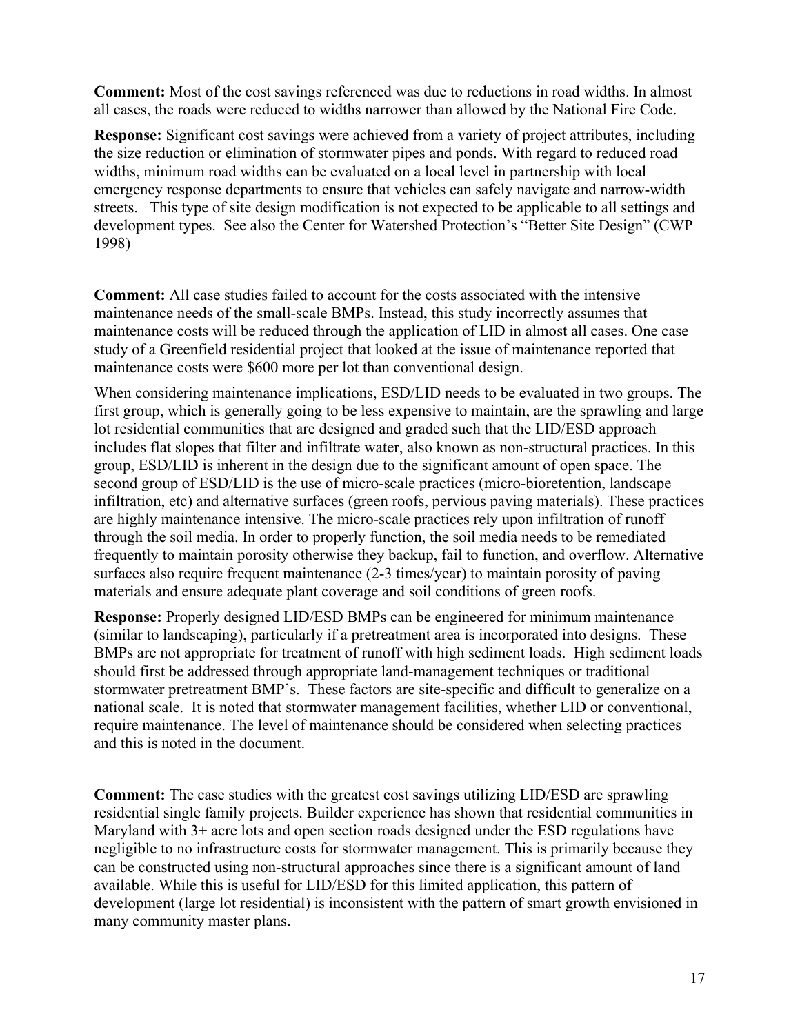**Comment:** Most of the cost savings referenced was due to reductions in road widths. In almost all cases, the roads were reduced to widths narrower than allowed by the National Fire Code.

**Response:** Significant cost savings were achieved from a variety of project attributes, including the size reduction or elimination of stormwater pipes and ponds. With regard to reduced road widths, minimum road widths can be evaluated on a local level in partnership with local emergency response departments to ensure that vehicles can safely navigate and narrow-width streets. This type of site design modification is not expected to be applicable to all settings and development types. See also the Center for Watershed Protection's "Better Site Design" (CWP 1998)

**Comment:** All case studies failed to account for the costs associated with the intensive maintenance needs of the small-scale BMPs. Instead, this study incorrectly assumes that maintenance costs will be reduced through the application of LID in almost all cases. One case study of a Greenfield residential project that looked at the issue of maintenance reported that maintenance costs were $600 more per lot than conventional design.

When considering maintenance implications, ESD/LID needs to be evaluated in two groups. The first group, which is generally going to be less expensive to maintain, are the sprawling and large lot residential communities that are designed and graded such that the LID/ESD approach includes flat slopes that filter and infiltrate water, also known as non-structural practices. In this group, ESD/LID is inherent in the design due to the significant amount of open space. The second group of ESD/LID is the use of micro-scale practices (micro-bioretention, landscape infiltration, etc) and alternative surfaces (green roofs, pervious paving materials). These practices are highly maintenance intensive. The micro-scale practices rely upon infiltration of runoff through the soil media. In order to properly function, the soil media needs to be remediated frequently to maintain porosity otherwise they backup, fail to function, and overflow. Alternative surfaces also require frequent maintenance (2-3 times/year) to maintain porosity of paving materials and ensure adequate plant coverage and soil conditions of green roofs.

**Response:** Properly designed LID/ESD BMPs can be engineered for minimum maintenance (similar to landscaping), particularly if a pretreatment area is incorporated into designs. These BMPs are not appropriate for treatment of runoff with high sediment loads. High sediment loads should first be addressed through appropriate land-management techniques or traditional stormwater pretreatment BMP's. These factors are site-specific and difficult to generalize on a national scale. It is noted that stormwater management facilities, whether LID or conventional, require maintenance. The level of maintenance should be considered when selecting practices and this is noted in the document.

**Comment:** The case studies with the greatest cost savings utilizing LID/ESD are sprawling residential single family projects. Builder experience has shown that residential communities in Maryland with 3+ acre lots and open section roads designed under the ESD regulations have negligible to no infrastructure costs for stormwater management. This is primarily because they can be constructed using non-structural approaches since there is a significant amount of land available. While this is useful for LID/ESD for this limited application, this pattern of development (large lot residential) is inconsistent with the pattern of smart growth envisioned in many community master plans.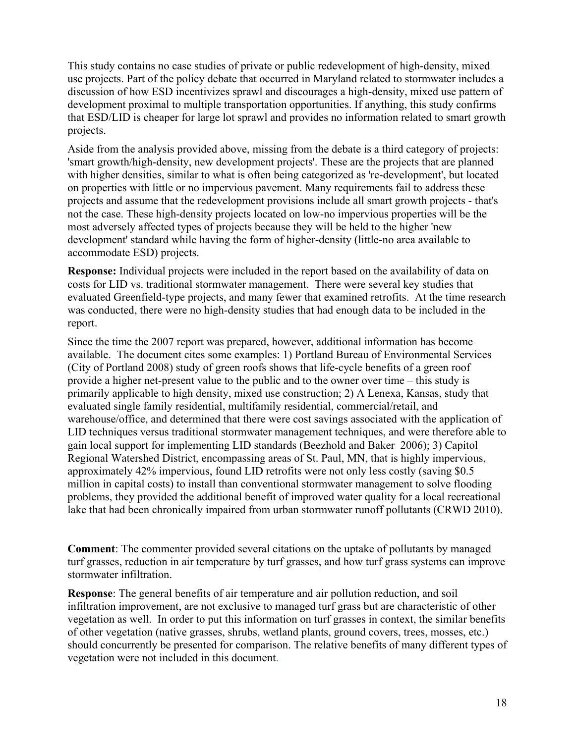This study contains no case studies of private or public redevelopment of high-density, mixed use projects. Part of the policy debate that occurred in Maryland related to stormwater includes a discussion of how ESD incentivizes sprawl and discourages a high-density, mixed use pattern of development proximal to multiple transportation opportunities. If anything, this study confirms that ESD/LID is cheaper for large lot sprawl and provides no information related to smart growth projects.

Aside from the analysis provided above, missing from the debate is a third category of projects: 'smart growth/high-density, new development projects'. These are the projects that are planned with higher densities, similar to what is often being categorized as 're-development', but located on properties with little or no impervious pavement. Many requirements fail to address these projects and assume that the redevelopment provisions include all smart growth projects - that's not the case. These high-density projects located on low-no impervious properties will be the most adversely affected types of projects because they will be held to the higher 'new development' standard while having the form of higher-density (little-no area available to accommodate ESD) projects.

**Response:** Individual projects were included in the report based on the availability of data on costs for LID vs. traditional stormwater management. There were several key studies that evaluated Greenfield-type projects, and many fewer that examined retrofits. At the time research was conducted, there were no high-density studies that had enough data to be included in the report.

Since the time the 2007 report was prepared, however, additional information has become available. The document cites some examples: 1) Portland Bureau of Environmental Services (City of Portland 2008) study of green roofs shows that life-cycle benefits of a green roof provide a higher net-present value to the public and to the owner over time – this study is primarily applicable to high density, mixed use construction; 2) A Lenexa, Kansas, study that evaluated single family residential, multifamily residential, commercial/retail, and warehouse/office, and determined that there were cost savings associated with the application of LID techniques versus traditional stormwater management techniques, and were therefore able to gain local support for implementing LID standards (Beezhold and Baker 2006); 3) Capitol Regional Watershed District, encompassing areas of St. Paul, MN, that is highly impervious, approximately 42% impervious, found LID retrofits were not only less costly (saving $0.5 million in capital costs) to install than conventional stormwater management to solve flooding problems, they provided the additional benefit of improved water quality for a local recreational lake that had been chronically impaired from urban stormwater runoff pollutants (CRWD 2010).

**Comment**: The commenter provided several citations on the uptake of pollutants by managed turf grasses, reduction in air temperature by turf grasses, and how turf grass systems can improve stormwater infiltration.

**Response**: The general benefits of air temperature and air pollution reduction, and soil infiltration improvement, are not exclusive to managed turf grass but are characteristic of other vegetation as well. In order to put this information on turf grasses in context, the similar benefits of other vegetation (native grasses, shrubs, wetland plants, ground covers, trees, mosses, etc.) should concurrently be presented for comparison. The relative benefits of many different types of vegetation were not included in this document.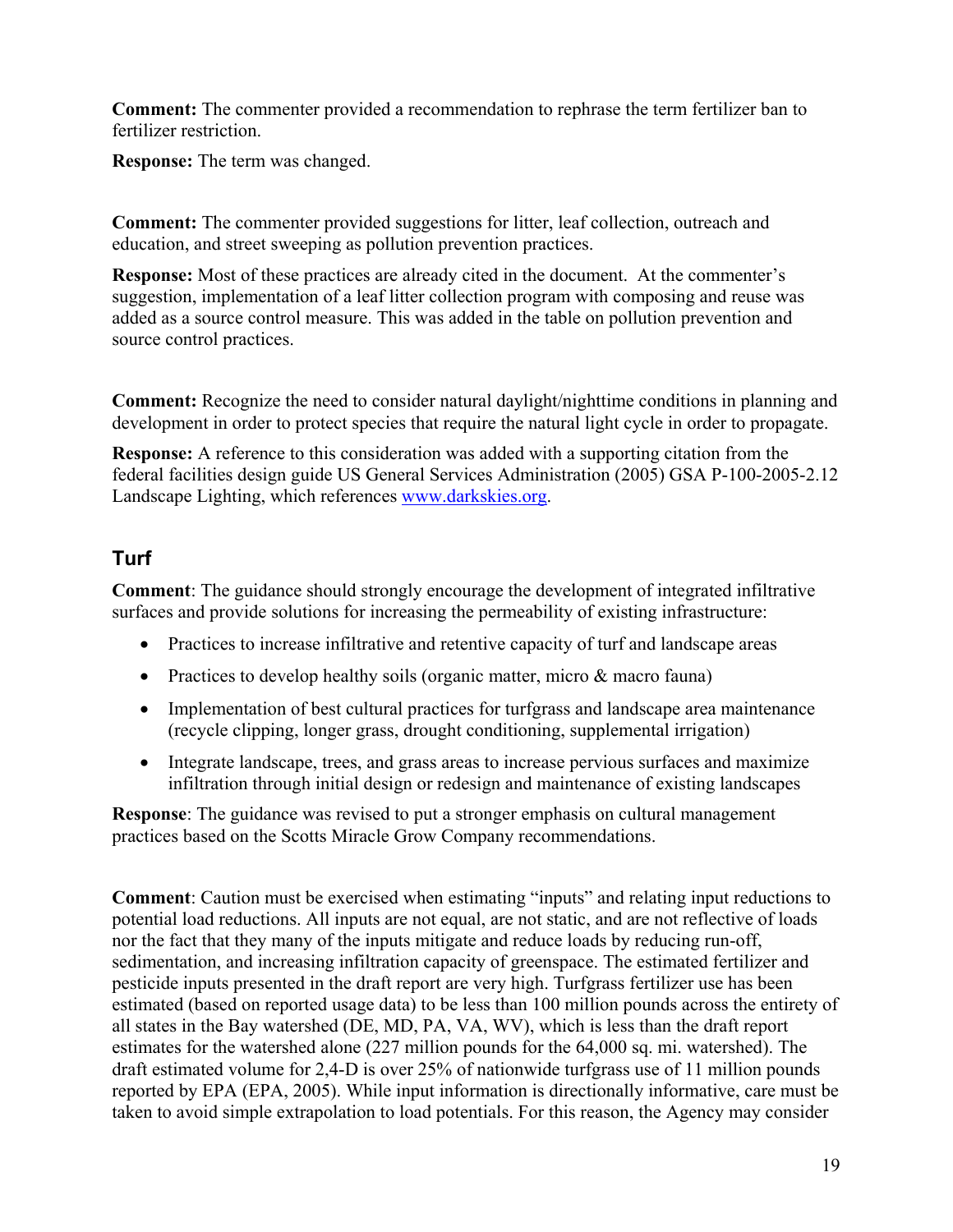**Comment:** The commenter provided a recommendation to rephrase the term fertilizer ban to fertilizer restriction.

**Response:** The term was changed.

**Comment:** The commenter provided suggestions for litter, leaf collection, outreach and education, and street sweeping as pollution prevention practices.

**Response:** Most of these practices are already cited in the document. At the commenter's suggestion, implementation of a leaf litter collection program with composing and reuse was added as a source control measure. This was added in the table on pollution prevention and source control practices.

**Comment:** Recognize the need to consider natural daylight/nighttime conditions in planning and development in order to protect species that require the natural light cycle in order to propagate.

**Response:** A reference to this consideration was added with a supporting citation from the federal facilities design guide US General Services Administration (2005) GSA P-100-2005-2.12 Landscape Lighting, which references [www.darkskies.org](http://www.darkskies.org).

## Turf

**Comment**: The guidance should strongly encourage the development of integrated infiltrative surfaces and provide solutions for increasing the permeability of existing infrastructure:

- Practices to increase infiltrative and retentive capacity of turf and landscape areas
- Practices to develop healthy soils (organic matter, micro & macro fauna)
- Implementation of best cultural practices for turfgrass and landscape area maintenance (recycle clipping, longer grass, drought conditioning, supplemental irrigation)
- Integrate landscape, trees, and grass areas to increase pervious surfaces and maximize infiltration through initial design or redesign and maintenance of existing landscapes

**Response**: The guidance was revised to put a stronger emphasis on cultural management practices based on the Scotts Miracle Grow Company recommendations.

**Comment**: Caution must be exercised when estimating "inputs" and relating input reductions to potential load reductions. All inputs are not equal, are not static, and are not reflective of loads nor the fact that they many of the inputs mitigate and reduce loads by reducing run-off, sedimentation, and increasing infiltration capacity of greenspace. The estimated fertilizer and pesticide inputs presented in the draft report are very high. Turfgrass fertilizer use has been estimated (based on reported usage data) to be less than 100 million pounds across the entirety of all states in the Bay watershed (DE, MD, PA, VA, WV), which is less than the draft report estimates for the watershed alone (227 million pounds for the 64,000 sq. mi. watershed). The draft estimated volume for 2,4-D is over 25% of nationwide turfgrass use of 11 million pounds reported by EPA (EPA, 2005). While input information is directionally informative, care must be taken to avoid simple extrapolation to load potentials. For this reason, the Agency may consider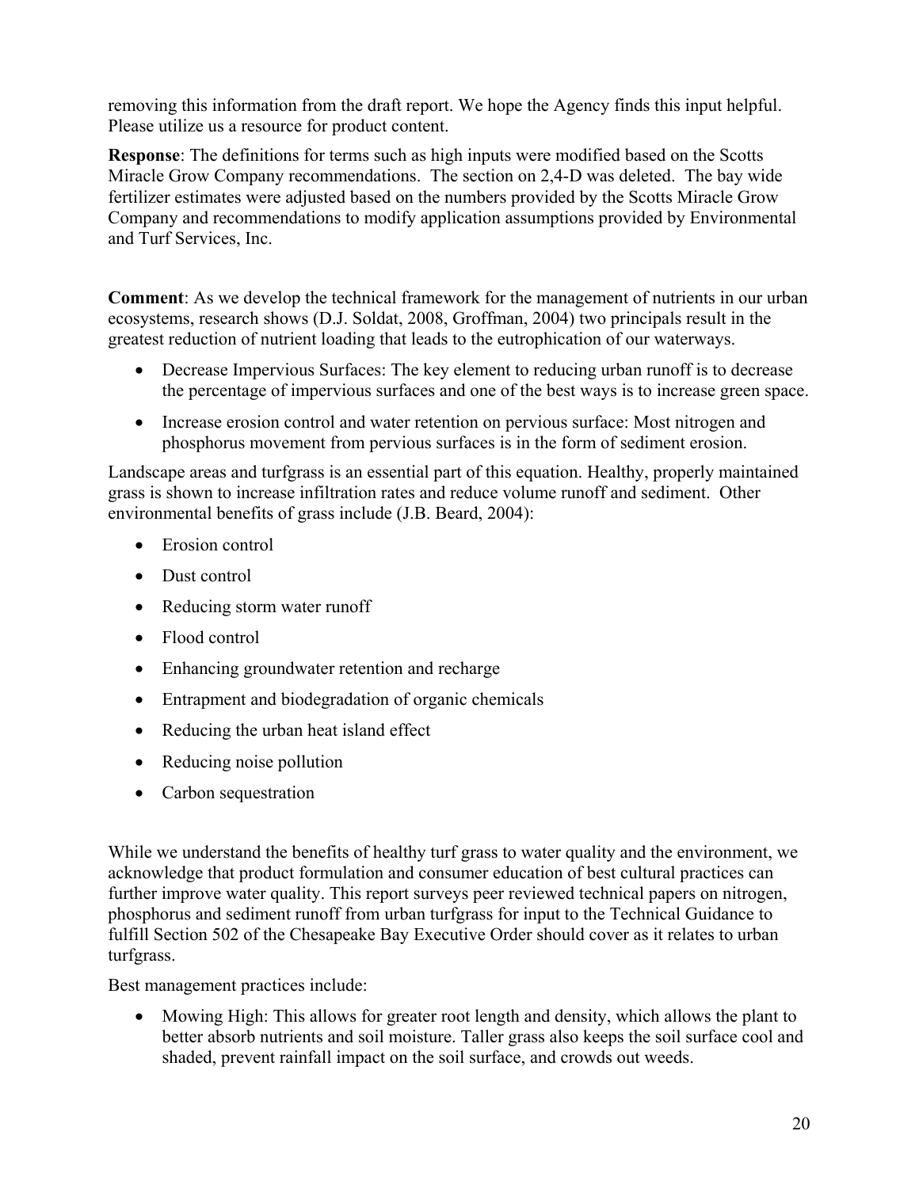removing this information from the draft report. We hope the Agency finds this input helpful. Please utilize us a resource for product content.

**Response**: The definitions for terms such as high inputs were modified based on the Scotts Miracle Grow Company recommendations. The section on 2,4-D was deleted. The bay wide fertilizer estimates were adjusted based on the numbers provided by the Scotts Miracle Grow Company and recommendations to modify application assumptions provided by Environmental and Turf Services, Inc.

**Comment**: As we develop the technical framework for the management of nutrients in our urban ecosystems, research shows (D.J. Soldat, 2008, Groffman, 2004) two principals result in the greatest reduction of nutrient loading that leads to the eutrophication of our waterways.

- Decrease Impervious Surfaces: The key element to reducing urban runoff is to decrease the percentage of impervious surfaces and one of the best ways is to increase green space.
- Increase erosion control and water retention on pervious surface: Most nitrogen and phosphorus movement from pervious surfaces is in the form of sediment erosion.

Landscape areas and turfgrass is an essential part of this equation. Healthy, properly maintained grass is shown to increase infiltration rates and reduce volume runoff and sediment. Other environmental benefits of grass include (J.B. Beard, 2004):

- Erosion control
- Dust control
- Reducing storm water runoff
- Flood control
- Enhancing groundwater retention and recharge
- Entrapment and biodegradation of organic chemicals
- Reducing the urban heat island effect
- Reducing noise pollution
- Carbon sequestration

While we understand the benefits of healthy turf grass to water quality and the environment, we acknowledge that product formulation and consumer education of best cultural practices can further improve water quality. This report surveys peer reviewed technical papers on nitrogen, phosphorus and sediment runoff from urban turfgrass for input to the Technical Guidance to fulfill Section 502 of the Chesapeake Bay Executive Order should cover as it relates to urban turfgrass.

Best management practices include:

- Mowing High: This allows for greater root length and density, which allows the plant to better absorb nutrients and soil moisture. Taller grass also keeps the soil surface cool and shaded, prevent rainfall impact on the soil surface, and crowds out weeds.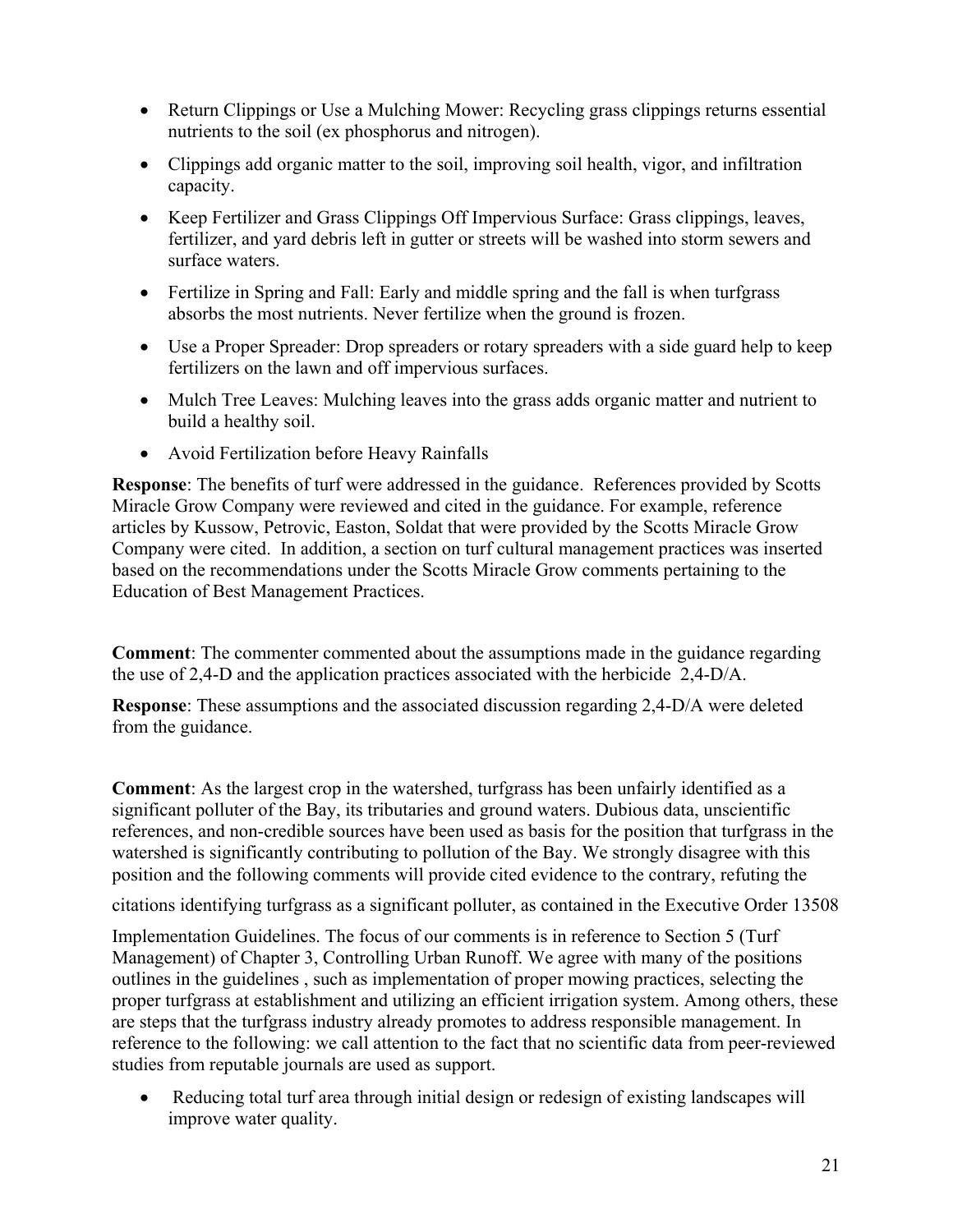- Return Clippings or Use a Mulching Mower: Recycling grass clippings returns essential nutrients to the soil (ex phosphorus and nitrogen).
- Clippings add organic matter to the soil, improving soil health, vigor, and infiltration capacity.
- Keep Fertilizer and Grass Clippings Off Impervious Surface: Grass clippings, leaves, fertilizer, and yard debris left in gutter or streets will be washed into storm sewers and surface waters.
- Fertilize in Spring and Fall: Early and middle spring and the fall is when turfgrass absorbs the most nutrients. Never fertilize when the ground is frozen.
- Use a Proper Spreader: Drop spreaders or rotary spreaders with a side guard help to keep fertilizers on the lawn and off impervious surfaces.
- Mulch Tree Leaves: Mulching leaves into the grass adds organic matter and nutrient to build a healthy soil.
- Avoid Fertilization before Heavy Rainfalls

**Response**: The benefits of turf were addressed in the guidance. References provided by Scotts Miracle Grow Company were reviewed and cited in the guidance. For example, reference articles by Kussow, Petrovic, Easton, Soldat that were provided by the Scotts Miracle Grow Company were cited. In addition, a section on turf cultural management practices was inserted based on the recommendations under the Scotts Miracle Grow comments pertaining to the Education of Best Management Practices.

**Comment**: The commenter commented about the assumptions made in the guidance regarding the use of 2,4-D and the application practices associated with the herbicide 2,4-D/A.

**Response**: These assumptions and the associated discussion regarding 2,4-D/A were deleted from the guidance.

**Comment**: As the largest crop in the watershed, turfgrass has been unfairly identified as a significant polluter of the Bay, its tributaries and ground waters. Dubious data, unscientific references, and non-credible sources have been used as basis for the position that turfgrass in the watershed is significantly contributing to pollution of the Bay. We strongly disagree with this position and the following comments will provide cited evidence to the contrary, refuting the citations identifying turfgrass as a significant polluter, as contained in the Executive Order 13508 Implementation Guidelines. The focus of our comments is in reference to Section 5 (Turf Management) of Chapter 3, Controlling Urban Runoff. We agree with many of the positions outlines in the guidelines , such as implementation of proper mowing practices, selecting the proper turfgrass at establishment and utilizing an efficient irrigation system. Among others, these are steps that the turfgrass industry already promotes to address responsible management. In reference to the following: we call attention to the fact that no scientific data from peer-reviewed studies from reputable journals are used as support.

- Reducing total turf area through initial design or redesign of existing landscapes will improve water quality.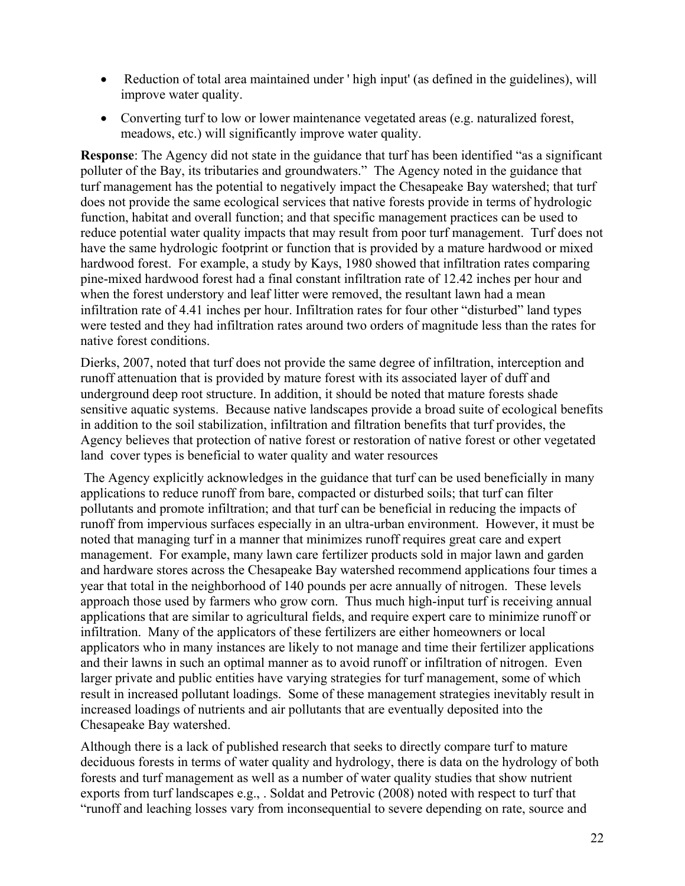- Reduction of total area maintained under ' high input' (as defined in the guidelines), will improve water quality.
- Converting turf to low or lower maintenance vegetated areas (e.g. naturalized forest, meadows, etc.) will significantly improve water quality.

**Response**: The Agency did not state in the guidance that turf has been identified "as a significant polluter of the Bay, its tributaries and groundwaters." The Agency noted in the guidance that turf management has the potential to negatively impact the Chesapeake Bay watershed; that turf does not provide the same ecological services that native forests provide in terms of hydrologic function, habitat and overall function; and that specific management practices can be used to reduce potential water quality impacts that may result from poor turf management. Turf does not have the same hydrologic footprint or function that is provided by a mature hardwood or mixed hardwood forest. For example, a study by Kays, 1980 showed that infiltration rates comparing pine-mixed hardwood forest had a final constant infiltration rate of 12.42 inches per hour and when the forest understory and leaf litter were removed, the resultant lawn had a mean infiltration rate of 4.41 inches per hour. Infiltration rates for four other "disturbed" land types were tested and they had infiltration rates around two orders of magnitude less than the rates for native forest conditions.

Dierks, 2007, noted that turf does not provide the same degree of infiltration, interception and runoff attenuation that is provided by mature forest with its associated layer of duff and underground deep root structure. In addition, it should be noted that mature forests shade sensitive aquatic systems. Because native landscapes provide a broad suite of ecological benefits in addition to the soil stabilization, infiltration and filtration benefits that turf provides, the Agency believes that protection of native forest or restoration of native forest or other vegetated land cover types is beneficial to water quality and water resources

The Agency explicitly acknowledges in the guidance that turf can be used beneficially in many applications to reduce runoff from bare, compacted or disturbed soils; that turf can filter pollutants and promote infiltration; and that turf can be beneficial in reducing the impacts of runoff from impervious surfaces especially in an ultra-urban environment. However, it must be noted that managing turf in a manner that minimizes runoff requires great care and expert management. For example, many lawn care fertilizer products sold in major lawn and garden and hardware stores across the Chesapeake Bay watershed recommend applications four times a year that total in the neighborhood of 140 pounds per acre annually of nitrogen. These levels approach those used by farmers who grow corn. Thus much high-input turf is receiving annual applications that are similar to agricultural fields, and require expert care to minimize runoff or infiltration. Many of the applicators of these fertilizers are either homeowners or local applicators who in many instances are likely to not manage and time their fertilizer applications and their lawns in such an optimal manner as to avoid runoff or infiltration of nitrogen. Even larger private and public entities have varying strategies for turf management, some of which result in increased pollutant loadings. Some of these management strategies inevitably result in increased loadings of nutrients and air pollutants that are eventually deposited into the Chesapeake Bay watershed.

Although there is a lack of published research that seeks to directly compare turf to mature deciduous forests in terms of water quality and hydrology, there is data on the hydrology of both forests and turf management as well as a number of water quality studies that show nutrient exports from turf landscapes e.g., . Soldat and Petrovic (2008) noted with respect to turf that "runoff and leaching losses vary from inconsequential to severe depending on rate, source and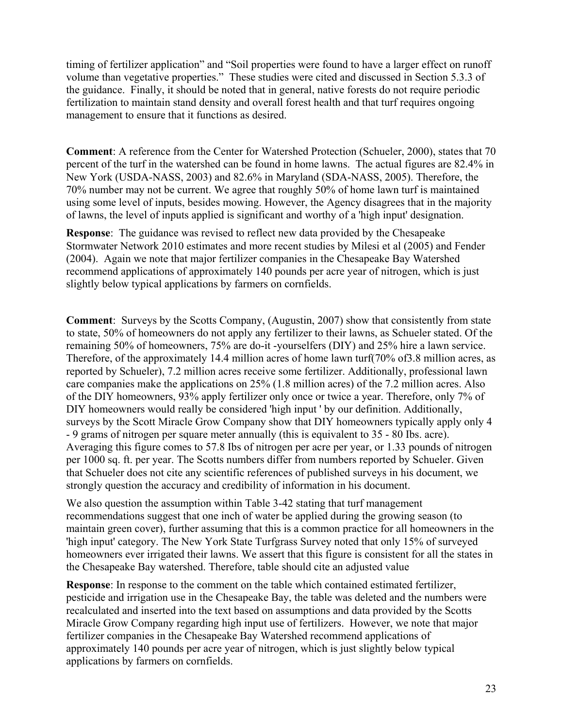timing of fertilizer application" and "Soil properties were found to have a larger effect on runoff volume than vegetative properties." These studies were cited and discussed in Section 5.3.3 of the guidance. Finally, it should be noted that in general, native forests do not require periodic fertilization to maintain stand density and overall forest health and that turf requires ongoing management to ensure that it functions as desired.

**Comment**: A reference from the Center for Watershed Protection (Schueler, 2000), states that 70 percent of the turf in the watershed can be found in home lawns. The actual figures are 82.4% in New York (USDA-NASS, 2003) and 82.6% in Maryland (SDA-NASS, 2005). Therefore, the 70% number may not be current. We agree that roughly 50% of home lawn turf is maintained using some level of inputs, besides mowing. However, the Agency disagrees that in the majority of lawns, the level of inputs applied is significant and worthy of a 'high input' designation.

**Response**: The guidance was revised to reflect new data provided by the Chesapeake Stormwater Network 2010 estimates and more recent studies by Milesi et al (2005) and Fender (2004). Again we note that major fertilizer companies in the Chesapeake Bay Watershed recommend applications of approximately 140 pounds per acre year of nitrogen, which is just slightly below typical applications by farmers on cornfields.

**Comment**: Surveys by the Scotts Company, (Augustin, 2007) show that consistently from state to state, 50% of homeowners do not apply any fertilizer to their lawns, as Schueler stated. Of the remaining 50% of homeowners, 75% are do-it -yourselfers (DIY) and 25% hire a lawn service. Therefore, of the approximately 14.4 million acres of home lawn turf(70% of3.8 million acres, as reported by Schueler), 7.2 million acres receive some fertilizer. Additionally, professional lawn care companies make the applications on 25% (1.8 million acres) of the 7.2 million acres. Also of the DIY homeowners, 93% apply fertilizer only once or twice a year. Therefore, only 7% of DIY homeowners would really be considered 'high input ' by our definition. Additionally, surveys by the Scott Miracle Grow Company show that DIY homeowners typically apply only 4 - 9 grams of nitrogen per square meter annually (this is equivalent to 35 - 80 Ibs. acre). Averaging this figure comes to 57.8 Ibs of nitrogen per acre per year, or 1.33 pounds of nitrogen per 1000 sq. ft. per year. The Scotts numbers differ from numbers reported by Schueler. Given that Schueler does not cite any scientific references of published surveys in his document, we strongly question the accuracy and credibility of information in his document.

We also question the assumption within Table 3-42 stating that turf management recommendations suggest that one inch of water be applied during the growing season (to maintain green cover), further assuming that this is a common practice for all homeowners in the 'high input' category. The New York State Turfgrass Survey noted that only 15% of surveyed homeowners ever irrigated their lawns. We assert that this figure is consistent for all the states in the Chesapeake Bay watershed. Therefore, table should cite an adjusted value

**Response**: In response to the comment on the table which contained estimated fertilizer, pesticide and irrigation use in the Chesapeake Bay, the table was deleted and the numbers were recalculated and inserted into the text based on assumptions and data provided by the Scotts Miracle Grow Company regarding high input use of fertilizers. However, we note that major fertilizer companies in the Chesapeake Bay Watershed recommend applications of approximately 140 pounds per acre year of nitrogen, which is just slightly below typical applications by farmers on cornfields.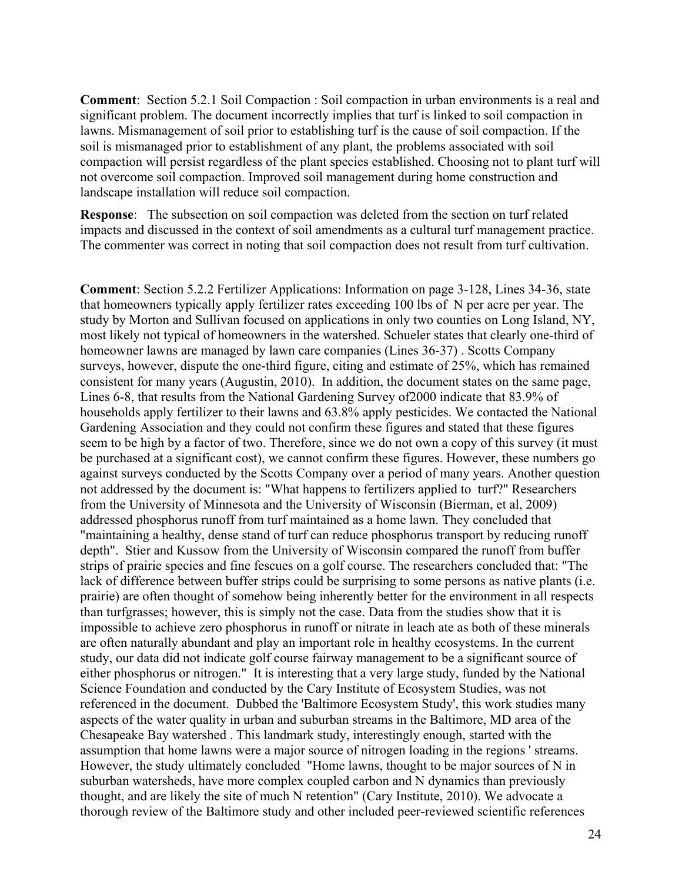**Comment**: Section 5.2.1 Soil Compaction : Soil compaction in urban environments is a real and significant problem. The document incorrectly implies that turf is linked to soil compaction in lawns. Mismanagement of soil prior to establishing turf is the cause of soil compaction. If the soil is mismanaged prior to establishment of any plant, the problems associated with soil compaction will persist regardless of the plant species established. Choosing not to plant turf will not overcome soil compaction. Improved soil management during home construction and landscape installation will reduce soil compaction.

**Response**: The subsection on soil compaction was deleted from the section on turf related impacts and discussed in the context of soil amendments as a cultural turf management practice. The commenter was correct in noting that soil compaction does not result from turf cultivation.

**Comment**: Section 5.2.2 Fertilizer Applications: Information on page 3-128, Lines 34-36, state that homeowners typically apply fertilizer rates exceeding 100 lbs of N per acre per year. The study by Morton and Sullivan focused on applications in only two counties on Long Island, NY, most likely not typical of homeowners in the watershed. Schueler states that clearly one-third of homeowner lawns are managed by lawn care companies (Lines 36-37) . Scotts Company surveys, however, dispute the one-third figure, citing and estimate of 25%, which has remained consistent for many years (Augustin, 2010). In addition, the document states on the same page, Lines 6-8, that results from the National Gardening Survey of2000 indicate that 83.9% of households apply fertilizer to their lawns and 63.8% apply pesticides. We contacted the National Gardening Association and they could not confirm these figures and stated that these figures seem to be high by a factor of two. Therefore, since we do not own a copy of this survey (it must be purchased at a significant cost), we cannot confirm these figures. However, these numbers go against surveys conducted by the Scotts Company over a period of many years. Another question not addressed by the document is: "What happens to fertilizers applied to turf?" Researchers from the University of Minnesota and the University of Wisconsin (Bierman, et al, 2009) addressed phosphorus runoff from turf maintained as a home lawn. They concluded that "maintaining a healthy, dense stand of turf can reduce phosphorus transport by reducing runoff depth". Stier and Kussow from the University of Wisconsin compared the runoff from buffer strips of prairie species and fine fescues on a golf course. The researchers concluded that: "The lack of difference between buffer strips could be surprising to some persons as native plants (i.e. prairie) are often thought of somehow being inherently better for the environment in all respects than turfgrasses; however, this is simply not the case. Data from the studies show that it is impossible to achieve zero phosphorus in runoff or nitrate in leach ate as both of these minerals are often naturally abundant and play an important role in healthy ecosystems. In the current study, our data did not indicate golf course fairway management to be a significant source of either phosphorus or nitrogen." It is interesting that a very large study, funded by the National Science Foundation and conducted by the Cary Institute of Ecosystem Studies, was not referenced in the document. Dubbed the 'Baltimore Ecosystem Study', this work studies many aspects of the water quality in urban and suburban streams in the Baltimore, MD area of the Chesapeake Bay watershed . This landmark study, interestingly enough, started with the assumption that home lawns were a major source of nitrogen loading in the regions ' streams. However, the study ultimately concluded "Home lawns, thought to be major sources of N in suburban watersheds, have more complex coupled carbon and N dynamics than previously thought, and are likely the site of much N retention" (Cary Institute, 2010). We advocate a thorough review of the Baltimore study and other included peer-reviewed scientific references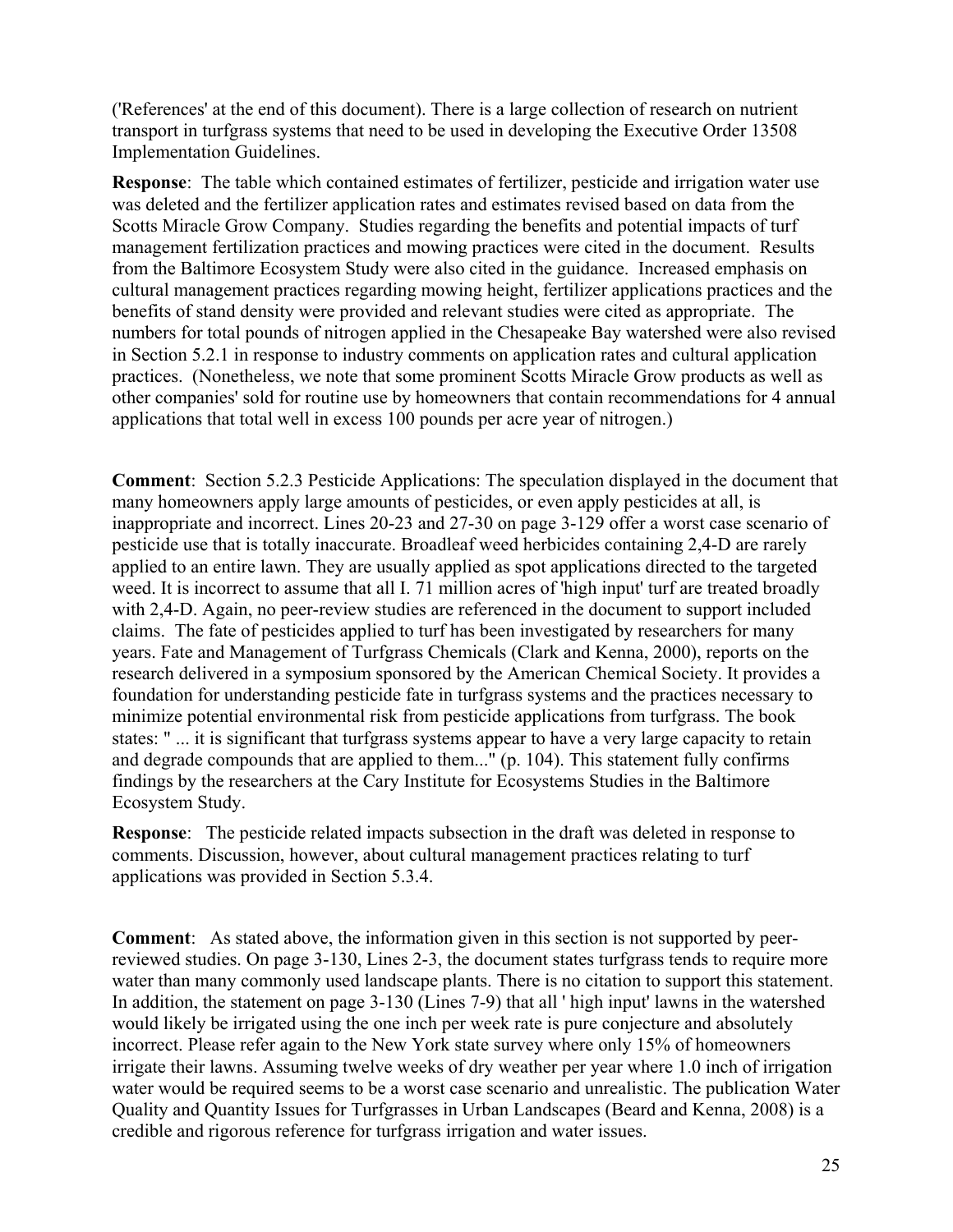('References' at the end of this document). There is a large collection of research on nutrient transport in turfgrass systems that need to be used in developing the Executive Order 13508 Implementation Guidelines.

**Response**: The table which contained estimates of fertilizer, pesticide and irrigation water use was deleted and the fertilizer application rates and estimates revised based on data from the Scotts Miracle Grow Company. Studies regarding the benefits and potential impacts of turf management fertilization practices and mowing practices were cited in the document. Results from the Baltimore Ecosystem Study were also cited in the guidance. Increased emphasis on cultural management practices regarding mowing height, fertilizer applications practices and the benefits of stand density were provided and relevant studies were cited as appropriate. The numbers for total pounds of nitrogen applied in the Chesapeake Bay watershed were also revised in Section 5.2.1 in response to industry comments on application rates and cultural application practices. (Nonetheless, we note that some prominent Scotts Miracle Grow products as well as other companies' sold for routine use by homeowners that contain recommendations for 4 annual applications that total well in excess 100 pounds per acre year of nitrogen.)

**Comment**: Section 5.2.3 Pesticide Applications: The speculation displayed in the document that many homeowners apply large amounts of pesticides, or even apply pesticides at all, is inappropriate and incorrect. Lines 20-23 and 27-30 on page 3-129 offer a worst case scenario of pesticide use that is totally inaccurate. Broadleaf weed herbicides containing 2,4-D are rarely applied to an entire lawn. They are usually applied as spot applications directed to the targeted weed. It is incorrect to assume that all I. 71 million acres of 'high input' turf are treated broadly with 2,4-D. Again, no peer-review studies are referenced in the document to support included claims. The fate of pesticides applied to turf has been investigated by researchers for many years. Fate and Management of Turfgrass Chemicals (Clark and Kenna, 2000), reports on the research delivered in a symposium sponsored by the American Chemical Society. It provides a foundation for understanding pesticide fate in turfgrass systems and the practices necessary to minimize potential environmental risk from pesticide applications from turfgrass. The book states: " ... it is significant that turfgrass systems appear to have a very large capacity to retain and degrade compounds that are applied to them..." (p. 104). This statement fully confirms findings by the researchers at the Cary Institute for Ecosystems Studies in the Baltimore Ecosystem Study.

**Response**: The pesticide related impacts subsection in the draft was deleted in response to comments. Discussion, however, about cultural management practices relating to turf applications was provided in Section 5.3.4.

**Comment**: As stated above, the information given in this section is not supported by peer-reviewed studies. On page 3-130, Lines 2-3, the document states turfgrass tends to require more water than many commonly used landscape plants. There is no citation to support this statement. In addition, the statement on page 3-130 (Lines 7-9) that all ' high input' lawns in the watershed would likely be irrigated using the one inch per week rate is pure conjecture and absolutely incorrect. Please refer again to the New York state survey where only 15% of homeowners irrigate their lawns. Assuming twelve weeks of dry weather per year where 1.0 inch of irrigation water would be required seems to be a worst case scenario and unrealistic. The publication Water Quality and Quantity Issues for Turfgrasses in Urban Landscapes (Beard and Kenna, 2008) is a credible and rigorous reference for turfgrass irrigation and water issues.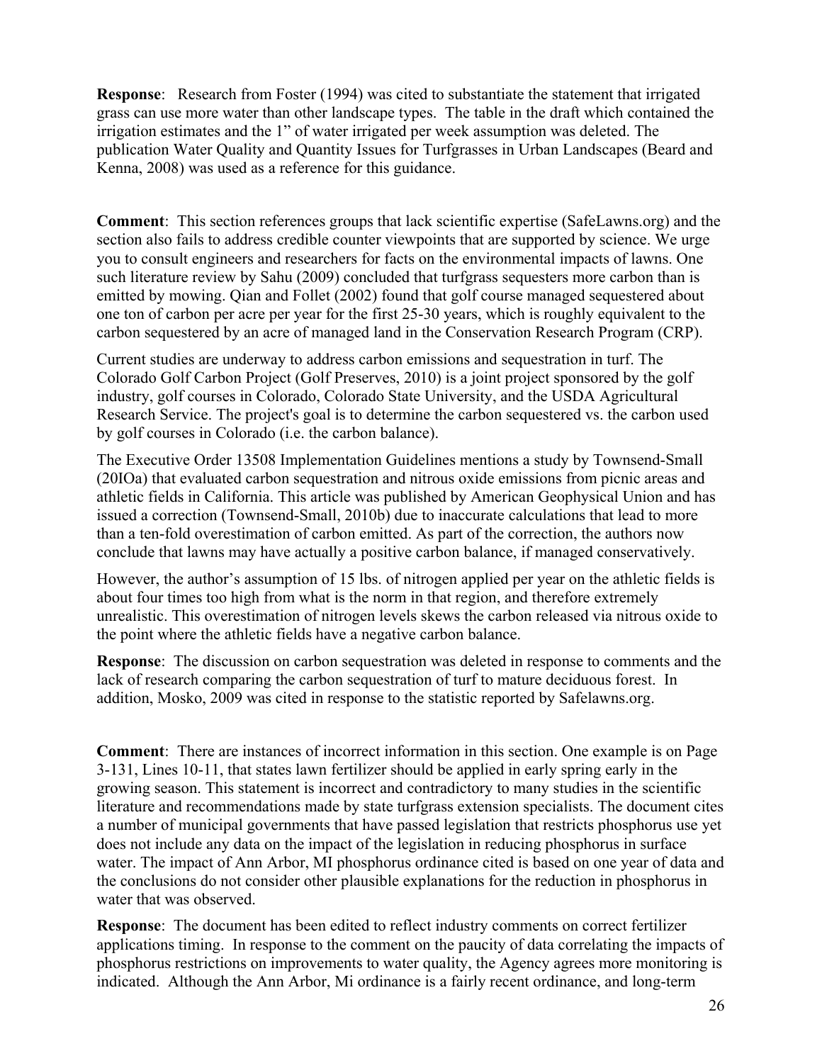**Response**: Research from Foster (1994) was cited to substantiate the statement that irrigated grass can use more water than other landscape types. The table in the draft which contained the irrigation estimates and the 1" of water irrigated per week assumption was deleted. The publication Water Quality and Quantity Issues for Turfgrasses in Urban Landscapes (Beard and Kenna, 2008) was used as a reference for this guidance.

**Comment**: This section references groups that lack scientific expertise (SafeLawns.org) and the section also fails to address credible counter viewpoints that are supported by science. We urge you to consult engineers and researchers for facts on the environmental impacts of lawns. One such literature review by Sahu (2009) concluded that turfgrass sequesters more carbon than is emitted by mowing. Qian and Follet (2002) found that golf course managed sequestered about one ton of carbon per acre per year for the first 25-30 years, which is roughly equivalent to the carbon sequestered by an acre of managed land in the Conservation Research Program (CRP).

Current studies are underway to address carbon emissions and sequestration in turf. The Colorado Golf Carbon Project (Golf Preserves, 2010) is a joint project sponsored by the golf industry, golf courses in Colorado, Colorado State University, and the USDA Agricultural Research Service. The project's goal is to determine the carbon sequestered vs. the carbon used by golf courses in Colorado (i.e. the carbon balance).

The Executive Order 13508 Implementation Guidelines mentions a study by Townsend-Small (20IOa) that evaluated carbon sequestration and nitrous oxide emissions from picnic areas and athletic fields in California. This article was published by American Geophysical Union and has issued a correction (Townsend-Small, 2010b) due to inaccurate calculations that lead to more than a ten-fold overestimation of carbon emitted. As part of the correction, the authors now conclude that lawns may have actually a positive carbon balance, if managed conservatively.

However, the author's assumption of 15 lbs. of nitrogen applied per year on the athletic fields is about four times too high from what is the norm in that region, and therefore extremely unrealistic. This overestimation of nitrogen levels skews the carbon released via nitrous oxide to the point where the athletic fields have a negative carbon balance.

**Response**: The discussion on carbon sequestration was deleted in response to comments and the lack of research comparing the carbon sequestration of turf to mature deciduous forest. In addition, Mosko, 2009 was cited in response to the statistic reported by Safelawns.org.

**Comment**: There are instances of incorrect information in this section. One example is on Page 3-131, Lines 10-11, that states lawn fertilizer should be applied in early spring early in the growing season. This statement is incorrect and contradictory to many studies in the scientific literature and recommendations made by state turfgrass extension specialists. The document cites a number of municipal governments that have passed legislation that restricts phosphorus use yet does not include any data on the impact of the legislation in reducing phosphorus in surface water. The impact of Ann Arbor, MI phosphorus ordinance cited is based on one year of data and the conclusions do not consider other plausible explanations for the reduction in phosphorus in water that was observed.

**Response**: The document has been edited to reflect industry comments on correct fertilizer applications timing. In response to the comment on the paucity of data correlating the impacts of phosphorus restrictions on improvements to water quality, the Agency agrees more monitoring is indicated. Although the Ann Arbor, Mi ordinance is a fairly recent ordinance, and long-term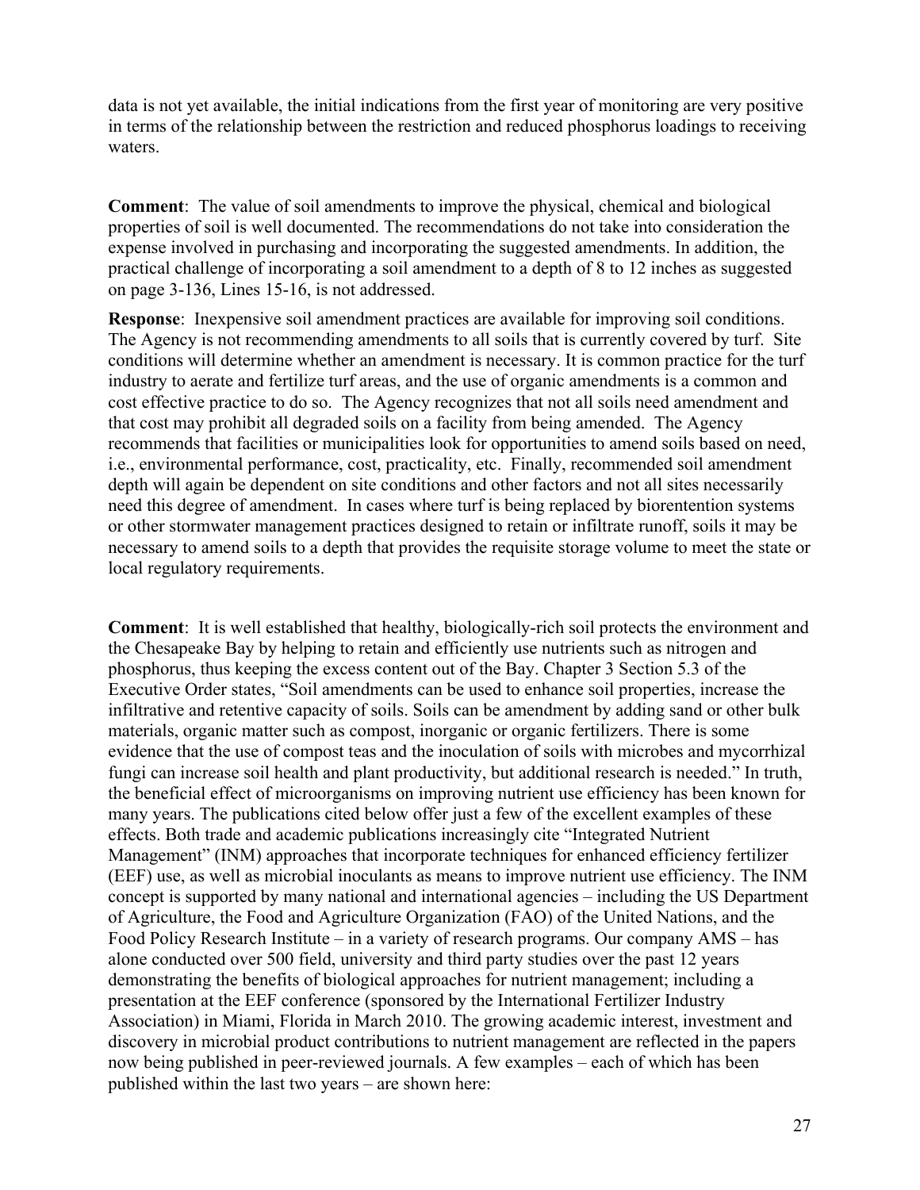data is not yet available, the initial indications from the first year of monitoring are very positive in terms of the relationship between the restriction and reduced phosphorus loadings to receiving waters.

**Comment**: The value of soil amendments to improve the physical, chemical and biological properties of soil is well documented. The recommendations do not take into consideration the expense involved in purchasing and incorporating the suggested amendments. In addition, the practical challenge of incorporating a soil amendment to a depth of 8 to 12 inches as suggested on page 3-136, Lines 15-16, is not addressed.

**Response**: Inexpensive soil amendment practices are available for improving soil conditions. The Agency is not recommending amendments to all soils that is currently covered by turf. Site conditions will determine whether an amendment is necessary. It is common practice for the turf industry to aerate and fertilize turf areas, and the use of organic amendments is a common and cost effective practice to do so. The Agency recognizes that not all soils need amendment and that cost may prohibit all degraded soils on a facility from being amended. The Agency recommends that facilities or municipalities look for opportunities to amend soils based on need, i.e., environmental performance, cost, practicality, etc. Finally, recommended soil amendment depth will again be dependent on site conditions and other factors and not all sites necessarily need this degree of amendment. In cases where turf is being replaced by biorentention systems or other stormwater management practices designed to retain or infiltrate runoff, soils it may be necessary to amend soils to a depth that provides the requisite storage volume to meet the state or local regulatory requirements.

**Comment**: It is well established that healthy, biologically-rich soil protects the environment and the Chesapeake Bay by helping to retain and efficiently use nutrients such as nitrogen and phosphorus, thus keeping the excess content out of the Bay. Chapter 3 Section 5.3 of the Executive Order states, "Soil amendments can be used to enhance soil properties, increase the infiltrative and retentive capacity of soils. Soils can be amendment by adding sand or other bulk materials, organic matter such as compost, inorganic or organic fertilizers. There is some evidence that the use of compost teas and the inoculation of soils with microbes and mycorrhizal fungi can increase soil health and plant productivity, but additional research is needed." In truth, the beneficial effect of microorganisms on improving nutrient use efficiency has been known for many years. The publications cited below offer just a few of the excellent examples of these effects. Both trade and academic publications increasingly cite "Integrated Nutrient Management" (INM) approaches that incorporate techniques for enhanced efficiency fertilizer (EEF) use, as well as microbial inoculants as means to improve nutrient use efficiency. The INM concept is supported by many national and international agencies – including the US Department of Agriculture, the Food and Agriculture Organization (FAO) of the United Nations, and the Food Policy Research Institute – in a variety of research programs. Our company AMS – has alone conducted over 500 field, university and third party studies over the past 12 years demonstrating the benefits of biological approaches for nutrient management; including a presentation at the EEF conference (sponsored by the International Fertilizer Industry Association) in Miami, Florida in March 2010. The growing academic interest, investment and discovery in microbial product contributions to nutrient management are reflected in the papers now being published in peer-reviewed journals. A few examples – each of which has been published within the last two years – are shown here: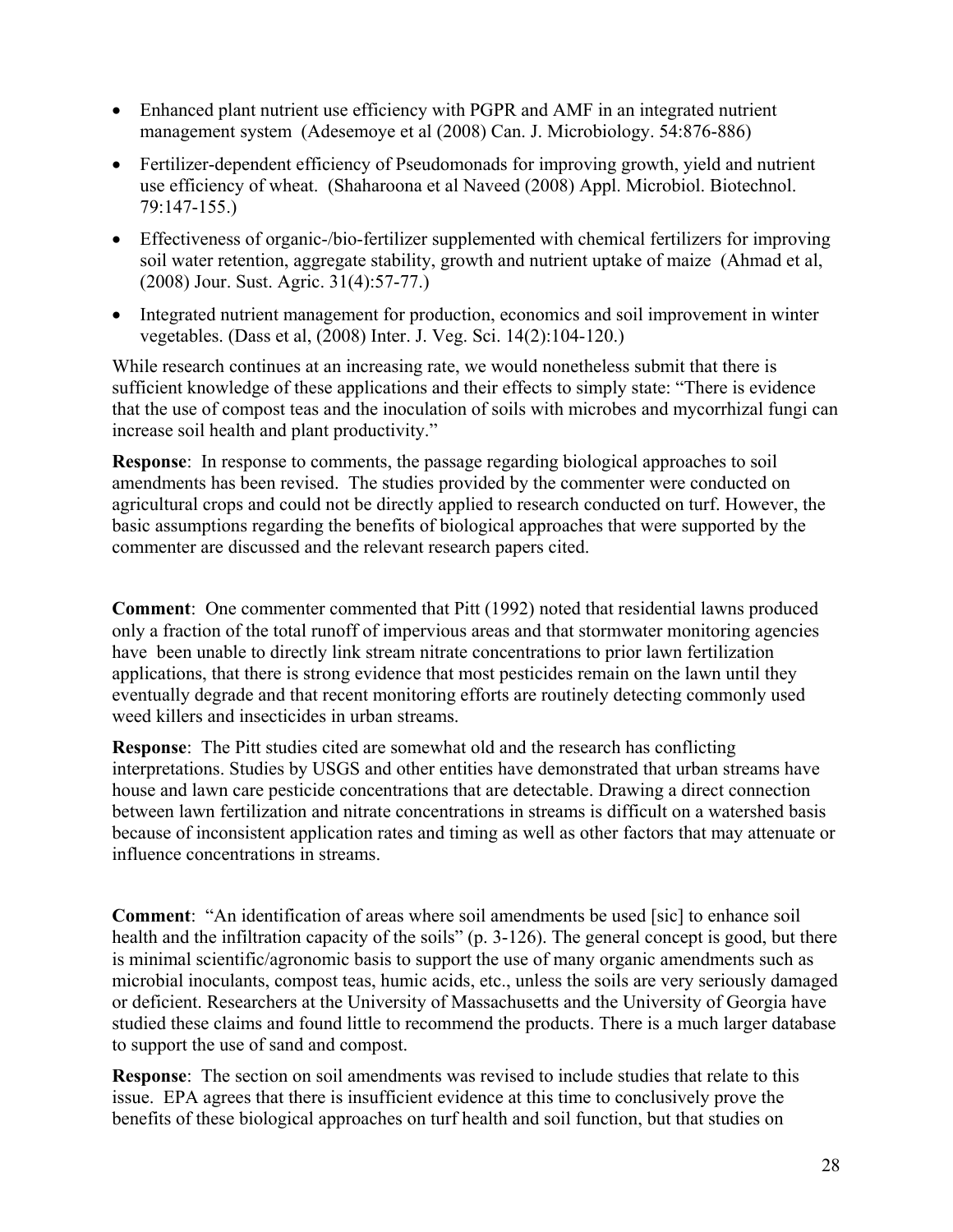- Enhanced plant nutrient use efficiency with PGPR and AMF in an integrated nutrient management system (Adesemoye et al (2008) Can. J. Microbiology. 54:876-886)
- Fertilizer-dependent efficiency of Pseudomonads for improving growth, yield and nutrient use efficiency of wheat. (Shaharoona et al Naveed (2008) Appl. Microbiol. Biotechnol. 79:147-155.)
- Effectiveness of organic-/bio-fertilizer supplemented with chemical fertilizers for improving soil water retention, aggregate stability, growth and nutrient uptake of maize (Ahmad et al, (2008) Jour. Sust. Agric. 31(4):57-77.)
- Integrated nutrient management for production, economics and soil improvement in winter vegetables. (Dass et al, (2008) Inter. J. Veg. Sci. 14(2):104-120.)

While research continues at an increasing rate, we would nonetheless submit that there is sufficient knowledge of these applications and their effects to simply state: "There is evidence that the use of compost teas and the inoculation of soils with microbes and mycorrhizal fungi can increase soil health and plant productivity."

**Response**: In response to comments, the passage regarding biological approaches to soil amendments has been revised. The studies provided by the commenter were conducted on agricultural crops and could not be directly applied to research conducted on turf. However, the basic assumptions regarding the benefits of biological approaches that were supported by the commenter are discussed and the relevant research papers cited.

**Comment**: One commenter commented that Pitt (1992) noted that residential lawns produced only a fraction of the total runoff of impervious areas and that stormwater monitoring agencies have been unable to directly link stream nitrate concentrations to prior lawn fertilization applications, that there is strong evidence that most pesticides remain on the lawn until they eventually degrade and that recent monitoring efforts are routinely detecting commonly used weed killers and insecticides in urban streams.

**Response**: The Pitt studies cited are somewhat old and the research has conflicting interpretations. Studies by USGS and other entities have demonstrated that urban streams have house and lawn care pesticide concentrations that are detectable. Drawing a direct connection between lawn fertilization and nitrate concentrations in streams is difficult on a watershed basis because of inconsistent application rates and timing as well as other factors that may attenuate or influence concentrations in streams.

**Comment**: "An identification of areas where soil amendments be used [sic] to enhance soil health and the infiltration capacity of the soils" (p. 3-126). The general concept is good, but there is minimal scientific/agronomic basis to support the use of many organic amendments such as microbial inoculants, compost teas, humic acids, etc., unless the soils are very seriously damaged or deficient. Researchers at the University of Massachusetts and the University of Georgia have studied these claims and found little to recommend the products. There is a much larger database to support the use of sand and compost.

**Response**: The section on soil amendments was revised to include studies that relate to this issue. EPA agrees that there is insufficient evidence at this time to conclusively prove the benefits of these biological approaches on turf health and soil function, but that studies on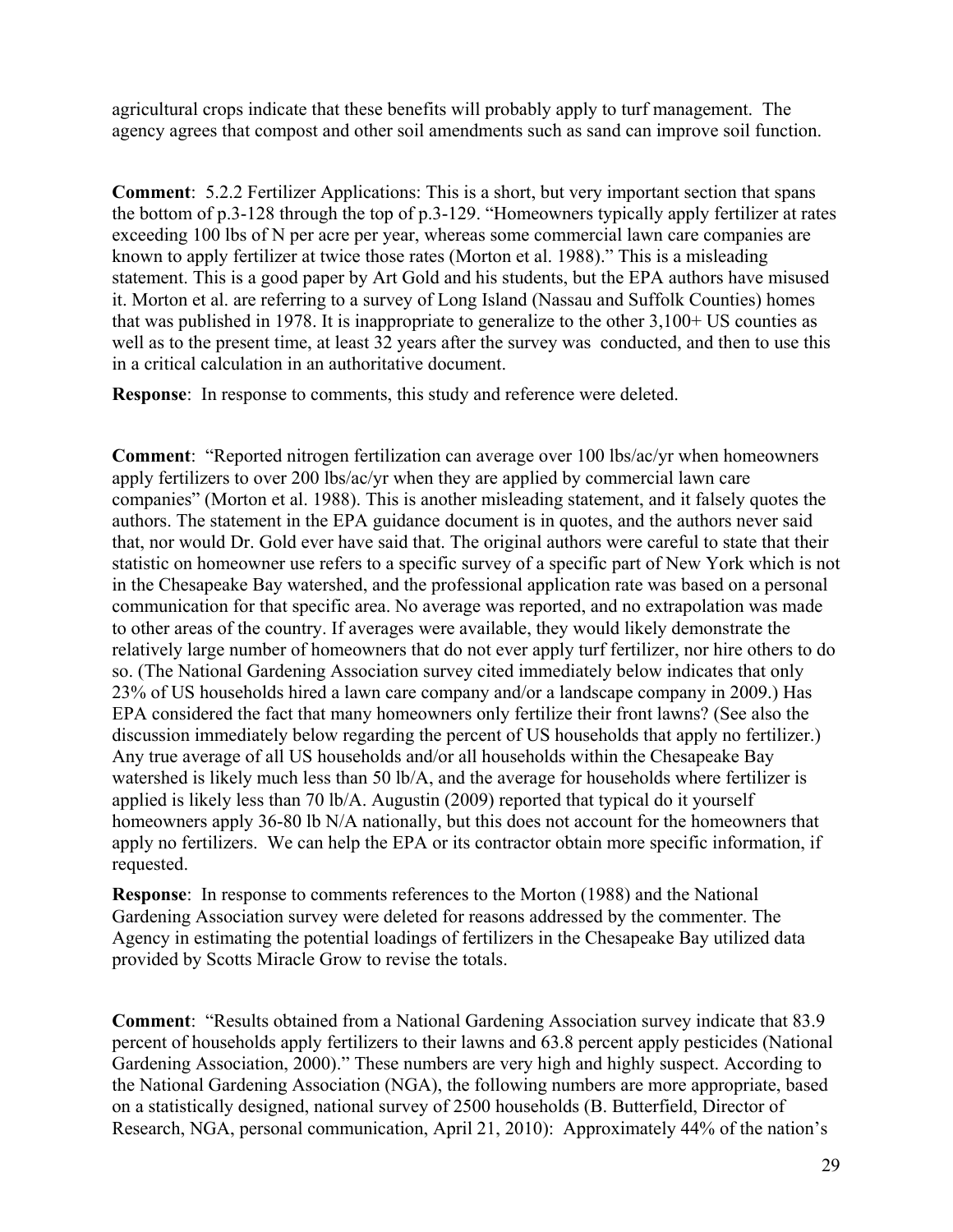agricultural crops indicate that these benefits will probably apply to turf management. The agency agrees that compost and other soil amendments such as sand can improve soil function.

**Comment**: 5.2.2 Fertilizer Applications: This is a short, but very important section that spans the bottom of p.3-128 through the top of p.3-129. "Homeowners typically apply fertilizer at rates exceeding 100 lbs of N per acre per year, whereas some commercial lawn care companies are known to apply fertilizer at twice those rates (Morton et al. 1988)." This is a misleading statement. This is a good paper by Art Gold and his students, but the EPA authors have misused it. Morton et al. are referring to a survey of Long Island (Nassau and Suffolk Counties) homes that was published in 1978. It is inappropriate to generalize to the other 3,100+ US counties as well as to the present time, at least 32 years after the survey was conducted, and then to use this in a critical calculation in an authoritative document.

**Response**: In response to comments, this study and reference were deleted.

**Comment**: "Reported nitrogen fertilization can average over 100 lbs/ac/yr when homeowners apply fertilizers to over 200 lbs/ac/yr when they are applied by commercial lawn care companies" (Morton et al. 1988). This is another misleading statement, and it falsely quotes the authors. The statement in the EPA guidance document is in quotes, and the authors never said that, nor would Dr. Gold ever have said that. The original authors were careful to state that their statistic on homeowner use refers to a specific survey of a specific part of New York which is not in the Chesapeake Bay watershed, and the professional application rate was based on a personal communication for that specific area. No average was reported, and no extrapolation was made to other areas of the country. If averages were available, they would likely demonstrate the relatively large number of homeowners that do not ever apply turf fertilizer, nor hire others to do so. (The National Gardening Association survey cited immediately below indicates that only 23% of US households hired a lawn care company and/or a landscape company in 2009.) Has EPA considered the fact that many homeowners only fertilize their front lawns? (See also the discussion immediately below regarding the percent of US households that apply no fertilizer.) Any true average of all US households and/or all households within the Chesapeake Bay watershed is likely much less than 50 lb/A, and the average for households where fertilizer is applied is likely less than 70 lb/A. Augustin (2009) reported that typical do it yourself homeowners apply 36-80 lb N/A nationally, but this does not account for the homeowners that apply no fertilizers. We can help the EPA or its contractor obtain more specific information, if requested.

**Response**: In response to comments references to the Morton (1988) and the National Gardening Association survey were deleted for reasons addressed by the commenter. The Agency in estimating the potential loadings of fertilizers in the Chesapeake Bay utilized data provided by Scotts Miracle Grow to revise the totals.

**Comment**: "Results obtained from a National Gardening Association survey indicate that 83.9 percent of households apply fertilizers to their lawns and 63.8 percent apply pesticides (National Gardening Association, 2000)." These numbers are very high and highly suspect. According to the National Gardening Association (NGA), the following numbers are more appropriate, based on a statistically designed, national survey of 2500 households (B. Butterfield, Director of Research, NGA, personal communication, April 21, 2010): Approximately 44% of the nation's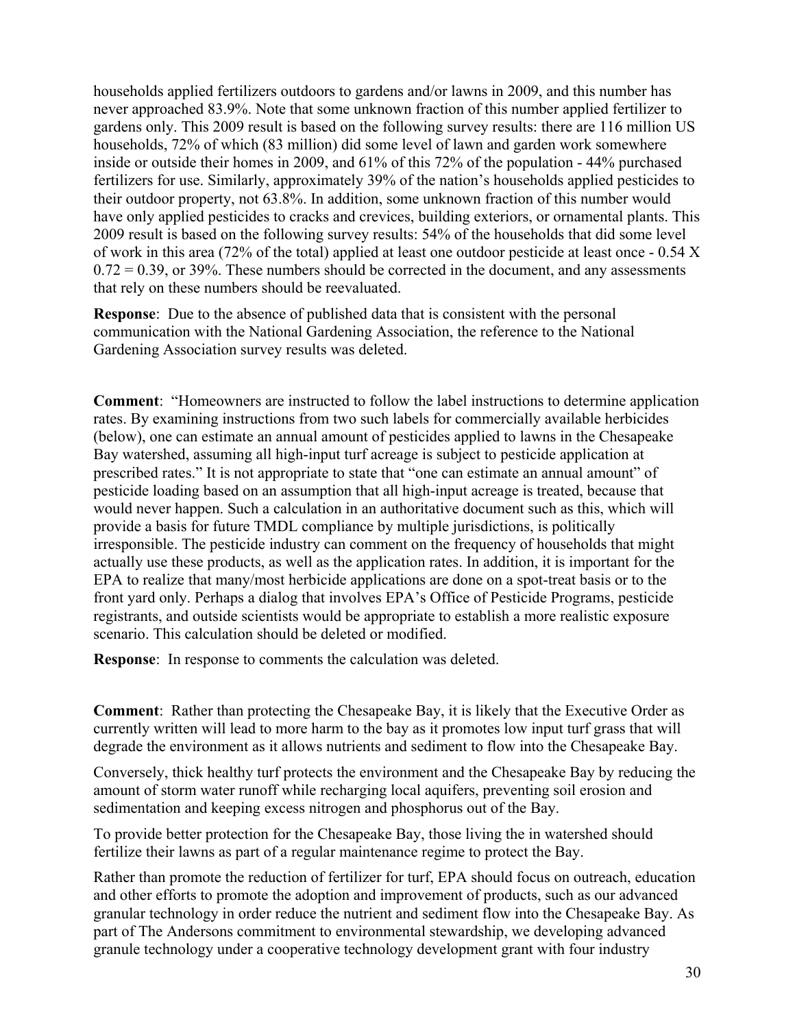households applied fertilizers outdoors to gardens and/or lawns in 2009, and this number has never approached 83.9%. Note that some unknown fraction of this number applied fertilizer to gardens only. This 2009 result is based on the following survey results: there are 116 million US households, 72% of which (83 million) did some level of lawn and garden work somewhere inside or outside their homes in 2009, and 61% of this 72% of the population - 44% purchased fertilizers for use. Similarly, approximately 39% of the nation's households applied pesticides to their outdoor property, not 63.8%. In addition, some unknown fraction of this number would have only applied pesticides to cracks and crevices, building exteriors, or ornamental plants. This 2009 result is based on the following survey results: 54% of the households that did some level of work in this area (72% of the total) applied at least one outdoor pesticide at least once - 0.54 X 0.72 = 0.39, or 39%. These numbers should be corrected in the document, and any assessments that rely on these numbers should be reevaluated.

**Response**: Due to the absence of published data that is consistent with the personal communication with the National Gardening Association, the reference to the National Gardening Association survey results was deleted.

**Comment**: "Homeowners are instructed to follow the label instructions to determine application rates. By examining instructions from two such labels for commercially available herbicides (below), one can estimate an annual amount of pesticides applied to lawns in the Chesapeake Bay watershed, assuming all high-input turf acreage is subject to pesticide application at prescribed rates." It is not appropriate to state that "one can estimate an annual amount" of pesticide loading based on an assumption that all high-input acreage is treated, because that would never happen. Such a calculation in an authoritative document such as this, which will provide a basis for future TMDL compliance by multiple jurisdictions, is politically irresponsible. The pesticide industry can comment on the frequency of households that might actually use these products, as well as the application rates. In addition, it is important for the EPA to realize that many/most herbicide applications are done on a spot-treat basis or to the front yard only. Perhaps a dialog that involves EPA's Office of Pesticide Programs, pesticide registrants, and outside scientists would be appropriate to establish a more realistic exposure scenario. This calculation should be deleted or modified.

**Response**: In response to comments the calculation was deleted.

**Comment**: Rather than protecting the Chesapeake Bay, it is likely that the Executive Order as currently written will lead to more harm to the bay as it promotes low input turf grass that will degrade the environment as it allows nutrients and sediment to flow into the Chesapeake Bay.

Conversely, thick healthy turf protects the environment and the Chesapeake Bay by reducing the amount of storm water runoff while recharging local aquifers, preventing soil erosion and sedimentation and keeping excess nitrogen and phosphorus out of the Bay.

To provide better protection for the Chesapeake Bay, those living the in watershed should fertilize their lawns as part of a regular maintenance regime to protect the Bay.

Rather than promote the reduction of fertilizer for turf, EPA should focus on outreach, education and other efforts to promote the adoption and improvement of products, such as our advanced granular technology in order reduce the nutrient and sediment flow into the Chesapeake Bay. As part of The Andersons commitment to environmental stewardship, we developing advanced granule technology under a cooperative technology development grant with four industry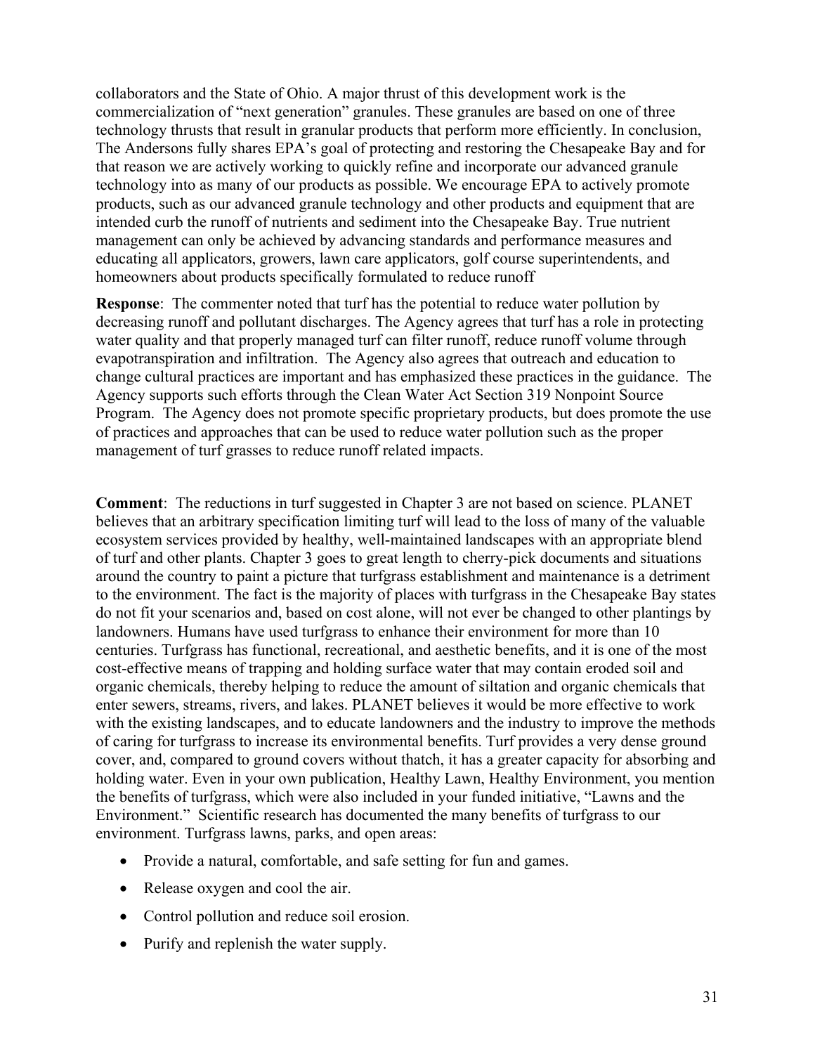collaborators and the State of Ohio. A major thrust of this development work is the commercialization of "next generation" granules. These granules are based on one of three technology thrusts that result in granular products that perform more efficiently. In conclusion, The Andersons fully shares EPA's goal of protecting and restoring the Chesapeake Bay and for that reason we are actively working to quickly refine and incorporate our advanced granule technology into as many of our products as possible. We encourage EPA to actively promote products, such as our advanced granule technology and other products and equipment that are intended curb the runoff of nutrients and sediment into the Chesapeake Bay. True nutrient management can only be achieved by advancing standards and performance measures and educating all applicators, growers, lawn care applicators, golf course superintendents, and homeowners about products specifically formulated to reduce runoff

**Response**: The commenter noted that turf has the potential to reduce water pollution by decreasing runoff and pollutant discharges. The Agency agrees that turf has a role in protecting water quality and that properly managed turf can filter runoff, reduce runoff volume through evapotranspiration and infiltration. The Agency also agrees that outreach and education to change cultural practices are important and has emphasized these practices in the guidance. The Agency supports such efforts through the Clean Water Act Section 319 Nonpoint Source Program. The Agency does not promote specific proprietary products, but does promote the use of practices and approaches that can be used to reduce water pollution such as the proper management of turf grasses to reduce runoff related impacts.

**Comment**: The reductions in turf suggested in Chapter 3 are not based on science. PLANET believes that an arbitrary specification limiting turf will lead to the loss of many of the valuable ecosystem services provided by healthy, well-maintained landscapes with an appropriate blend of turf and other plants. Chapter 3 goes to great length to cherry-pick documents and situations around the country to paint a picture that turfgrass establishment and maintenance is a detriment to the environment. The fact is the majority of places with turfgrass in the Chesapeake Bay states do not fit your scenarios and, based on cost alone, will not ever be changed to other plantings by landowners. Humans have used turfgrass to enhance their environment for more than 10 centuries. Turfgrass has functional, recreational, and aesthetic benefits, and it is one of the most cost-effective means of trapping and holding surface water that may contain eroded soil and organic chemicals, thereby helping to reduce the amount of siltation and organic chemicals that enter sewers, streams, rivers, and lakes. PLANET believes it would be more effective to work with the existing landscapes, and to educate landowners and the industry to improve the methods of caring for turfgrass to increase its environmental benefits. Turf provides a very dense ground cover, and, compared to ground covers without thatch, it has a greater capacity for absorbing and holding water. Even in your own publication, Healthy Lawn, Healthy Environment, you mention the benefits of turfgrass, which were also included in your funded initiative, "Lawns and the Environment." Scientific research has documented the many benefits of turfgrass to our environment. Turfgrass lawns, parks, and open areas:

- Provide a natural, comfortable, and safe setting for fun and games.
- Release oxygen and cool the air.
- Control pollution and reduce soil erosion.
- Purify and replenish the water supply.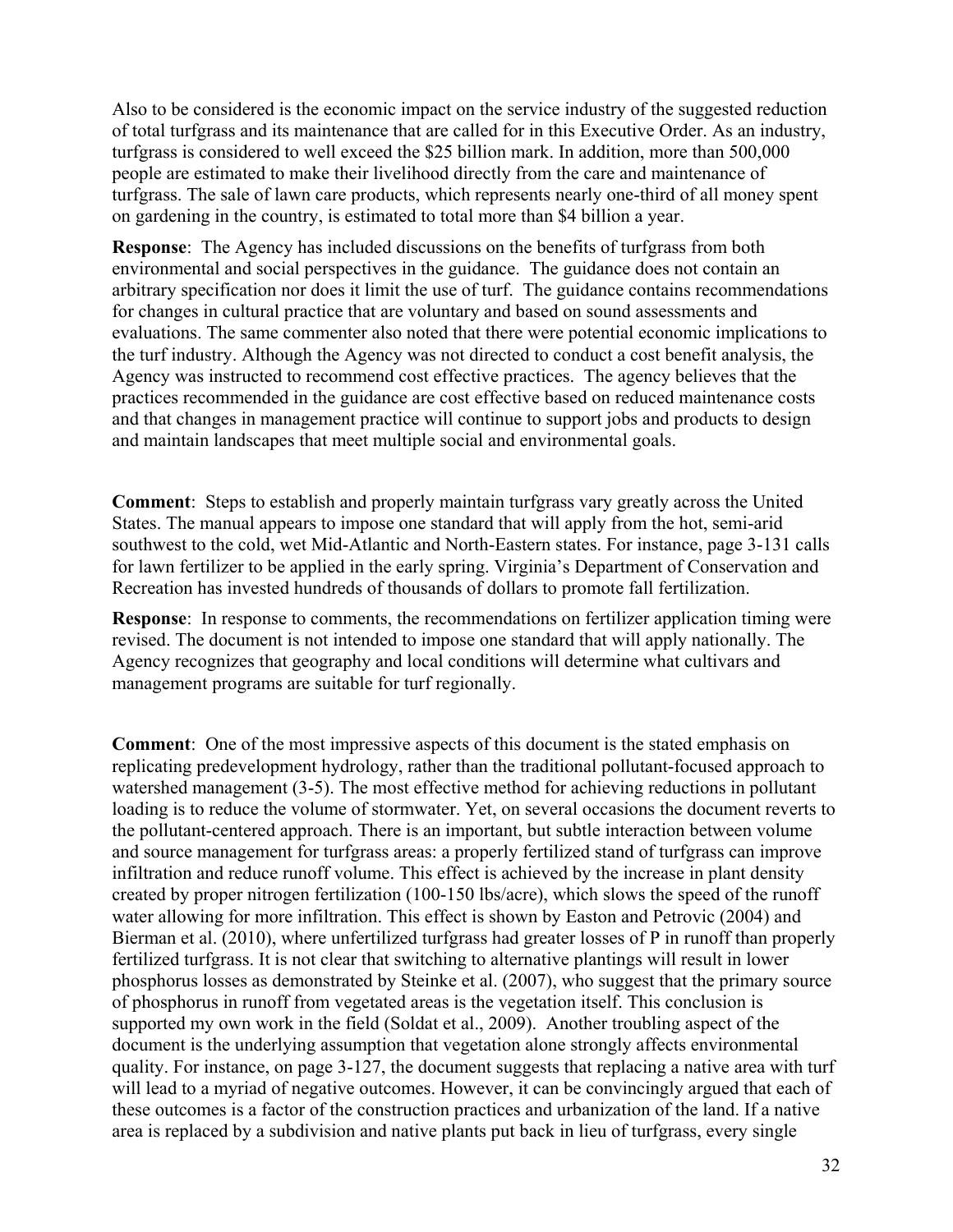Also to be considered is the economic impact on the service industry of the suggested reduction of total turfgrass and its maintenance that are called for in this Executive Order. As an industry, turfgrass is considered to well exceed the $25 billion mark. In addition, more than 500,000 people are estimated to make their livelihood directly from the care and maintenance of turfgrass. The sale of lawn care products, which represents nearly one-third of all money spent on gardening in the country, is estimated to total more than $4 billion a year.

**Response**: The Agency has included discussions on the benefits of turfgrass from both environmental and social perspectives in the guidance. The guidance does not contain an arbitrary specification nor does it limit the use of turf. The guidance contains recommendations for changes in cultural practice that are voluntary and based on sound assessments and evaluations. The same commenter also noted that there were potential economic implications to the turf industry. Although the Agency was not directed to conduct a cost benefit analysis, the Agency was instructed to recommend cost effective practices. The agency believes that the practices recommended in the guidance are cost effective based on reduced maintenance costs and that changes in management practice will continue to support jobs and products to design and maintain landscapes that meet multiple social and environmental goals.

**Comment**: Steps to establish and properly maintain turfgrass vary greatly across the United States. The manual appears to impose one standard that will apply from the hot, semi-arid southwest to the cold, wet Mid-Atlantic and North-Eastern states. For instance, page 3-131 calls for lawn fertilizer to be applied in the early spring. Virginia's Department of Conservation and Recreation has invested hundreds of thousands of dollars to promote fall fertilization.

**Response**: In response to comments, the recommendations on fertilizer application timing were revised. The document is not intended to impose one standard that will apply nationally. The Agency recognizes that geography and local conditions will determine what cultivars and management programs are suitable for turf regionally.

**Comment**: One of the most impressive aspects of this document is the stated emphasis on replicating predevelopment hydrology, rather than the traditional pollutant-focused approach to watershed management (3-5). The most effective method for achieving reductions in pollutant loading is to reduce the volume of stormwater. Yet, on several occasions the document reverts to the pollutant-centered approach. There is an important, but subtle interaction between volume and source management for turfgrass areas: a properly fertilized stand of turfgrass can improve infiltration and reduce runoff volume. This effect is achieved by the increase in plant density created by proper nitrogen fertilization (100-150 lbs/acre), which slows the speed of the runoff water allowing for more infiltration. This effect is shown by Easton and Petrovic (2004) and Bierman et al. (2010), where unfertilized turfgrass had greater losses of P in runoff than properly fertilized turfgrass. It is not clear that switching to alternative plantings will result in lower phosphorus losses as demonstrated by Steinke et al. (2007), who suggest that the primary source of phosphorus in runoff from vegetated areas is the vegetation itself. This conclusion is supported my own work in the field (Soldat et al., 2009). Another troubling aspect of the document is the underlying assumption that vegetation alone strongly affects environmental quality. For instance, on page 3-127, the document suggests that replacing a native area with turf will lead to a myriad of negative outcomes. However, it can be convincingly argued that each of these outcomes is a factor of the construction practices and urbanization of the land. If a native area is replaced by a subdivision and native plants put back in lieu of turfgrass, every single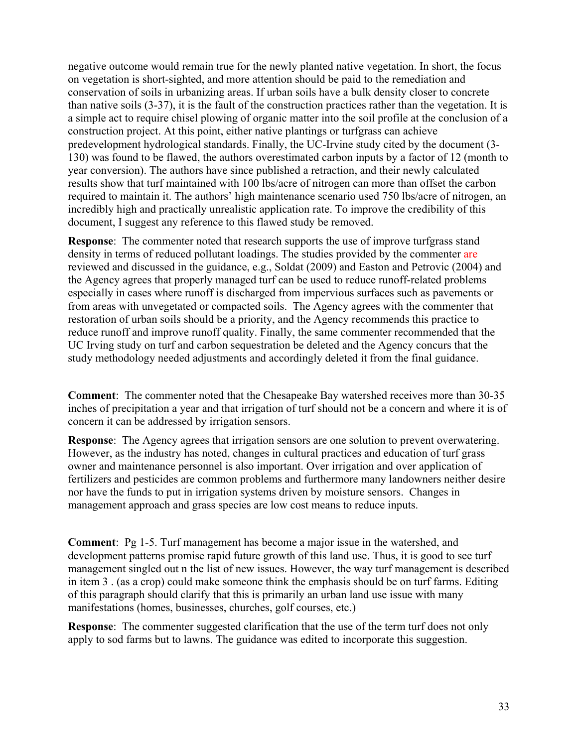negative outcome would remain true for the newly planted native vegetation. In short, the focus on vegetation is short-sighted, and more attention should be paid to the remediation and conservation of soils in urbanizing areas. If urban soils have a bulk density closer to concrete than native soils (3-37), it is the fault of the construction practices rather than the vegetation. It is a simple act to require chisel plowing of organic matter into the soil profile at the conclusion of a construction project. At this point, either native plantings or turfgrass can achieve predevelopment hydrological standards. Finally, the UC-Irvine study cited by the document (3-130) was found to be flawed, the authors overestimated carbon inputs by a factor of 12 (month to year conversion). The authors have since published a retraction, and their newly calculated results show that turf maintained with 100 lbs/acre of nitrogen can more than offset the carbon required to maintain it. The authors' high maintenance scenario used 750 lbs/acre of nitrogen, an incredibly high and practically unrealistic application rate. To improve the credibility of this document, I suggest any reference to this flawed study be removed.

**Response**: The commenter noted that research supports the use of improve turfgrass stand density in terms of reduced pollutant loadings. The studies provided by the commenter are reviewed and discussed in the guidance, e.g., Soldat (2009) and Easton and Petrovic (2004) and the Agency agrees that properly managed turf can be used to reduce runoff-related problems especially in cases where runoff is discharged from impervious surfaces such as pavements or from areas with unvegetated or compacted soils. The Agency agrees with the commenter that restoration of urban soils should be a priority, and the Agency recommends this practice to reduce runoff and improve runoff quality. Finally, the same commenter recommended that the UC Irving study on turf and carbon sequestration be deleted and the Agency concurs that the study methodology needed adjustments and accordingly deleted it from the final guidance.

**Comment**: The commenter noted that the Chesapeake Bay watershed receives more than 30-35 inches of precipitation a year and that irrigation of turf should not be a concern and where it is of concern it can be addressed by irrigation sensors.

**Response**: The Agency agrees that irrigation sensors are one solution to prevent overwatering. However, as the industry has noted, changes in cultural practices and education of turf grass owner and maintenance personnel is also important. Over irrigation and over application of fertilizers and pesticides are common problems and furthermore many landowners neither desire nor have the funds to put in irrigation systems driven by moisture sensors. Changes in management approach and grass species are low cost means to reduce inputs.

**Comment**: Pg 1-5. Turf management has become a major issue in the watershed, and development patterns promise rapid future growth of this land use. Thus, it is good to see turf management singled out n the list of new issues. However, the way turf management is described in item 3 . (as a crop) could make someone think the emphasis should be on turf farms. Editing of this paragraph should clarify that this is primarily an urban land use issue with many manifestations (homes, businesses, churches, golf courses, etc.)

**Response**: The commenter suggested clarification that the use of the term turf does not only apply to sod farms but to lawns. The guidance was edited to incorporate this suggestion.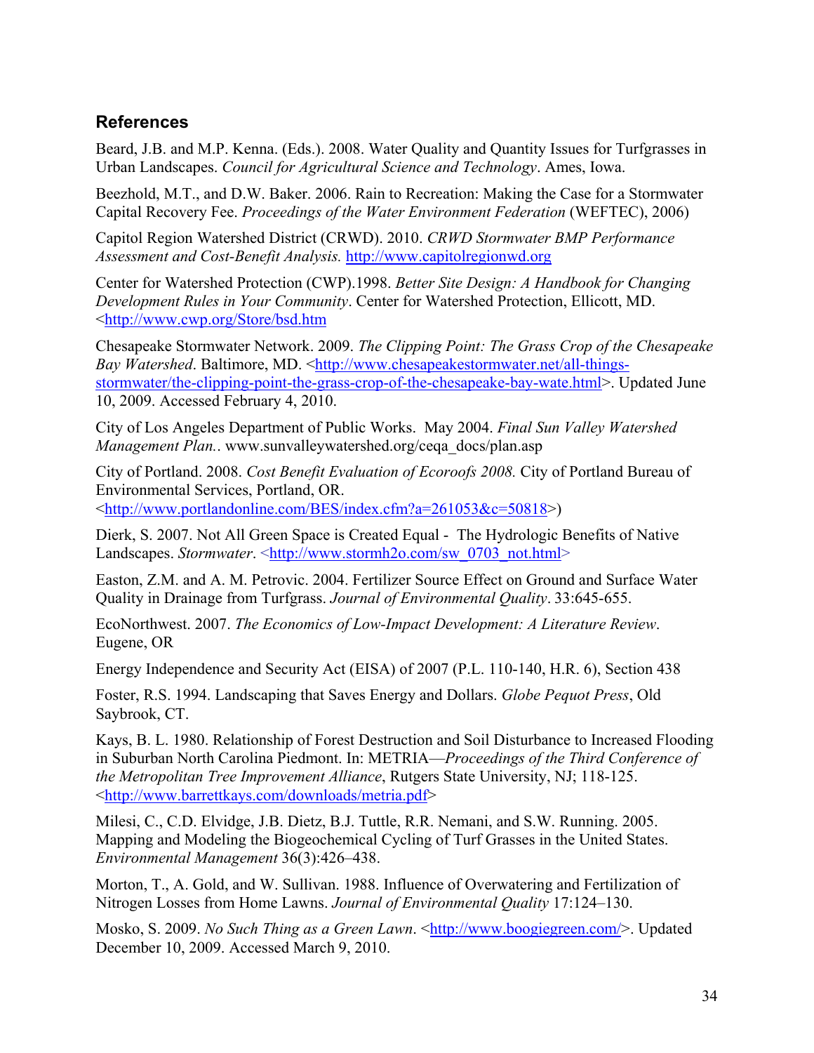## References

Beard, J.B. and M.P. Kenna. (Eds.). 2008. Water Quality and Quantity Issues for Turfgrasses in Urban Landscapes. *Council for Agricultural Science and Technology*. Ames, Iowa.

Beezhold, M.T., and D.W. Baker. 2006. Rain to Recreation: Making the Case for a Stormwater Capital Recovery Fee. *Proceedings of the Water Environment Federation* (WEFTEC), 2006)

Capitol Region Watershed District (CRWD). 2010. *CRWD Stormwater BMP Performance Assessment and Cost-Benefit Analysis.* http://www.capitolregionwd.org

Center for Watershed Protection (CWP).1998. *Better Site Design: A Handbook for Changing Development Rules in Your Community*. Center for Watershed Protection, Ellicott, MD. <http://www.cwp.org/Store/bsd.htm

Chesapeake Stormwater Network. 2009. *The Clipping Point: The Grass Crop of the Chesapeake Bay Watershed*. Baltimore, MD. <http://www.chesapeakestormwater.net/all-things-stormwater/the-clipping-point-the-grass-crop-of-the-chesapeake-bay-wate.html>. Updated June 10, 2009. Accessed February 4, 2010.

City of Los Angeles Department of Public Works. May 2004. *Final Sun Valley Watershed Management Plan.*. www.sunvalleywatershed.org/ceqa_docs/plan.asp

City of Portland. 2008. *Cost Benefit Evaluation of Ecoroofs 2008.* City of Portland Bureau of Environmental Services, Portland, OR. <http://www.portlandonline.com/BES/index.cfm?a=261053&c=50818>)

Dierk, S. 2007. Not All Green Space is Created Equal - The Hydrologic Benefits of Native Landscapes. *Stormwater*. <http://www.stormh2o.com/sw_0703_not.html>

Easton, Z.M. and A. M. Petrovic. 2004. Fertilizer Source Effect on Ground and Surface Water Quality in Drainage from Turfgrass. *Journal of Environmental Quality*. 33:645-655.

EcoNorthwest. 2007. *The Economics of Low-Impact Development: A Literature Review*. Eugene, OR

Energy Independence and Security Act (EISA) of 2007 (P.L. 110-140, H.R. 6), Section 438

Foster, R.S. 1994. Landscaping that Saves Energy and Dollars. *Globe Pequot Press*, Old Saybrook, CT.

Kays, B. L. 1980. Relationship of Forest Destruction and Soil Disturbance to Increased Flooding in Suburban North Carolina Piedmont. In: METRIA—*Proceedings of the Third Conference of the Metropolitan Tree Improvement Alliance*, Rutgers State University, NJ; 118-125. <http://www.barrettkays.com/downloads/metria.pdf>

Milesi, C., C.D. Elvidge, J.B. Dietz, B.J. Tuttle, R.R. Nemani, and S.W. Running. 2005. Mapping and Modeling the Biogeochemical Cycling of Turf Grasses in the United States. *Environmental Management* 36(3):426–438.

Morton, T., A. Gold, and W. Sullivan. 1988. Influence of Overwatering and Fertilization of Nitrogen Losses from Home Lawns. *Journal of Environmental Quality* 17:124–130.

Mosko, S. 2009. *No Such Thing as a Green Lawn*. <http://www.boogiegreen.com/>. Updated December 10, 2009. Accessed March 9, 2010.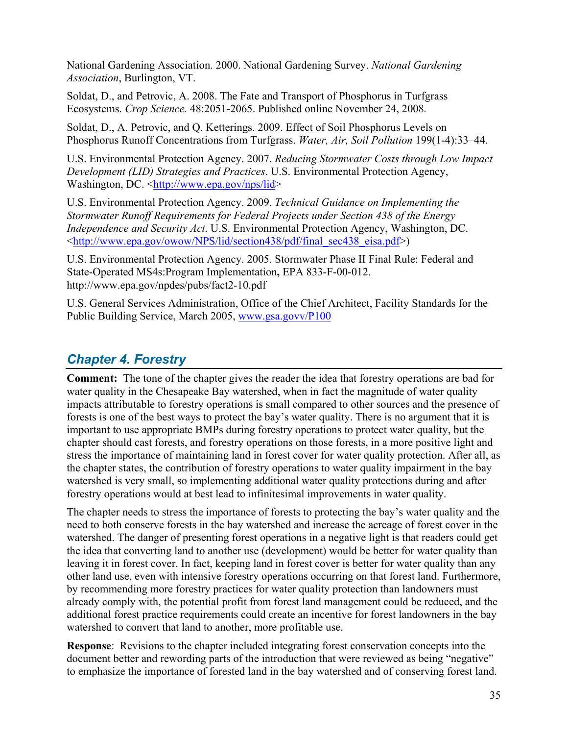National Gardening Association. 2000. National Gardening Survey. *National Gardening Association*, Burlington, VT.

Soldat, D., and Petrovic, A. 2008. The Fate and Transport of Phosphorus in Turfgrass Ecosystems. *Crop Science.* 48:2051-2065. Published online November 24, 2008.

Soldat, D., A. Petrovic, and Q. Ketterings. 2009. Effect of Soil Phosphorus Levels on Phosphorus Runoff Concentrations from Turfgrass. *Water, Air, Soil Pollution* 199(1-4):33–44.

U.S. Environmental Protection Agency. 2007. *Reducing Stormwater Costs through Low Impact Development (LID) Strategies and Practices*. U.S. Environmental Protection Agency, Washington, DC. <http://www.epa.gov/nps/lid>

U.S. Environmental Protection Agency. 2009. *Technical Guidance on Implementing the Stormwater Runoff Requirements for Federal Projects under Section 438 of the Energy Independence and Security Act*. U.S. Environmental Protection Agency, Washington, DC. <http://www.epa.gov/owow/NPS/lid/section438/pdf/final_sec438_eisa.pdf>)

U.S. Environmental Protection Agency. 2005. Stormwater Phase II Final Rule: Federal and State-Operated MS4s:Program Implementation**,** EPA 833-F-00-012. http://www.epa.gov/npdes/pubs/fact2-10.pdf

U.S. General Services Administration, Office of the Chief Architect, Facility Standards for the Public Building Service, March 2005, www.gsa.govv/P100

## *Chapter 4. Forestry*

**Comment:** The tone of the chapter gives the reader the idea that forestry operations are bad for water quality in the Chesapeake Bay watershed, when in fact the magnitude of water quality impacts attributable to forestry operations is small compared to other sources and the presence of forests is one of the best ways to protect the bay's water quality. There is no argument that it is important to use appropriate BMPs during forestry operations to protect water quality, but the chapter should cast forests, and forestry operations on those forests, in a more positive light and stress the importance of maintaining land in forest cover for water quality protection. After all, as the chapter states, the contribution of forestry operations to water quality impairment in the bay watershed is very small, so implementing additional water quality protections during and after forestry operations would at best lead to infinitesimal improvements in water quality.

The chapter needs to stress the importance of forests to protecting the bay's water quality and the need to both conserve forests in the bay watershed and increase the acreage of forest cover in the watershed. The danger of presenting forest operations in a negative light is that readers could get the idea that converting land to another use (development) would be better for water quality than leaving it in forest cover. In fact, keeping land in forest cover is better for water quality than any other land use, even with intensive forestry operations occurring on that forest land. Furthermore, by recommending more forestry practices for water quality protection than landowners must already comply with, the potential profit from forest land management could be reduced, and the additional forest practice requirements could create an incentive for forest landowners in the bay watershed to convert that land to another, more profitable use.

**Response**: Revisions to the chapter included integrating forest conservation concepts into the document better and rewording parts of the introduction that were reviewed as being "negative" to emphasize the importance of forested land in the bay watershed and of conserving forest land.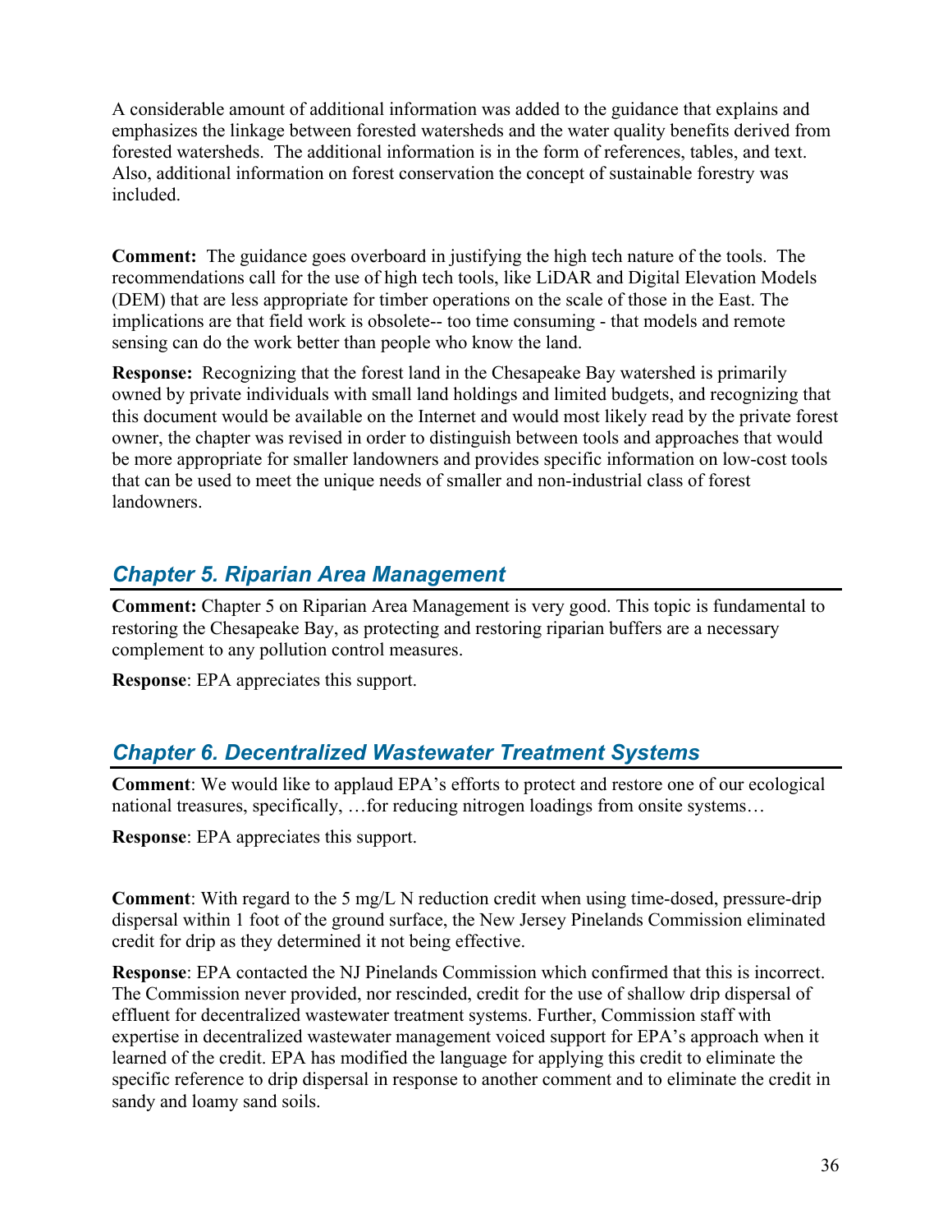A considerable amount of additional information was added to the guidance that explains and emphasizes the linkage between forested watersheds and the water quality benefits derived from forested watersheds. The additional information is in the form of references, tables, and text. Also, additional information on forest conservation the concept of sustainable forestry was included.

**Comment:** The guidance goes overboard in justifying the high tech nature of the tools. The recommendations call for the use of high tech tools, like LiDAR and Digital Elevation Models (DEM) that are less appropriate for timber operations on the scale of those in the East. The implications are that field work is obsolete-- too time consuming - that models and remote sensing can do the work better than people who know the land.

**Response:** Recognizing that the forest land in the Chesapeake Bay watershed is primarily owned by private individuals with small land holdings and limited budgets, and recognizing that this document would be available on the Internet and would most likely read by the private forest owner, the chapter was revised in order to distinguish between tools and approaches that would be more appropriate for smaller landowners and provides specific information on low-cost tools that can be used to meet the unique needs of smaller and non-industrial class of forest landowners.

## *Chapter 5. Riparian Area Management*

**Comment:** Chapter 5 on Riparian Area Management is very good. This topic is fundamental to restoring the Chesapeake Bay, as protecting and restoring riparian buffers are a necessary complement to any pollution control measures.

**Response**: EPA appreciates this support.

## *Chapter 6. Decentralized Wastewater Treatment Systems*

**Comment**: We would like to applaud EPA's efforts to protect and restore one of our ecological national treasures, specifically, …for reducing nitrogen loadings from onsite systems…

**Response**: EPA appreciates this support.

**Comment**: With regard to the 5 mg/L N reduction credit when using time-dosed, pressure-drip dispersal within 1 foot of the ground surface, the New Jersey Pinelands Commission eliminated credit for drip as they determined it not being effective.

**Response**: EPA contacted the NJ Pinelands Commission which confirmed that this is incorrect. The Commission never provided, nor rescinded, credit for the use of shallow drip dispersal of effluent for decentralized wastewater treatment systems. Further, Commission staff with expertise in decentralized wastewater management voiced support for EPA's approach when it learned of the credit. EPA has modified the language for applying this credit to eliminate the specific reference to drip dispersal in response to another comment and to eliminate the credit in sandy and loamy sand soils.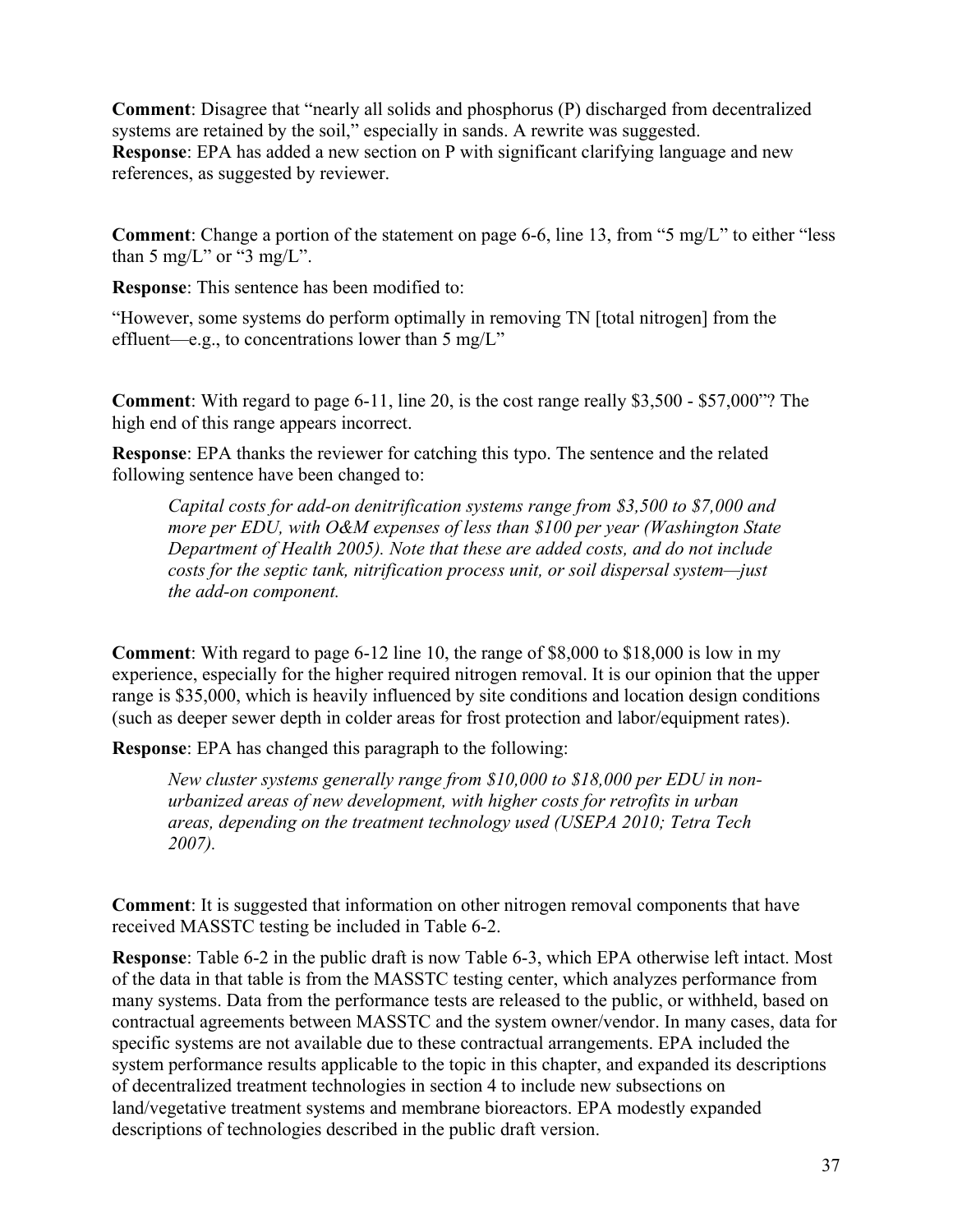**Comment**: Disagree that "nearly all solids and phosphorus (P) discharged from decentralized systems are retained by the soil," especially in sands. A rewrite was suggested.
**Response**: EPA has added a new section on P with significant clarifying language and new references, as suggested by reviewer.

**Comment**: Change a portion of the statement on page 6-6, line 13, from "5 mg/L" to either "less than 5 mg/L" or "3 mg/L".

**Response**: This sentence has been modified to:

"However, some systems do perform optimally in removing TN [total nitrogen] from the effluent—e.g., to concentrations lower than 5 mg/L"

**Comment**: With regard to page 6-11, line 20, is the cost range really $3,500 - $57,000"? The high end of this range appears incorrect.

**Response**: EPA thanks the reviewer for catching this typo. The sentence and the related following sentence have been changed to:

> *Capital costs for add-on denitrification systems range from $3,500 to $7,000 and more per EDU, with O&M expenses of less than $100 per year (Washington State Department of Health 2005). Note that these are added costs, and do not include costs for the septic tank, nitrification process unit, or soil dispersal system—just the add-on component.*

**Comment**: With regard to page 6-12 line 10, the range of $8,000 to $18,000 is low in my experience, especially for the higher required nitrogen removal. It is our opinion that the upper range is $35,000, which is heavily influenced by site conditions and location design conditions (such as deeper sewer depth in colder areas for frost protection and labor/equipment rates).

**Response**: EPA has changed this paragraph to the following:

> *New cluster systems generally range from $10,000 to $18,000 per EDU in non-urbanized areas of new development, with higher costs for retrofits in urban areas, depending on the treatment technology used (USEPA 2010; Tetra Tech 2007).*

**Comment**: It is suggested that information on other nitrogen removal components that have received MASSTC testing be included in Table 6-2.

**Response**: Table 6-2 in the public draft is now Table 6-3, which EPA otherwise left intact. Most of the data in that table is from the MASSTC testing center, which analyzes performance from many systems. Data from the performance tests are released to the public, or withheld, based on contractual agreements between MASSTC and the system owner/vendor. In many cases, data for specific systems are not available due to these contractual arrangements. EPA included the system performance results applicable to the topic in this chapter, and expanded its descriptions of decentralized treatment technologies in section 4 to include new subsections on land/vegetative treatment systems and membrane bioreactors. EPA modestly expanded descriptions of technologies described in the public draft version.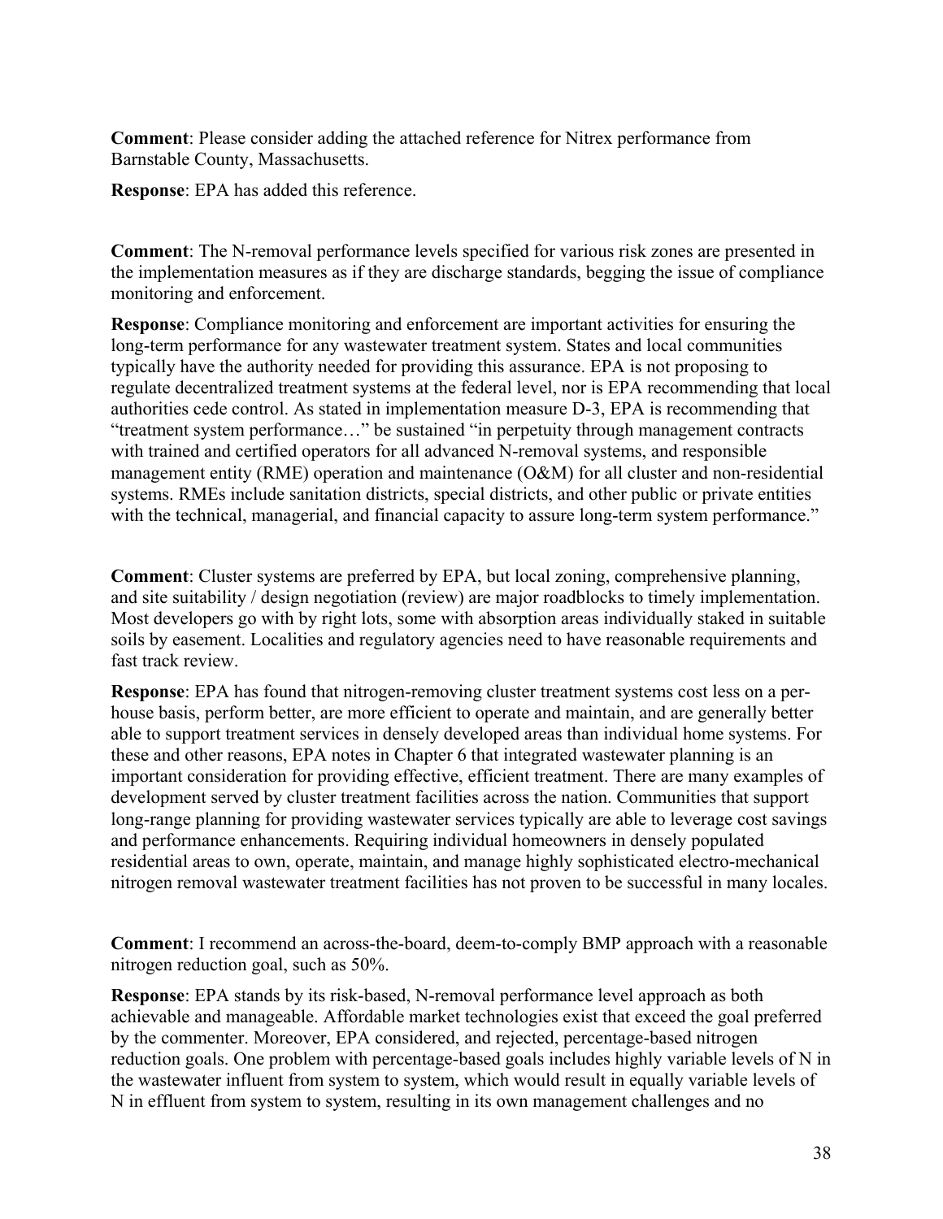**Comment**: Please consider adding the attached reference for Nitrex performance from Barnstable County, Massachusetts.

**Response**: EPA has added this reference.

**Comment**: The N-removal performance levels specified for various risk zones are presented in the implementation measures as if they are discharge standards, begging the issue of compliance monitoring and enforcement.

**Response**: Compliance monitoring and enforcement are important activities for ensuring the long-term performance for any wastewater treatment system. States and local communities typically have the authority needed for providing this assurance. EPA is not proposing to regulate decentralized treatment systems at the federal level, nor is EPA recommending that local authorities cede control. As stated in implementation measure D-3, EPA is recommending that "treatment system performance…" be sustained "in perpetuity through management contracts with trained and certified operators for all advanced N-removal systems, and responsible management entity (RME) operation and maintenance (O&M) for all cluster and non-residential systems. RMEs include sanitation districts, special districts, and other public or private entities with the technical, managerial, and financial capacity to assure long-term system performance."

**Comment**: Cluster systems are preferred by EPA, but local zoning, comprehensive planning, and site suitability / design negotiation (review) are major roadblocks to timely implementation. Most developers go with by right lots, some with absorption areas individually staked in suitable soils by easement. Localities and regulatory agencies need to have reasonable requirements and fast track review.

**Response**: EPA has found that nitrogen-removing cluster treatment systems cost less on a per-house basis, perform better, are more efficient to operate and maintain, and are generally better able to support treatment services in densely developed areas than individual home systems. For these and other reasons, EPA notes in Chapter 6 that integrated wastewater planning is an important consideration for providing effective, efficient treatment. There are many examples of development served by cluster treatment facilities across the nation. Communities that support long-range planning for providing wastewater services typically are able to leverage cost savings and performance enhancements. Requiring individual homeowners in densely populated residential areas to own, operate, maintain, and manage highly sophisticated electro-mechanical nitrogen removal wastewater treatment facilities has not proven to be successful in many locales.

**Comment**: I recommend an across-the-board, deem-to-comply BMP approach with a reasonable nitrogen reduction goal, such as 50%.

**Response**: EPA stands by its risk-based, N-removal performance level approach as both achievable and manageable. Affordable market technologies exist that exceed the goal preferred by the commenter. Moreover, EPA considered, and rejected, percentage-based nitrogen reduction goals. One problem with percentage-based goals includes highly variable levels of N in the wastewater influent from system to system, which would result in equally variable levels of N in effluent from system to system, resulting in its own management challenges and no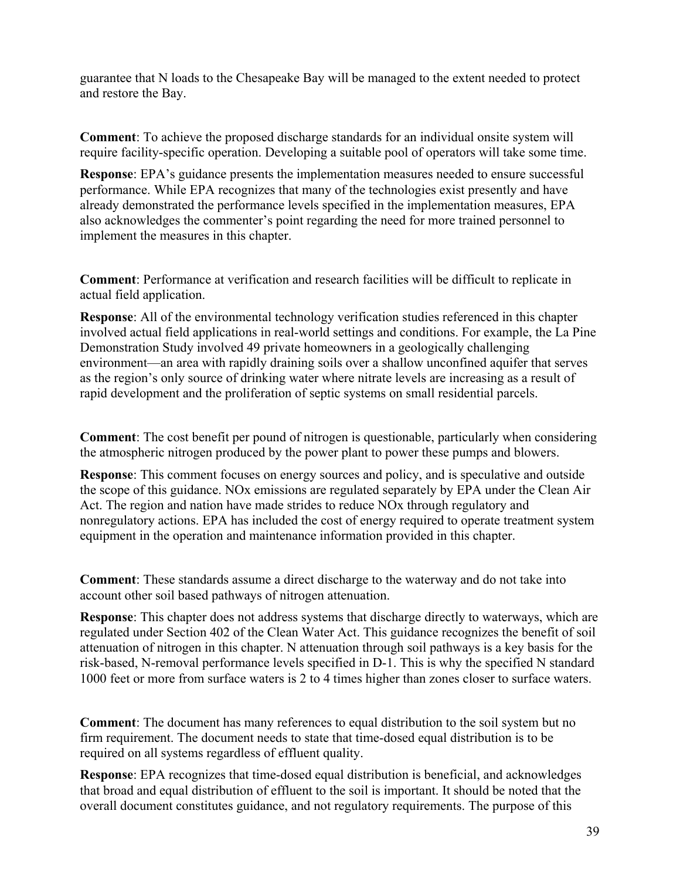guarantee that N loads to the Chesapeake Bay will be managed to the extent needed to protect and restore the Bay.

**Comment**: To achieve the proposed discharge standards for an individual onsite system will require facility-specific operation. Developing a suitable pool of operators will take some time.

**Response**: EPA's guidance presents the implementation measures needed to ensure successful performance. While EPA recognizes that many of the technologies exist presently and have already demonstrated the performance levels specified in the implementation measures, EPA also acknowledges the commenter's point regarding the need for more trained personnel to implement the measures in this chapter.

**Comment**: Performance at verification and research facilities will be difficult to replicate in actual field application.

**Response**: All of the environmental technology verification studies referenced in this chapter involved actual field applications in real-world settings and conditions. For example, the La Pine Demonstration Study involved 49 private homeowners in a geologically challenging environment—an area with rapidly draining soils over a shallow unconfined aquifer that serves as the region's only source of drinking water where nitrate levels are increasing as a result of rapid development and the proliferation of septic systems on small residential parcels.

**Comment**: The cost benefit per pound of nitrogen is questionable, particularly when considering the atmospheric nitrogen produced by the power plant to power these pumps and blowers.

**Response**: This comment focuses on energy sources and policy, and is speculative and outside the scope of this guidance. NOx emissions are regulated separately by EPA under the Clean Air Act. The region and nation have made strides to reduce NOx through regulatory and nonregulatory actions. EPA has included the cost of energy required to operate treatment system equipment in the operation and maintenance information provided in this chapter.

**Comment**: These standards assume a direct discharge to the waterway and do not take into account other soil based pathways of nitrogen attenuation.

**Response**: This chapter does not address systems that discharge directly to waterways, which are regulated under Section 402 of the Clean Water Act. This guidance recognizes the benefit of soil attenuation of nitrogen in this chapter. N attenuation through soil pathways is a key basis for the risk-based, N-removal performance levels specified in D-1. This is why the specified N standard 1000 feet or more from surface waters is 2 to 4 times higher than zones closer to surface waters.

**Comment**: The document has many references to equal distribution to the soil system but no firm requirement. The document needs to state that time-dosed equal distribution is to be required on all systems regardless of effluent quality.

**Response**: EPA recognizes that time-dosed equal distribution is beneficial, and acknowledges that broad and equal distribution of effluent to the soil is important. It should be noted that the overall document constitutes guidance, and not regulatory requirements. The purpose of this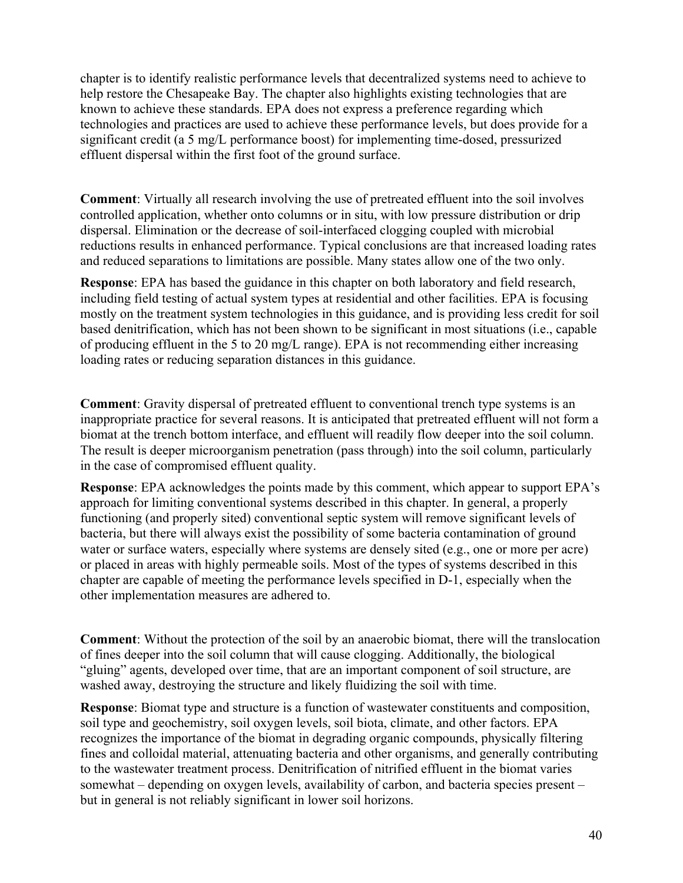chapter is to identify realistic performance levels that decentralized systems need to achieve to help restore the Chesapeake Bay. The chapter also highlights existing technologies that are known to achieve these standards. EPA does not express a preference regarding which technologies and practices are used to achieve these performance levels, but does provide for a significant credit (a 5 mg/L performance boost) for implementing time-dosed, pressurized effluent dispersal within the first foot of the ground surface.

**Comment**: Virtually all research involving the use of pretreated effluent into the soil involves controlled application, whether onto columns or in situ, with low pressure distribution or drip dispersal. Elimination or the decrease of soil-interfaced clogging coupled with microbial reductions results in enhanced performance. Typical conclusions are that increased loading rates and reduced separations to limitations are possible. Many states allow one of the two only.

**Response**: EPA has based the guidance in this chapter on both laboratory and field research, including field testing of actual system types at residential and other facilities. EPA is focusing mostly on the treatment system technologies in this guidance, and is providing less credit for soil based denitrification, which has not been shown to be significant in most situations (i.e., capable of producing effluent in the 5 to 20 mg/L range). EPA is not recommending either increasing loading rates or reducing separation distances in this guidance.

**Comment**: Gravity dispersal of pretreated effluent to conventional trench type systems is an inappropriate practice for several reasons. It is anticipated that pretreated effluent will not form a biomat at the trench bottom interface, and effluent will readily flow deeper into the soil column. The result is deeper microorganism penetration (pass through) into the soil column, particularly in the case of compromised effluent quality.

**Response**: EPA acknowledges the points made by this comment, which appear to support EPA's approach for limiting conventional systems described in this chapter. In general, a properly functioning (and properly sited) conventional septic system will remove significant levels of bacteria, but there will always exist the possibility of some bacteria contamination of ground water or surface waters, especially where systems are densely sited (e.g., one or more per acre) or placed in areas with highly permeable soils. Most of the types of systems described in this chapter are capable of meeting the performance levels specified in D-1, especially when the other implementation measures are adhered to.

**Comment**: Without the protection of the soil by an anaerobic biomat, there will the translocation of fines deeper into the soil column that will cause clogging. Additionally, the biological "gluing" agents, developed over time, that are an important component of soil structure, are washed away, destroying the structure and likely fluidizing the soil with time.

**Response**: Biomat type and structure is a function of wastewater constituents and composition, soil type and geochemistry, soil oxygen levels, soil biota, climate, and other factors. EPA recognizes the importance of the biomat in degrading organic compounds, physically filtering fines and colloidal material, attenuating bacteria and other organisms, and generally contributing to the wastewater treatment process. Denitrification of nitrified effluent in the biomat varies somewhat – depending on oxygen levels, availability of carbon, and bacteria species present – but in general is not reliably significant in lower soil horizons.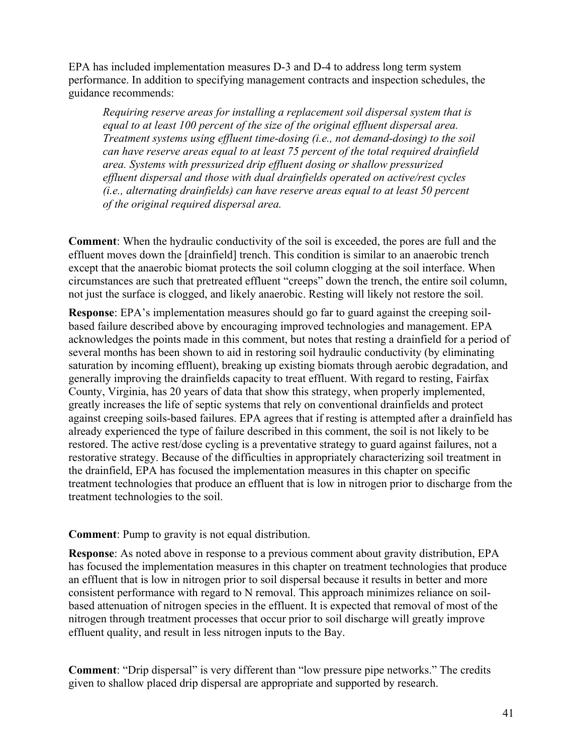EPA has included implementation measures D-3 and D-4 to address long term system performance. In addition to specifying management contracts and inspection schedules, the guidance recommends:

> *Requiring reserve areas for installing a replacement soil dispersal system that is equal to at least 100 percent of the size of the original effluent dispersal area. Treatment systems using effluent time-dosing (i.e., not demand-dosing) to the soil can have reserve areas equal to at least 75 percent of the total required drainfield area. Systems with pressurized drip effluent dosing or shallow pressurized effluent dispersal and those with dual drainfields operated on active/rest cycles (i.e., alternating drainfields) can have reserve areas equal to at least 50 percent of the original required dispersal area.*

**Comment**: When the hydraulic conductivity of the soil is exceeded, the pores are full and the effluent moves down the [drainfield] trench. This condition is similar to an anaerobic trench except that the anaerobic biomat protects the soil column clogging at the soil interface. When circumstances are such that pretreated effluent "creeps" down the trench, the entire soil column, not just the surface is clogged, and likely anaerobic. Resting will likely not restore the soil.

**Response**: EPA's implementation measures should go far to guard against the creeping soil-based failure described above by encouraging improved technologies and management. EPA acknowledges the points made in this comment, but notes that resting a drainfield for a period of several months has been shown to aid in restoring soil hydraulic conductivity (by eliminating saturation by incoming effluent), breaking up existing biomats through aerobic degradation, and generally improving the drainfields capacity to treat effluent. With regard to resting, Fairfax County, Virginia, has 20 years of data that show this strategy, when properly implemented, greatly increases the life of septic systems that rely on conventional drainfields and protect against creeping soils-based failures. EPA agrees that if resting is attempted after a drainfield has already experienced the type of failure described in this comment, the soil is not likely to be restored. The active rest/dose cycling is a preventative strategy to guard against failures, not a restorative strategy. Because of the difficulties in appropriately characterizing soil treatment in the drainfield, EPA has focused the implementation measures in this chapter on specific treatment technologies that produce an effluent that is low in nitrogen prior to discharge from the treatment technologies to the soil.

**Comment**: Pump to gravity is not equal distribution.

**Response**: As noted above in response to a previous comment about gravity distribution, EPA has focused the implementation measures in this chapter on treatment technologies that produce an effluent that is low in nitrogen prior to soil dispersal because it results in better and more consistent performance with regard to N removal. This approach minimizes reliance on soil-based attenuation of nitrogen species in the effluent. It is expected that removal of most of the nitrogen through treatment processes that occur prior to soil discharge will greatly improve effluent quality, and result in less nitrogen inputs to the Bay.

**Comment**: "Drip dispersal" is very different than "low pressure pipe networks." The credits given to shallow placed drip dispersal are appropriate and supported by research.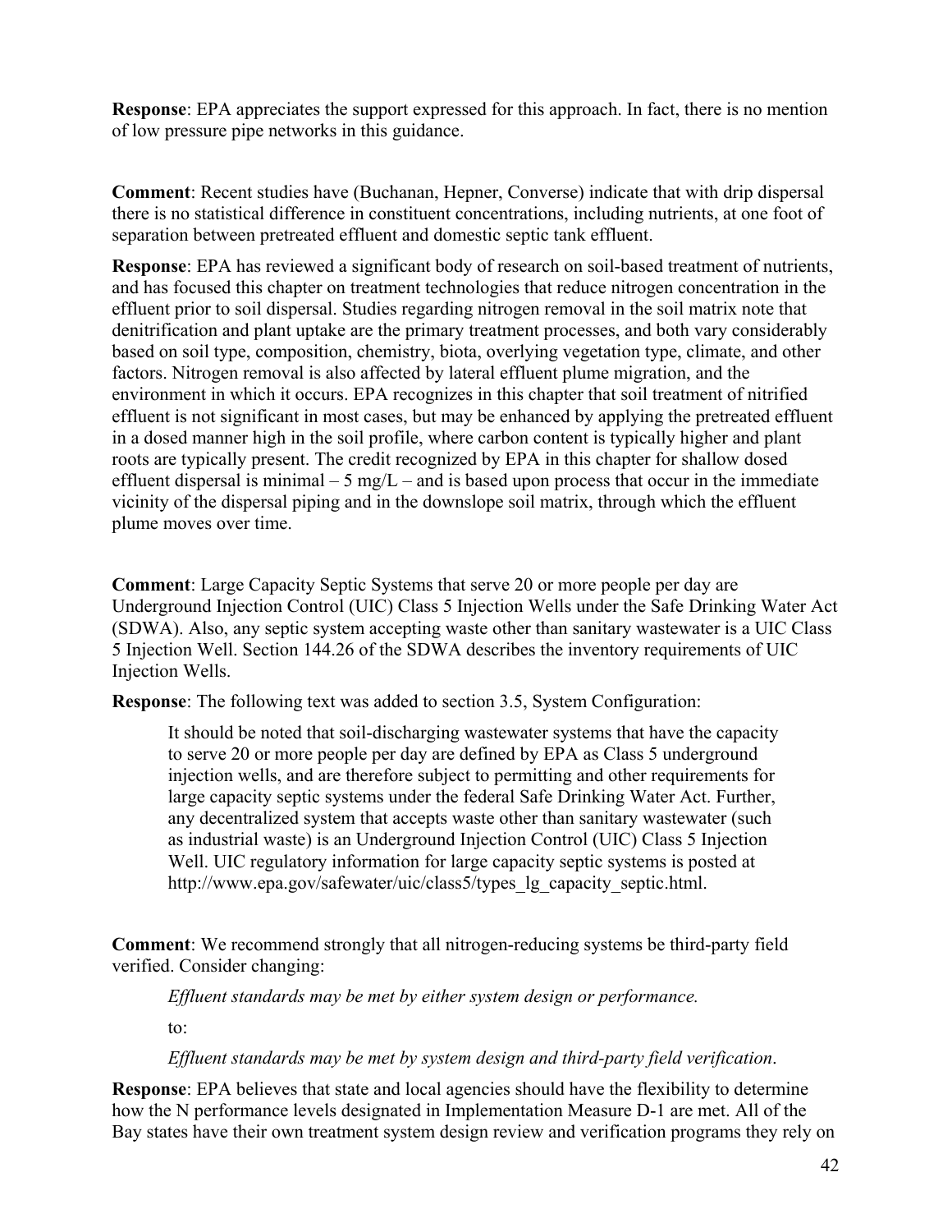**Response**: EPA appreciates the support expressed for this approach. In fact, there is no mention of low pressure pipe networks in this guidance.

**Comment**: Recent studies have (Buchanan, Hepner, Converse) indicate that with drip dispersal there is no statistical difference in constituent concentrations, including nutrients, at one foot of separation between pretreated effluent and domestic septic tank effluent.

**Response**: EPA has reviewed a significant body of research on soil-based treatment of nutrients, and has focused this chapter on treatment technologies that reduce nitrogen concentration in the effluent prior to soil dispersal. Studies regarding nitrogen removal in the soil matrix note that denitrification and plant uptake are the primary treatment processes, and both vary considerably based on soil type, composition, chemistry, biota, overlying vegetation type, climate, and other factors. Nitrogen removal is also affected by lateral effluent plume migration, and the environment in which it occurs. EPA recognizes in this chapter that soil treatment of nitrified effluent is not significant in most cases, but may be enhanced by applying the pretreated effluent in a dosed manner high in the soil profile, where carbon content is typically higher and plant roots are typically present. The credit recognized by EPA in this chapter for shallow dosed effluent dispersal is minimal – 5 mg/L – and is based upon process that occur in the immediate vicinity of the dispersal piping and in the downslope soil matrix, through which the effluent plume moves over time.

**Comment**: Large Capacity Septic Systems that serve 20 or more people per day are Underground Injection Control (UIC) Class 5 Injection Wells under the Safe Drinking Water Act (SDWA). Also, any septic system accepting waste other than sanitary wastewater is a UIC Class 5 Injection Well. Section 144.26 of the SDWA describes the inventory requirements of UIC Injection Wells.

**Response**: The following text was added to section 3.5, System Configuration:

> It should be noted that soil-discharging wastewater systems that have the capacity to serve 20 or more people per day are defined by EPA as Class 5 underground injection wells, and are therefore subject to permitting and other requirements for large capacity septic systems under the federal Safe Drinking Water Act. Further, any decentralized system that accepts waste other than sanitary wastewater (such as industrial waste) is an Underground Injection Control (UIC) Class 5 Injection Well. UIC regulatory information for large capacity septic systems is posted at http://www.epa.gov/safewater/uic/class5/types_lg_capacity_septic.html.

**Comment**: We recommend strongly that all nitrogen-reducing systems be third-party field verified. Consider changing:

> *Effluent standards may be met by either system design or performance.*
>
> to:
>
> *Effluent standards may be met by system design and third-party field verification*.

**Response**: EPA believes that state and local agencies should have the flexibility to determine how the N performance levels designated in Implementation Measure D-1 are met. All of the Bay states have their own treatment system design review and verification programs they rely on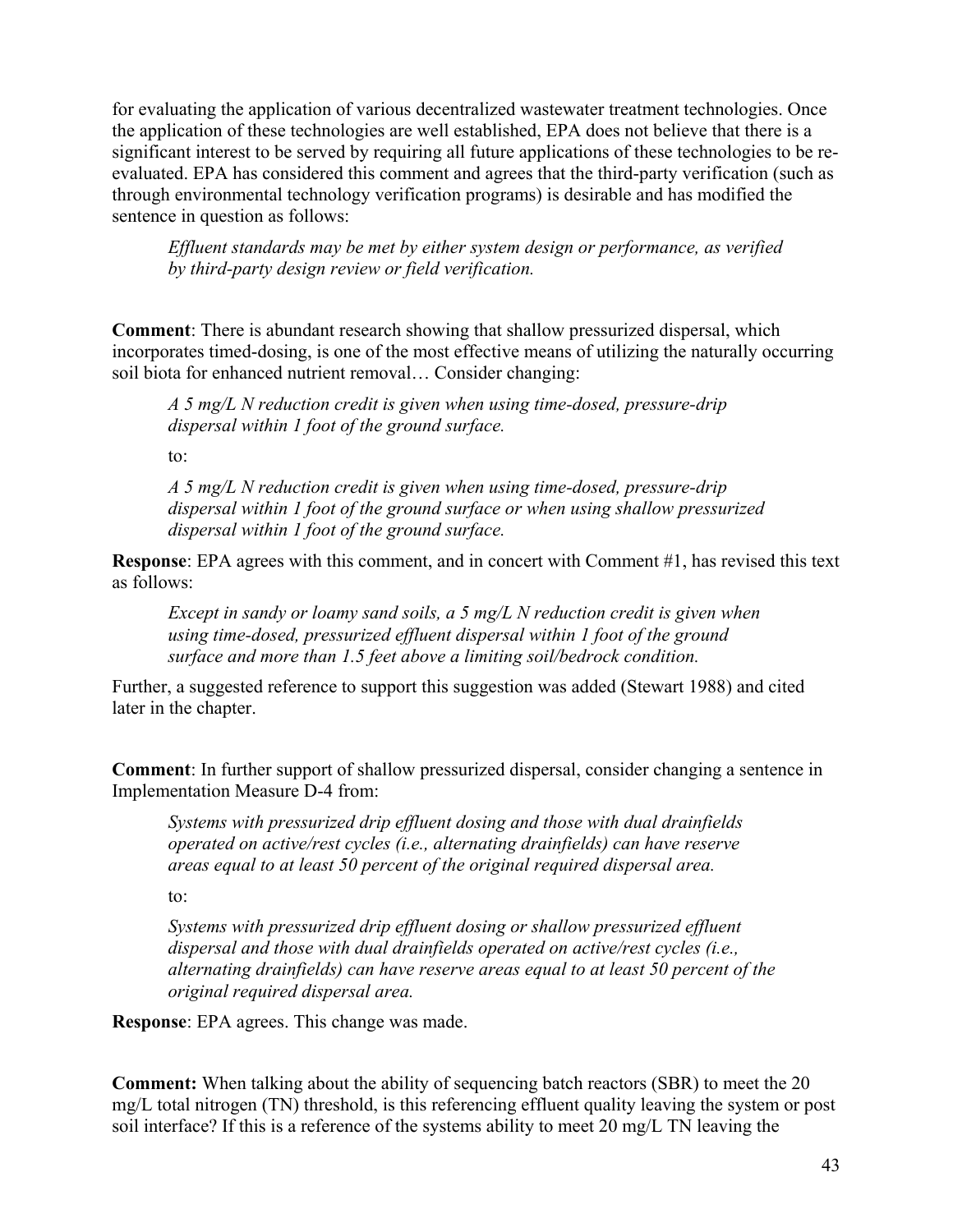for evaluating the application of various decentralized wastewater treatment technologies. Once the application of these technologies are well established, EPA does not believe that there is a significant interest to be served by requiring all future applications of these technologies to be re-evaluated. EPA has considered this comment and agrees that the third-party verification (such as through environmental technology verification programs) is desirable and has modified the sentence in question as follows:

> *Effluent standards may be met by either system design or performance, as verified by third-party design review or field verification.*

**Comment**: There is abundant research showing that shallow pressurized dispersal, which incorporates timed-dosing, is one of the most effective means of utilizing the naturally occurring soil biota for enhanced nutrient removal… Consider changing:

> *A 5 mg/L N reduction credit is given when using time-dosed, pressure-drip dispersal within 1 foot of the ground surface.*
>
> to:
>
> *A 5 mg/L N reduction credit is given when using time-dosed, pressure-drip dispersal within 1 foot of the ground surface or when using shallow pressurized dispersal within 1 foot of the ground surface.*

**Response**: EPA agrees with this comment, and in concert with Comment #1, has revised this text as follows:

> *Except in sandy or loamy sand soils, a 5 mg/L N reduction credit is given when using time-dosed, pressurized effluent dispersal within 1 foot of the ground surface and more than 1.5 feet above a limiting soil/bedrock condition.*

Further, a suggested reference to support this suggestion was added (Stewart 1988) and cited later in the chapter.

**Comment**: In further support of shallow pressurized dispersal, consider changing a sentence in Implementation Measure D-4 from:

> *Systems with pressurized drip effluent dosing and those with dual drainfields operated on active/rest cycles (i.e., alternating drainfields) can have reserve areas equal to at least 50 percent of the original required dispersal area.*
>
> to:
>
> *Systems with pressurized drip effluent dosing or shallow pressurized effluent dispersal and those with dual drainfields operated on active/rest cycles (i.e., alternating drainfields) can have reserve areas equal to at least 50 percent of the original required dispersal area.*

**Response**: EPA agrees. This change was made.

**Comment:** When talking about the ability of sequencing batch reactors (SBR) to meet the 20 mg/L total nitrogen (TN) threshold, is this referencing effluent quality leaving the system or post soil interface? If this is a reference of the systems ability to meet 20 mg/L TN leaving the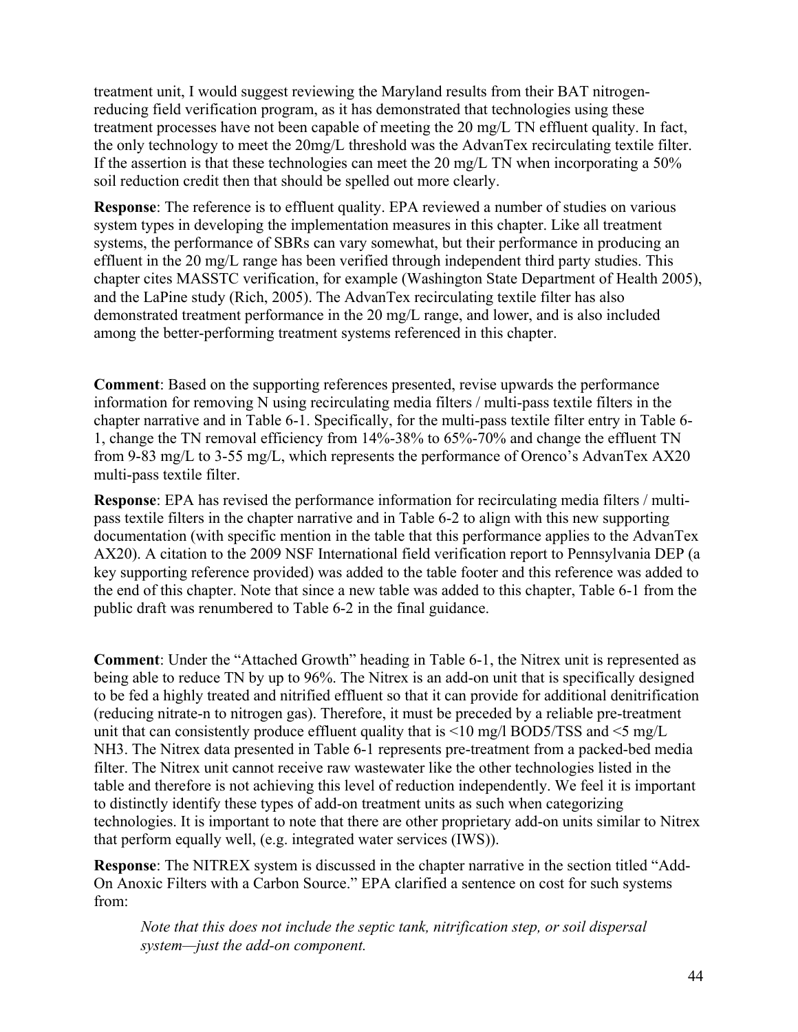treatment unit, I would suggest reviewing the Maryland results from their BAT nitrogen-reducing field verification program, as it has demonstrated that technologies using these treatment processes have not been capable of meeting the 20 mg/L TN effluent quality. In fact, the only technology to meet the 20mg/L threshold was the AdvanTex recirculating textile filter. If the assertion is that these technologies can meet the 20 mg/L TN when incorporating a 50% soil reduction credit then that should be spelled out more clearly.

**Response**: The reference is to effluent quality. EPA reviewed a number of studies on various system types in developing the implementation measures in this chapter. Like all treatment systems, the performance of SBRs can vary somewhat, but their performance in producing an effluent in the 20 mg/L range has been verified through independent third party studies. This chapter cites MASSTC verification, for example (Washington State Department of Health 2005), and the LaPine study (Rich, 2005). The AdvanTex recirculating textile filter has also demonstrated treatment performance in the 20 mg/L range, and lower, and is also included among the better-performing treatment systems referenced in this chapter.

**Comment**: Based on the supporting references presented, revise upwards the performance information for removing N using recirculating media filters / multi-pass textile filters in the chapter narrative and in Table 6-1. Specifically, for the multi-pass textile filter entry in Table 6-1, change the TN removal efficiency from 14%-38% to 65%-70% and change the effluent TN from 9-83 mg/L to 3-55 mg/L, which represents the performance of Orenco's AdvanTex AX20 multi-pass textile filter.

**Response**: EPA has revised the performance information for recirculating media filters / multi-pass textile filters in the chapter narrative and in Table 6-2 to align with this new supporting documentation (with specific mention in the table that this performance applies to the AdvanTex AX20). A citation to the 2009 NSF International field verification report to Pennsylvania DEP (a key supporting reference provided) was added to the table footer and this reference was added to the end of this chapter. Note that since a new table was added to this chapter, Table 6-1 from the public draft was renumbered to Table 6-2 in the final guidance.

**Comment**: Under the "Attached Growth" heading in Table 6-1, the Nitrex unit is represented as being able to reduce TN by up to 96%. The Nitrex is an add-on unit that is specifically designed to be fed a highly treated and nitrified effluent so that it can provide for additional denitrification (reducing nitrate-n to nitrogen gas). Therefore, it must be preceded by a reliable pre-treatment unit that can consistently produce effluent quality that is <10 mg/l $BOD_5$/TSS and <5 mg/L $NH_3$. The Nitrex data presented in Table 6-1 represents pre-treatment from a packed-bed media filter. The Nitrex unit cannot receive raw wastewater like the other technologies listed in the table and therefore is not achieving this level of reduction independently. We feel it is important to distinctly identify these types of add-on treatment units as such when categorizing technologies. It is important to note that there are other proprietary add-on units similar to Nitrex that perform equally well, (e.g. integrated water services (IWS)).

**Response**: The NITREX system is discussed in the chapter narrative in the section titled "Add-On Anoxic Filters with a Carbon Source." EPA clarified a sentence on cost for such systems from:

> *Note that this does not include the septic tank, nitrification step, or soil dispersal system—just the add-on component.*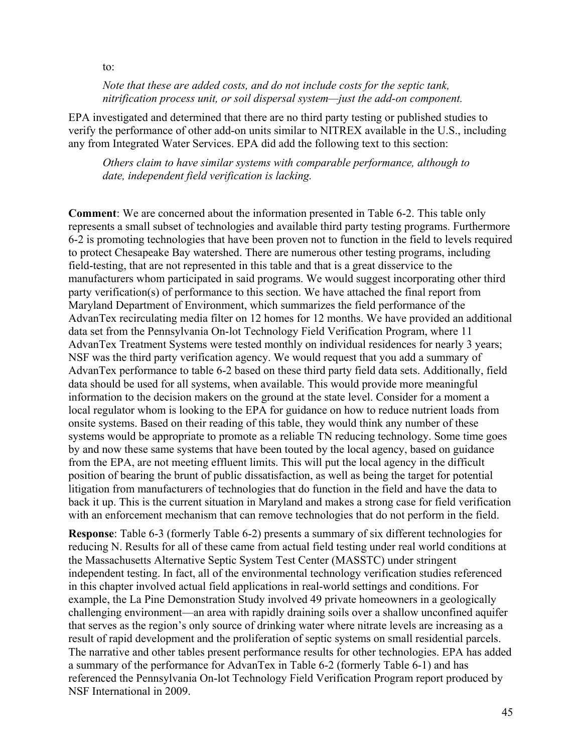to:

*Note that these are added costs, and do not include costs for the septic tank, nitrification process unit, or soil dispersal system—just the add-on component.*

EPA investigated and determined that there are no third party testing or published studies to verify the performance of other add-on units similar to NITREX available in the U.S., including any from Integrated Water Services. EPA did add the following text to this section:

*Others claim to have similar systems with comparable performance, although to date, independent field verification is lacking.*

**Comment**: We are concerned about the information presented in Table 6-2. This table only represents a small subset of technologies and available third party testing programs. Furthermore 6-2 is promoting technologies that have been proven not to function in the field to levels required to protect Chesapeake Bay watershed. There are numerous other testing programs, including field-testing, that are not represented in this table and that is a great disservice to the manufacturers whom participated in said programs. We would suggest incorporating other third party verification(s) of performance to this section. We have attached the final report from Maryland Department of Environment, which summarizes the field performance of the AdvanTex recirculating media filter on 12 homes for 12 months. We have provided an additional data set from the Pennsylvania On-lot Technology Field Verification Program, where 11 AdvanTex Treatment Systems were tested monthly on individual residences for nearly 3 years; NSF was the third party verification agency. We would request that you add a summary of AdvanTex performance to table 6-2 based on these third party field data sets. Additionally, field data should be used for all systems, when available. This would provide more meaningful information to the decision makers on the ground at the state level. Consider for a moment a local regulator whom is looking to the EPA for guidance on how to reduce nutrient loads from onsite systems. Based on their reading of this table, they would think any number of these systems would be appropriate to promote as a reliable TN reducing technology. Some time goes by and now these same systems that have been touted by the local agency, based on guidance from the EPA, are not meeting effluent limits. This will put the local agency in the difficult position of bearing the brunt of public dissatisfaction, as well as being the target for potential litigation from manufacturers of technologies that do function in the field and have the data to back it up. This is the current situation in Maryland and makes a strong case for field verification with an enforcement mechanism that can remove technologies that do not perform in the field.

**Response**: Table 6-3 (formerly Table 6-2) presents a summary of six different technologies for reducing N. Results for all of these came from actual field testing under real world conditions at the Massachusetts Alternative Septic System Test Center (MASSTC) under stringent independent testing. In fact, all of the environmental technology verification studies referenced in this chapter involved actual field applications in real-world settings and conditions. For example, the La Pine Demonstration Study involved 49 private homeowners in a geologically challenging environment—an area with rapidly draining soils over a shallow unconfined aquifer that serves as the region's only source of drinking water where nitrate levels are increasing as a result of rapid development and the proliferation of septic systems on small residential parcels. The narrative and other tables present performance results for other technologies. EPA has added a summary of the performance for AdvanTex in Table 6-2 (formerly Table 6-1) and has referenced the Pennsylvania On-lot Technology Field Verification Program report produced by NSF International in 2009.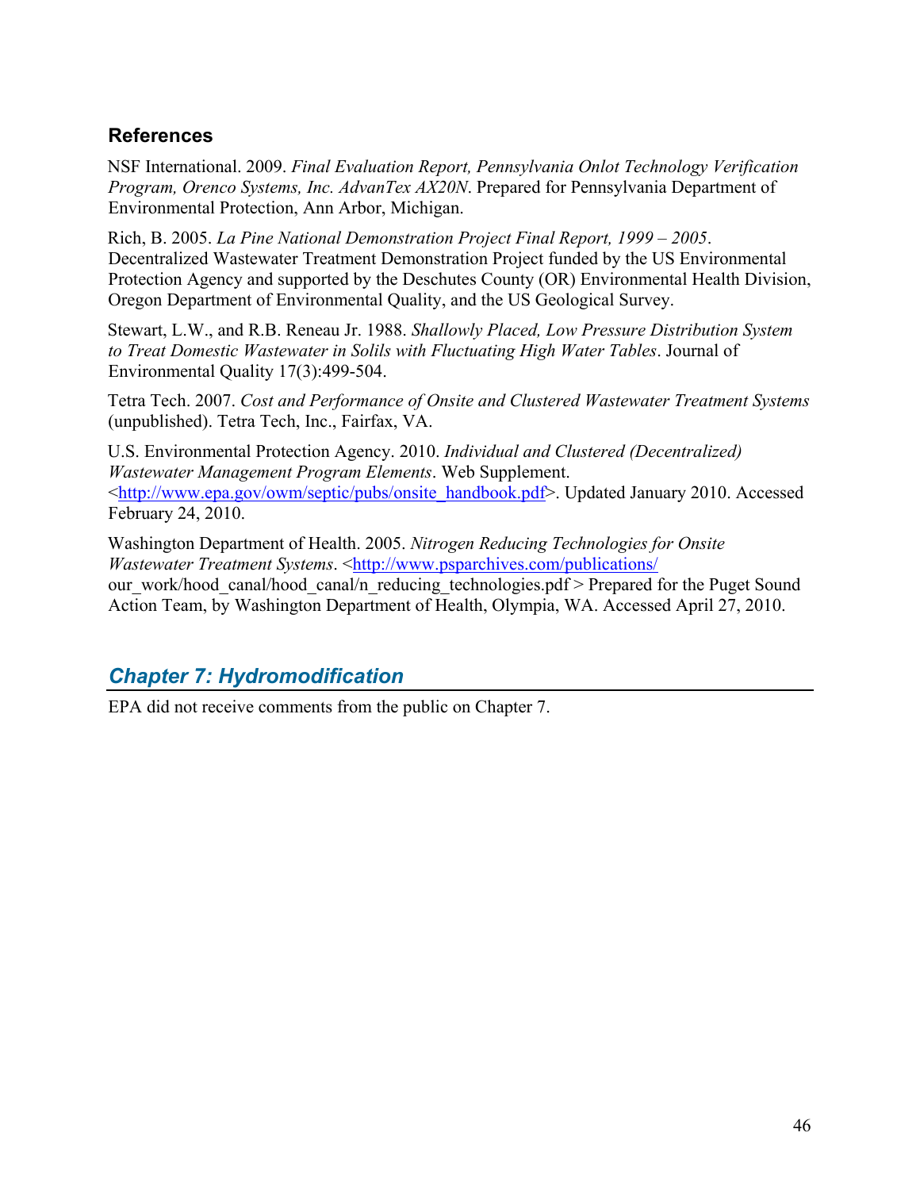### References

NSF International. 2009. *Final Evaluation Report, Pennsylvania Onlot Technology Verification Program, Orenco Systems, Inc. AdvanTex AX20N*. Prepared for Pennsylvania Department of Environmental Protection, Ann Arbor, Michigan.

Rich, B. 2005. *La Pine National Demonstration Project Final Report, 1999 – 2005*. Decentralized Wastewater Treatment Demonstration Project funded by the US Environmental Protection Agency and supported by the Deschutes County (OR) Environmental Health Division, Oregon Department of Environmental Quality, and the US Geological Survey.

Stewart, L.W., and R.B. Reneau Jr. 1988. *Shallowly Placed, Low Pressure Distribution System to Treat Domestic Wastewater in Solils with Fluctuating High Water Tables*. Journal of Environmental Quality 17(3):499-504.

Tetra Tech. 2007. *Cost and Performance of Onsite and Clustered Wastewater Treatment Systems* (unpublished). Tetra Tech, Inc., Fairfax, VA.

U.S. Environmental Protection Agency. 2010. *Individual and Clustered (Decentralized) Wastewater Management Program Elements*. Web Supplement. <http://www.epa.gov/owm/septic/pubs/onsite_handbook.pdf>. Updated January 2010. Accessed February 24, 2010.

Washington Department of Health. 2005. *Nitrogen Reducing Technologies for Onsite Wastewater Treatment Systems*. <http://www.psparchives.com/publications/our_work/hood_canal/hood_canal/n_reducing_technologies.pdf > Prepared for the Puget Sound Action Team, by Washington Department of Health, Olympia, WA. Accessed April 27, 2010.

## *Chapter 7: Hydromodification*

EPA did not receive comments from the public on Chapter 7.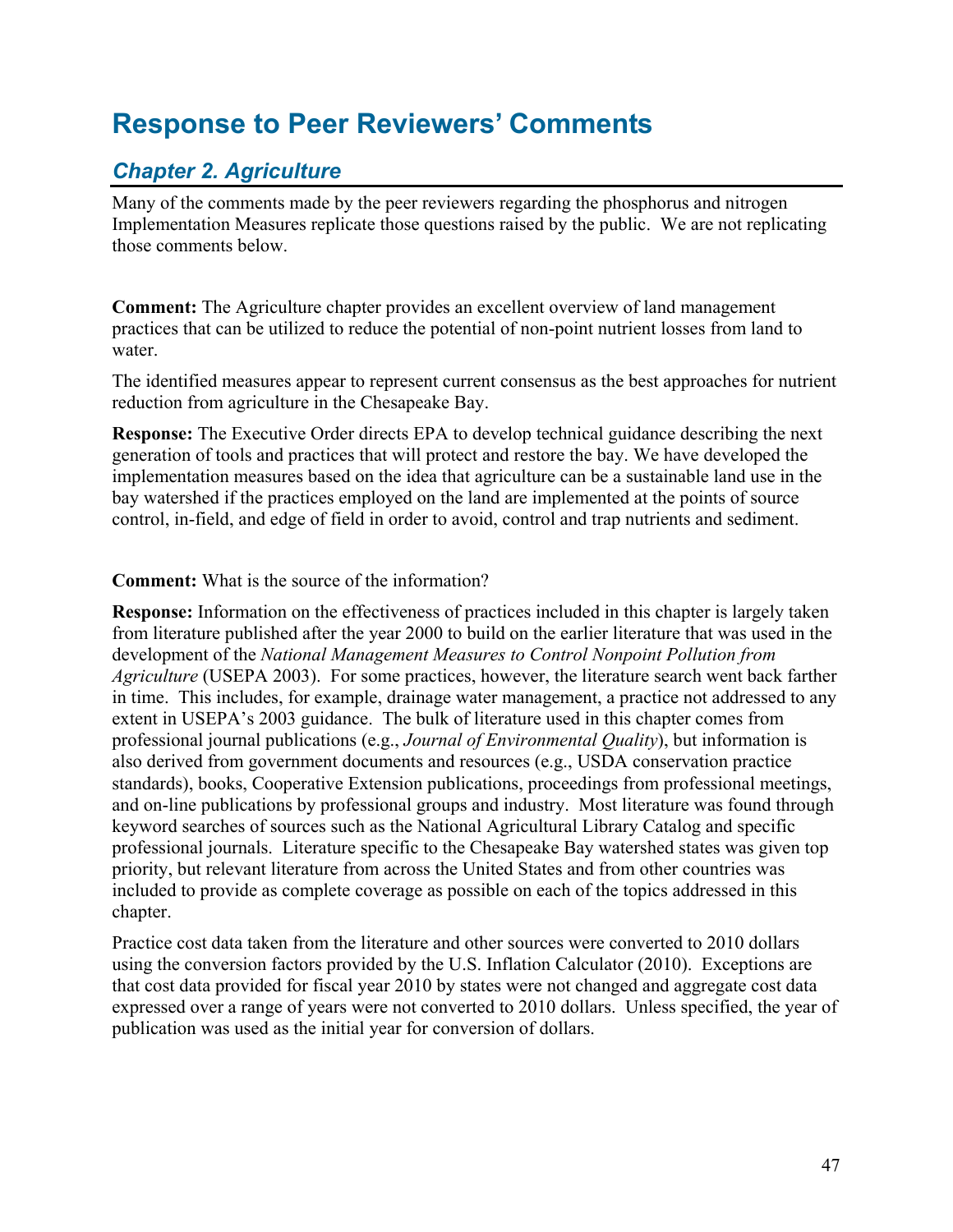# Response to Peer Reviewers' Comments

## *Chapter 2. Agriculture*

Many of the comments made by the peer reviewers regarding the phosphorus and nitrogen Implementation Measures replicate those questions raised by the public. We are not replicating those comments below.

**Comment:** The Agriculture chapter provides an excellent overview of land management practices that can be utilized to reduce the potential of non-point nutrient losses from land to water.

The identified measures appear to represent current consensus as the best approaches for nutrient reduction from agriculture in the Chesapeake Bay.

**Response:** The Executive Order directs EPA to develop technical guidance describing the next generation of tools and practices that will protect and restore the bay. We have developed the implementation measures based on the idea that agriculture can be a sustainable land use in the bay watershed if the practices employed on the land are implemented at the points of source control, in-field, and edge of field in order to avoid, control and trap nutrients and sediment.

**Comment:** What is the source of the information?

**Response:** Information on the effectiveness of practices included in this chapter is largely taken from literature published after the year 2000 to build on the earlier literature that was used in the development of the *National Management Measures to Control Nonpoint Pollution from Agriculture* (USEPA 2003). For some practices, however, the literature search went back farther in time. This includes, for example, drainage water management, a practice not addressed to any extent in USEPA's 2003 guidance. The bulk of literature used in this chapter comes from professional journal publications (e.g., *Journal of Environmental Quality*), but information is also derived from government documents and resources (e.g., USDA conservation practice standards), books, Cooperative Extension publications, proceedings from professional meetings, and on-line publications by professional groups and industry. Most literature was found through keyword searches of sources such as the National Agricultural Library Catalog and specific professional journals. Literature specific to the Chesapeake Bay watershed states was given top priority, but relevant literature from across the United States and from other countries was included to provide as complete coverage as possible on each of the topics addressed in this chapter.

Practice cost data taken from the literature and other sources were converted to 2010 dollars using the conversion factors provided by the U.S. Inflation Calculator (2010). Exceptions are that cost data provided for fiscal year 2010 by states were not changed and aggregate cost data expressed over a range of years were not converted to 2010 dollars. Unless specified, the year of publication was used as the initial year for conversion of dollars.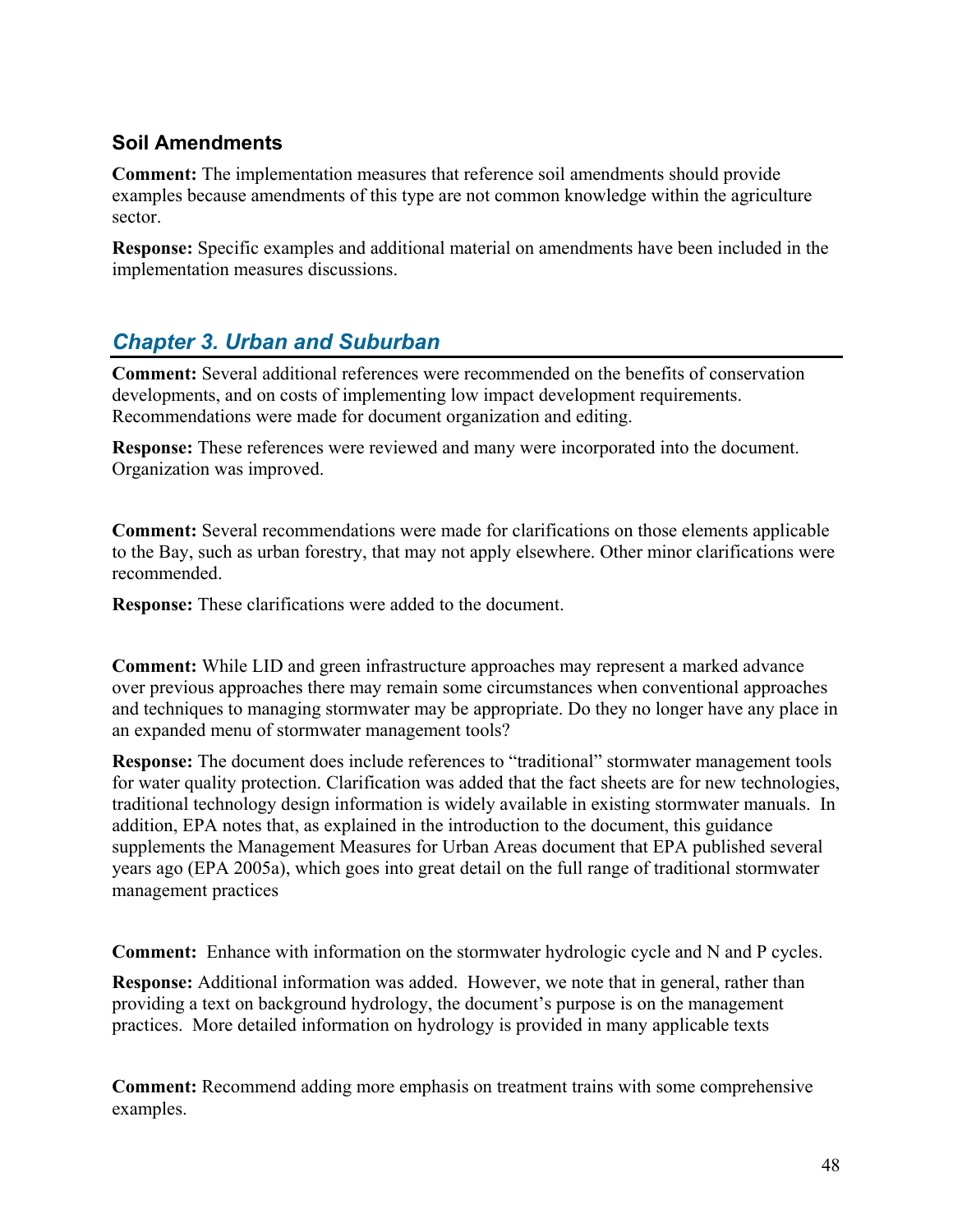### Soil Amendments

**Comment:** The implementation measures that reference soil amendments should provide examples because amendments of this type are not common knowledge within the agriculture sector.

**Response:** Specific examples and additional material on amendments have been included in the implementation measures discussions.

## *Chapter 3. Urban and Suburban*

**Comment:** Several additional references were recommended on the benefits of conservation developments, and on costs of implementing low impact development requirements. Recommendations were made for document organization and editing.

**Response:** These references were reviewed and many were incorporated into the document. Organization was improved.

**Comment:** Several recommendations were made for clarifications on those elements applicable to the Bay, such as urban forestry, that may not apply elsewhere. Other minor clarifications were recommended.

**Response:** These clarifications were added to the document.

**Comment:** While LID and green infrastructure approaches may represent a marked advance over previous approaches there may remain some circumstances when conventional approaches and techniques to managing stormwater may be appropriate. Do they no longer have any place in an expanded menu of stormwater management tools?

**Response:** The document does include references to "traditional" stormwater management tools for water quality protection. Clarification was added that the fact sheets are for new technologies, traditional technology design information is widely available in existing stormwater manuals. In addition, EPA notes that, as explained in the introduction to the document, this guidance supplements the Management Measures for Urban Areas document that EPA published several years ago (EPA 2005a), which goes into great detail on the full range of traditional stormwater management practices

**Comment:** Enhance with information on the stormwater hydrologic cycle and N and P cycles.

**Response:** Additional information was added. However, we note that in general, rather than providing a text on background hydrology, the document's purpose is on the management practices. More detailed information on hydrology is provided in many applicable texts

**Comment:** Recommend adding more emphasis on treatment trains with some comprehensive examples.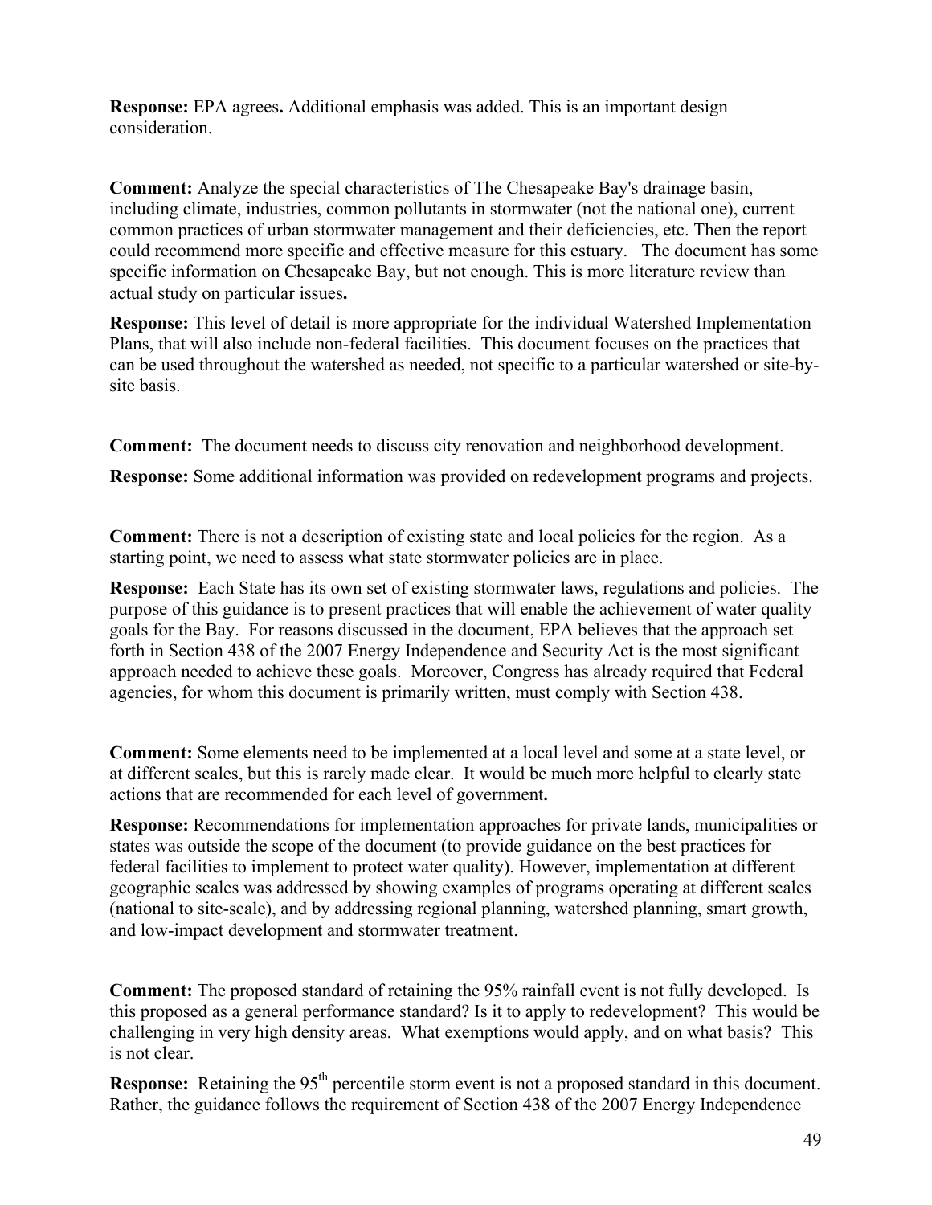**Response:** EPA agrees**.** Additional emphasis was added. This is an important design consideration.

**Comment:** Analyze the special characteristics of The Chesapeake Bay's drainage basin, including climate, industries, common pollutants in stormwater (not the national one), current common practices of urban stormwater management and their deficiencies, etc. Then the report could recommend more specific and effective measure for this estuary. The document has some specific information on Chesapeake Bay, but not enough. This is more literature review than actual study on particular issues**.**

**Response:** This level of detail is more appropriate for the individual Watershed Implementation Plans, that will also include non-federal facilities. This document focuses on the practices that can be used throughout the watershed as needed, not specific to a particular watershed or site-by-site basis.

**Comment:** The document needs to discuss city renovation and neighborhood development.

**Response:** Some additional information was provided on redevelopment programs and projects.

**Comment:** There is not a description of existing state and local policies for the region. As a starting point, we need to assess what state stormwater policies are in place.

**Response:** Each State has its own set of existing stormwater laws, regulations and policies. The purpose of this guidance is to present practices that will enable the achievement of water quality goals for the Bay. For reasons discussed in the document, EPA believes that the approach set forth in Section 438 of the 2007 Energy Independence and Security Act is the most significant approach needed to achieve these goals. Moreover, Congress has already required that Federal agencies, for whom this document is primarily written, must comply with Section 438.

**Comment:** Some elements need to be implemented at a local level and some at a state level, or at different scales, but this is rarely made clear. It would be much more helpful to clearly state actions that are recommended for each level of government**.**

**Response:** Recommendations for implementation approaches for private lands, municipalities or states was outside the scope of the document (to provide guidance on the best practices for federal facilities to implement to protect water quality). However, implementation at different geographic scales was addressed by showing examples of programs operating at different scales (national to site-scale), and by addressing regional planning, watershed planning, smart growth, and low-impact development and stormwater treatment.

**Comment:** The proposed standard of retaining the 95% rainfall event is not fully developed. Is this proposed as a general performance standard? Is it to apply to redevelopment? This would be challenging in very high density areas. What exemptions would apply, and on what basis? This is not clear.

**Response:** Retaining the 95$^{th}$ percentile storm event is not a proposed standard in this document. Rather, the guidance follows the requirement of Section 438 of the 2007 Energy Independence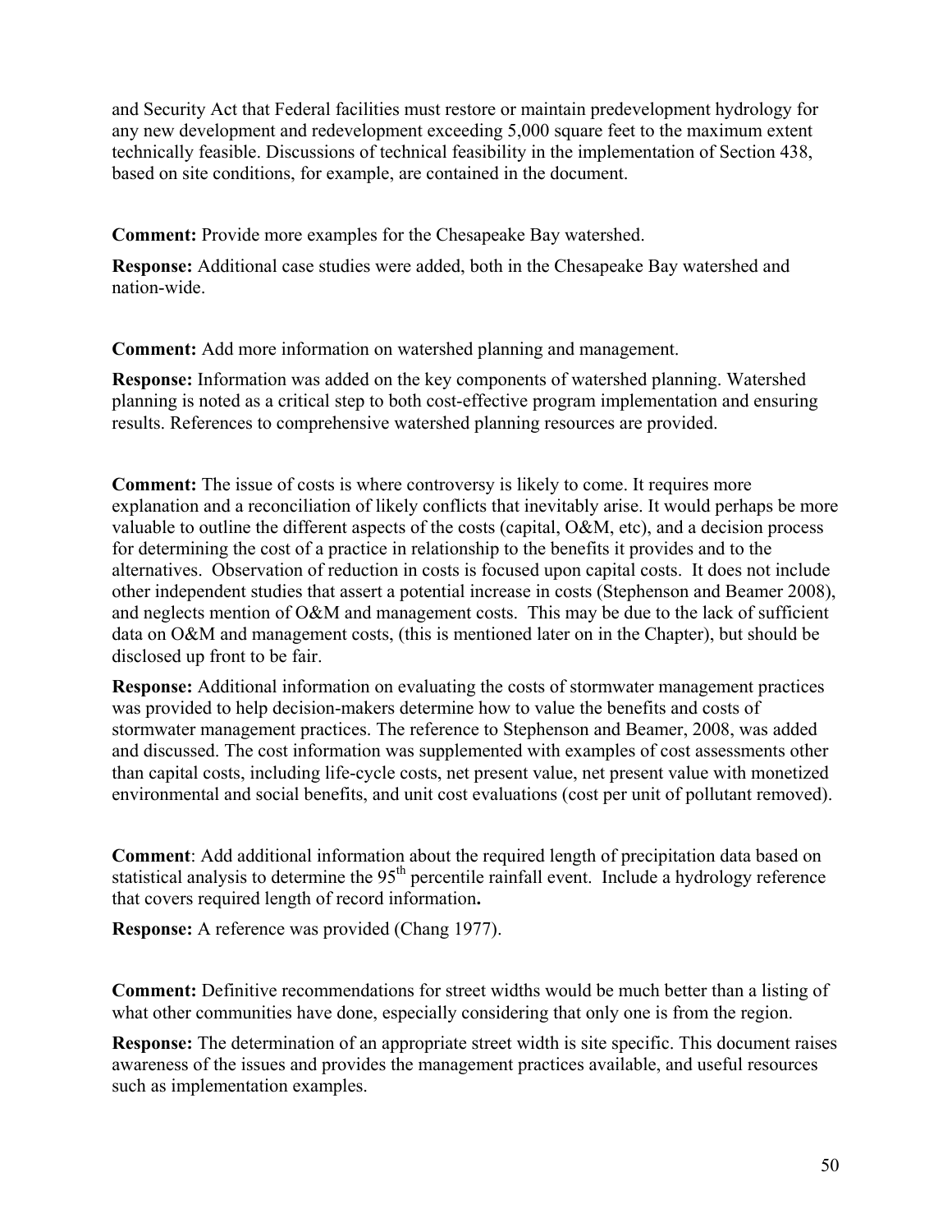and Security Act that Federal facilities must restore or maintain predevelopment hydrology for any new development and redevelopment exceeding 5,000 square feet to the maximum extent technically feasible. Discussions of technical feasibility in the implementation of Section 438, based on site conditions, for example, are contained in the document.

**Comment:** Provide more examples for the Chesapeake Bay watershed.

**Response:** Additional case studies were added, both in the Chesapeake Bay watershed and nation-wide.

**Comment:** Add more information on watershed planning and management.

**Response:** Information was added on the key components of watershed planning. Watershed planning is noted as a critical step to both cost-effective program implementation and ensuring results. References to comprehensive watershed planning resources are provided.

**Comment:** The issue of costs is where controversy is likely to come. It requires more explanation and a reconciliation of likely conflicts that inevitably arise. It would perhaps be more valuable to outline the different aspects of the costs (capital, O&M, etc), and a decision process for determining the cost of a practice in relationship to the benefits it provides and to the alternatives. Observation of reduction in costs is focused upon capital costs. It does not include other independent studies that assert a potential increase in costs (Stephenson and Beamer 2008), and neglects mention of O&M and management costs. This may be due to the lack of sufficient data on O&M and management costs, (this is mentioned later on in the Chapter), but should be disclosed up front to be fair.

**Response:** Additional information on evaluating the costs of stormwater management practices was provided to help decision-makers determine how to value the benefits and costs of stormwater management practices. The reference to Stephenson and Beamer, 2008, was added and discussed. The cost information was supplemented with examples of cost assessments other than capital costs, including life-cycle costs, net present value, net present value with monetized environmental and social benefits, and unit cost evaluations (cost per unit of pollutant removed).

**Comment**: Add additional information about the required length of precipitation data based on statistical analysis to determine the 95$^{th}$ percentile rainfall event. Include a hydrology reference that covers required length of record information**.**

**Response:** A reference was provided (Chang 1977).

**Comment:** Definitive recommendations for street widths would be much better than a listing of what other communities have done, especially considering that only one is from the region.

**Response:** The determination of an appropriate street width is site specific. This document raises awareness of the issues and provides the management practices available, and useful resources such as implementation examples.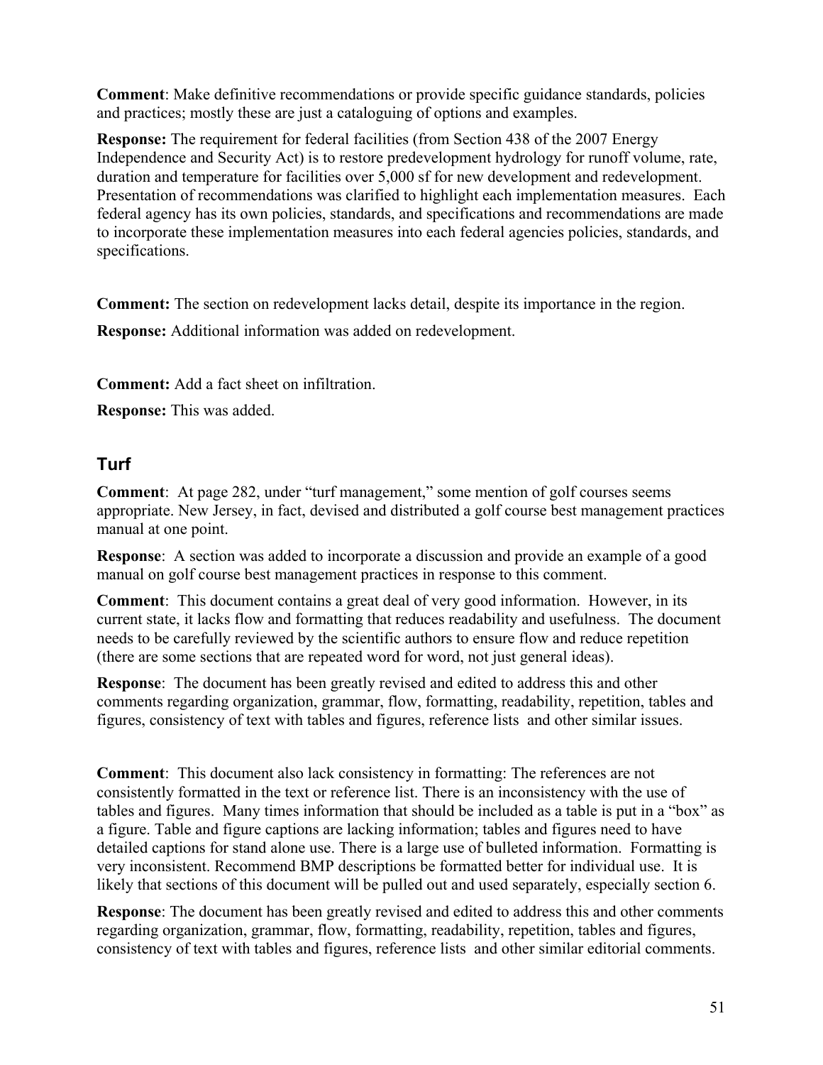**Comment**: Make definitive recommendations or provide specific guidance standards, policies and practices; mostly these are just a cataloguing of options and examples.

**Response:** The requirement for federal facilities (from Section 438 of the 2007 Energy Independence and Security Act) is to restore predevelopment hydrology for runoff volume, rate, duration and temperature for facilities over 5,000 sf for new development and redevelopment. Presentation of recommendations was clarified to highlight each implementation measures. Each federal agency has its own policies, standards, and specifications and recommendations are made to incorporate these implementation measures into each federal agencies policies, standards, and specifications.

**Comment:** The section on redevelopment lacks detail, despite its importance in the region.

**Response:** Additional information was added on redevelopment.

**Comment:** Add a fact sheet on infiltration.

**Response:** This was added.

## Turf

**Comment**: At page 282, under "turf management," some mention of golf courses seems appropriate. New Jersey, in fact, devised and distributed a golf course best management practices manual at one point.

**Response**: A section was added to incorporate a discussion and provide an example of a good manual on golf course best management practices in response to this comment.

**Comment**: This document contains a great deal of very good information. However, in its current state, it lacks flow and formatting that reduces readability and usefulness. The document needs to be carefully reviewed by the scientific authors to ensure flow and reduce repetition (there are some sections that are repeated word for word, not just general ideas).

**Response**: The document has been greatly revised and edited to address this and other comments regarding organization, grammar, flow, formatting, readability, repetition, tables and figures, consistency of text with tables and figures, reference lists and other similar issues.

**Comment**: This document also lack consistency in formatting: The references are not consistently formatted in the text or reference list. There is an inconsistency with the use of tables and figures. Many times information that should be included as a table is put in a "box" as a figure. Table and figure captions are lacking information; tables and figures need to have detailed captions for stand alone use. There is a large use of bulleted information. Formatting is very inconsistent. Recommend BMP descriptions be formatted better for individual use. It is likely that sections of this document will be pulled out and used separately, especially section 6.

**Response**: The document has been greatly revised and edited to address this and other comments regarding organization, grammar, flow, formatting, readability, repetition, tables and figures, consistency of text with tables and figures, reference lists and other similar editorial comments.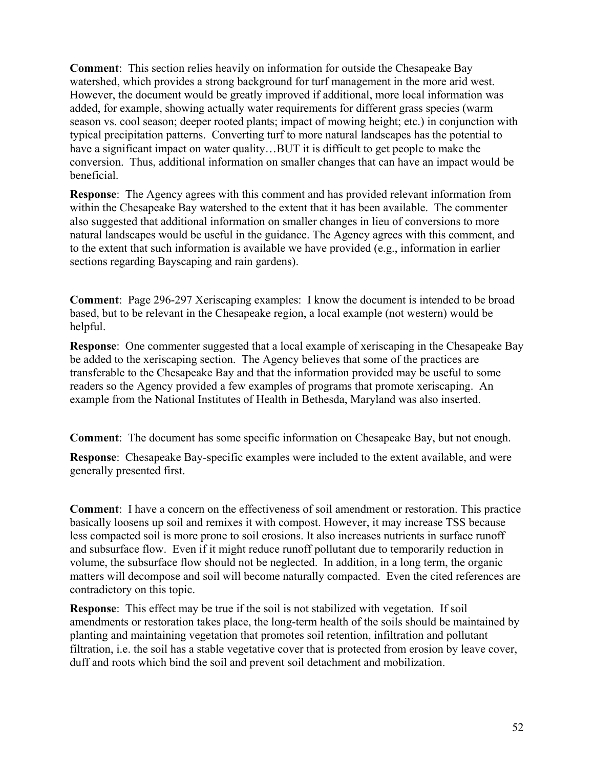**Comment**: This section relies heavily on information for outside the Chesapeake Bay watershed, which provides a strong background for turf management in the more arid west. However, the document would be greatly improved if additional, more local information was added, for example, showing actually water requirements for different grass species (warm season vs. cool season; deeper rooted plants; impact of mowing height; etc.) in conjunction with typical precipitation patterns. Converting turf to more natural landscapes has the potential to have a significant impact on water quality…BUT it is difficult to get people to make the conversion. Thus, additional information on smaller changes that can have an impact would be beneficial.

**Response**: The Agency agrees with this comment and has provided relevant information from within the Chesapeake Bay watershed to the extent that it has been available. The commenter also suggested that additional information on smaller changes in lieu of conversions to more natural landscapes would be useful in the guidance. The Agency agrees with this comment, and to the extent that such information is available we have provided (e.g., information in earlier sections regarding Bayscaping and rain gardens).

**Comment**: Page 296-297 Xeriscaping examples: I know the document is intended to be broad based, but to be relevant in the Chesapeake region, a local example (not western) would be helpful.

**Response**: One commenter suggested that a local example of xeriscaping in the Chesapeake Bay be added to the xeriscaping section. The Agency believes that some of the practices are transferable to the Chesapeake Bay and that the information provided may be useful to some readers so the Agency provided a few examples of programs that promote xeriscaping. An example from the National Institutes of Health in Bethesda, Maryland was also inserted.

**Comment**: The document has some specific information on Chesapeake Bay, but not enough.

**Response**: Chesapeake Bay-specific examples were included to the extent available, and were generally presented first.

**Comment**: I have a concern on the effectiveness of soil amendment or restoration. This practice basically loosens up soil and remixes it with compost. However, it may increase TSS because less compacted soil is more prone to soil erosions. It also increases nutrients in surface runoff and subsurface flow. Even if it might reduce runoff pollutant due to temporarily reduction in volume, the subsurface flow should not be neglected. In addition, in a long term, the organic matters will decompose and soil will become naturally compacted. Even the cited references are contradictory on this topic.

**Response**: This effect may be true if the soil is not stabilized with vegetation. If soil amendments or restoration takes place, the long-term health of the soils should be maintained by planting and maintaining vegetation that promotes soil retention, infiltration and pollutant filtration, i.e. the soil has a stable vegetative cover that is protected from erosion by leave cover, duff and roots which bind the soil and prevent soil detachment and mobilization.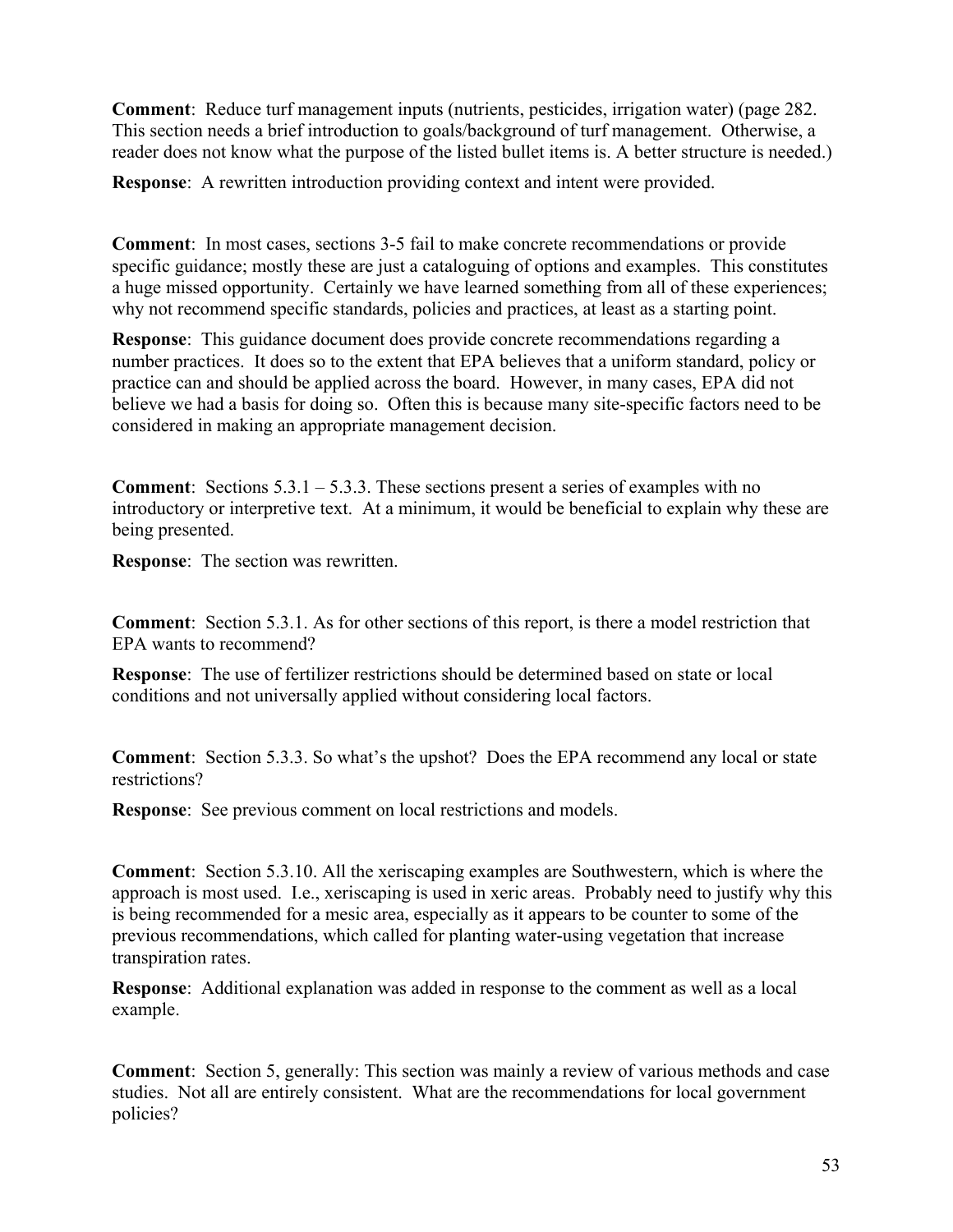**Comment**: Reduce turf management inputs (nutrients, pesticides, irrigation water) (page 282. This section needs a brief introduction to goals/background of turf management. Otherwise, a reader does not know what the purpose of the listed bullet items is. A better structure is needed.)

**Response**: A rewritten introduction providing context and intent were provided.

**Comment**: In most cases, sections 3-5 fail to make concrete recommendations or provide specific guidance; mostly these are just a cataloguing of options and examples. This constitutes a huge missed opportunity. Certainly we have learned something from all of these experiences; why not recommend specific standards, policies and practices, at least as a starting point.

**Response**: This guidance document does provide concrete recommendations regarding a number practices. It does so to the extent that EPA believes that a uniform standard, policy or practice can and should be applied across the board. However, in many cases, EPA did not believe we had a basis for doing so. Often this is because many site-specific factors need to be considered in making an appropriate management decision.

**Comment**: Sections 5.3.1 – 5.3.3. These sections present a series of examples with no introductory or interpretive text. At a minimum, it would be beneficial to explain why these are being presented.

**Response**: The section was rewritten.

**Comment**: Section 5.3.1. As for other sections of this report, is there a model restriction that EPA wants to recommend?

**Response**: The use of fertilizer restrictions should be determined based on state or local conditions and not universally applied without considering local factors.

**Comment**: Section 5.3.3. So what's the upshot? Does the EPA recommend any local or state restrictions?

**Response**: See previous comment on local restrictions and models.

**Comment**: Section 5.3.10. All the xeriscaping examples are Southwestern, which is where the approach is most used. I.e., xeriscaping is used in xeric areas. Probably need to justify why this is being recommended for a mesic area, especially as it appears to be counter to some of the previous recommendations, which called for planting water-using vegetation that increase transpiration rates.

**Response**: Additional explanation was added in response to the comment as well as a local example.

**Comment**: Section 5, generally: This section was mainly a review of various methods and case studies. Not all are entirely consistent. What are the recommendations for local government policies?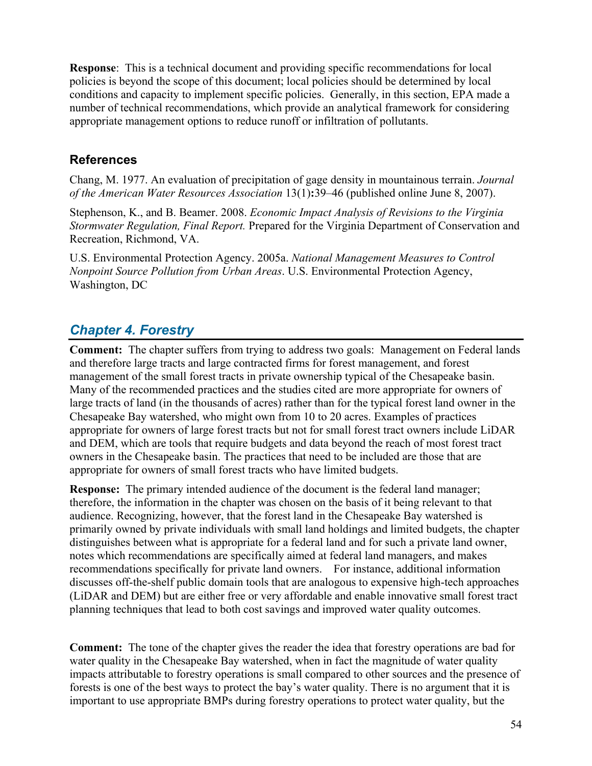**Response**: This is a technical document and providing specific recommendations for local policies is beyond the scope of this document; local policies should be determined by local conditions and capacity to implement specific policies. Generally, in this section, EPA made a number of technical recommendations, which provide an analytical framework for considering appropriate management options to reduce runoff or infiltration of pollutants.

## References

Chang, M. 1977. An evaluation of precipitation of gage density in mountainous terrain. *Journal of the American Water Resources Association* 13(1)**:**39–46 (published online June 8, 2007).

Stephenson, K., and B. Beamer. 2008. *Economic Impact Analysis of Revisions to the Virginia Stormwater Regulation, Final Report.* Prepared for the Virginia Department of Conservation and Recreation, Richmond, VA.

U.S. Environmental Protection Agency. 2005a. *National Management Measures to Control Nonpoint Source Pollution from Urban Areas*. U.S. Environmental Protection Agency, Washington, DC

## *Chapter 4. Forestry*

**Comment:** The chapter suffers from trying to address two goals: Management on Federal lands and therefore large tracts and large contracted firms for forest management, and forest management of the small forest tracts in private ownership typical of the Chesapeake basin. Many of the recommended practices and the studies cited are more appropriate for owners of large tracts of land (in the thousands of acres) rather than for the typical forest land owner in the Chesapeake Bay watershed, who might own from 10 to 20 acres. Examples of practices appropriate for owners of large forest tracts but not for small forest tract owners include LiDAR and DEM, which are tools that require budgets and data beyond the reach of most forest tract owners in the Chesapeake basin. The practices that need to be included are those that are appropriate for owners of small forest tracts who have limited budgets.

**Response:** The primary intended audience of the document is the federal land manager; therefore, the information in the chapter was chosen on the basis of it being relevant to that audience. Recognizing, however, that the forest land in the Chesapeake Bay watershed is primarily owned by private individuals with small land holdings and limited budgets, the chapter distinguishes between what is appropriate for a federal land and for such a private land owner, notes which recommendations are specifically aimed at federal land managers, and makes recommendations specifically for private land owners. For instance, additional information discusses off-the-shelf public domain tools that are analogous to expensive high-tech approaches (LiDAR and DEM) but are either free or very affordable and enable innovative small forest tract planning techniques that lead to both cost savings and improved water quality outcomes.

**Comment:** The tone of the chapter gives the reader the idea that forestry operations are bad for water quality in the Chesapeake Bay watershed, when in fact the magnitude of water quality impacts attributable to forestry operations is small compared to other sources and the presence of forests is one of the best ways to protect the bay's water quality. There is no argument that it is important to use appropriate BMPs during forestry operations to protect water quality, but the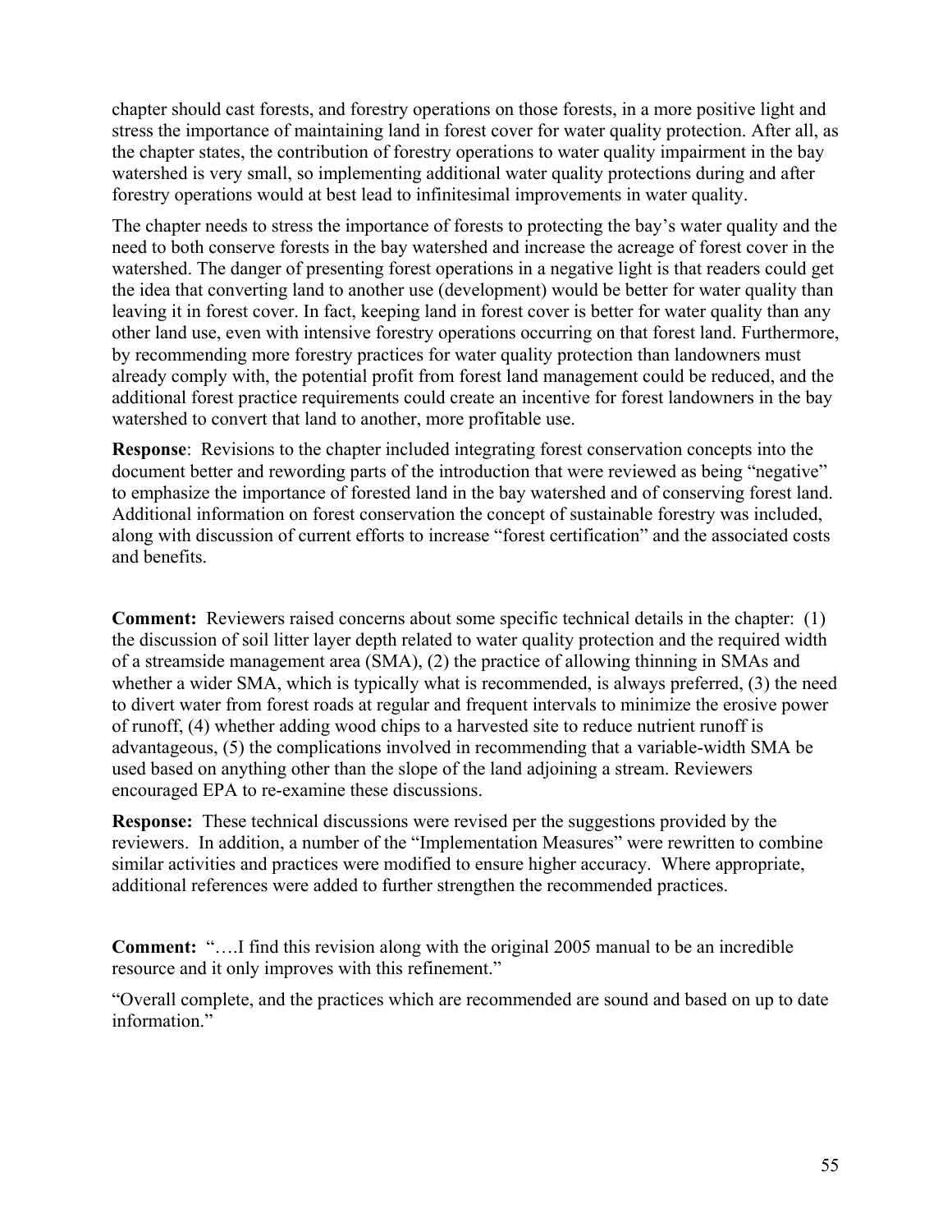chapter should cast forests, and forestry operations on those forests, in a more positive light and stress the importance of maintaining land in forest cover for water quality protection. After all, as the chapter states, the contribution of forestry operations to water quality impairment in the bay watershed is very small, so implementing additional water quality protections during and after forestry operations would at best lead to infinitesimal improvements in water quality.

The chapter needs to stress the importance of forests to protecting the bay's water quality and the need to both conserve forests in the bay watershed and increase the acreage of forest cover in the watershed. The danger of presenting forest operations in a negative light is that readers could get the idea that converting land to another use (development) would be better for water quality than leaving it in forest cover. In fact, keeping land in forest cover is better for water quality than any other land use, even with intensive forestry operations occurring on that forest land. Furthermore, by recommending more forestry practices for water quality protection than landowners must already comply with, the potential profit from forest land management could be reduced, and the additional forest practice requirements could create an incentive for forest landowners in the bay watershed to convert that land to another, more profitable use.

**Response**: Revisions to the chapter included integrating forest conservation concepts into the document better and rewording parts of the introduction that were reviewed as being "negative" to emphasize the importance of forested land in the bay watershed and of conserving forest land. Additional information on forest conservation the concept of sustainable forestry was included, along with discussion of current efforts to increase "forest certification" and the associated costs and benefits.

**Comment:** Reviewers raised concerns about some specific technical details in the chapter: (1) the discussion of soil litter layer depth related to water quality protection and the required width of a streamside management area (SMA), (2) the practice of allowing thinning in SMAs and whether a wider SMA, which is typically what is recommended, is always preferred, (3) the need to divert water from forest roads at regular and frequent intervals to minimize the erosive power of runoff, (4) whether adding wood chips to a harvested site to reduce nutrient runoff is advantageous, (5) the complications involved in recommending that a variable-width SMA be used based on anything other than the slope of the land adjoining a stream. Reviewers encouraged EPA to re-examine these discussions.

**Response:** These technical discussions were revised per the suggestions provided by the reviewers. In addition, a number of the "Implementation Measures" were rewritten to combine similar activities and practices were modified to ensure higher accuracy. Where appropriate, additional references were added to further strengthen the recommended practices.

**Comment:** "….I find this revision along with the original 2005 manual to be an incredible resource and it only improves with this refinement."

"Overall complete, and the practices which are recommended are sound and based on up to date information."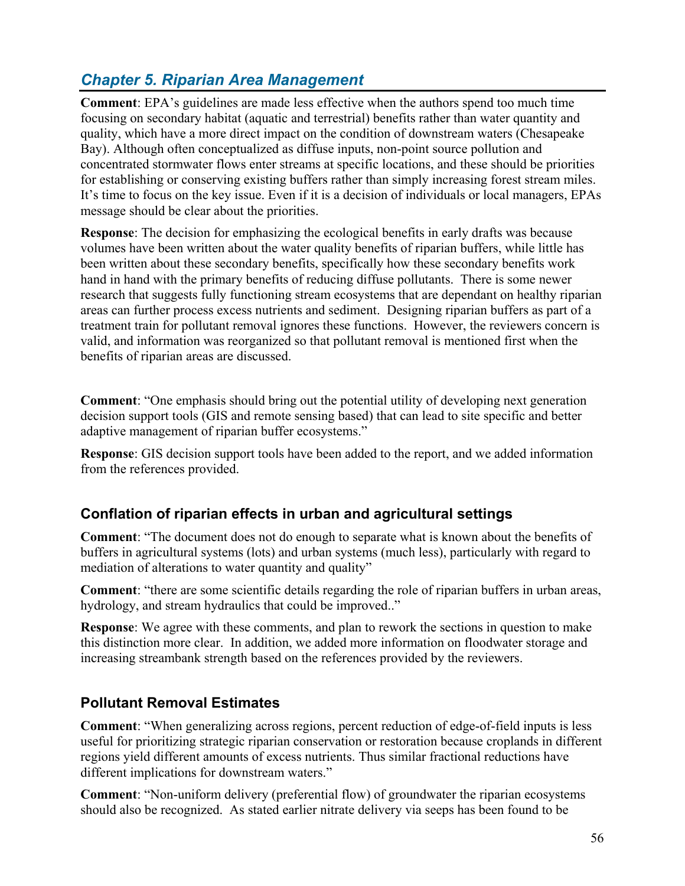## *Chapter 5. Riparian Area Management*

**Comment**: EPA's guidelines are made less effective when the authors spend too much time focusing on secondary habitat (aquatic and terrestrial) benefits rather than water quantity and quality, which have a more direct impact on the condition of downstream waters (Chesapeake Bay). Although often conceptualized as diffuse inputs, non-point source pollution and concentrated stormwater flows enter streams at specific locations, and these should be priorities for establishing or conserving existing buffers rather than simply increasing forest stream miles. It's time to focus on the key issue. Even if it is a decision of individuals or local managers, EPAs message should be clear about the priorities.

**Response**: The decision for emphasizing the ecological benefits in early drafts was because volumes have been written about the water quality benefits of riparian buffers, while little has been written about these secondary benefits, specifically how these secondary benefits work hand in hand with the primary benefits of reducing diffuse pollutants. There is some newer research that suggests fully functioning stream ecosystems that are dependant on healthy riparian areas can further process excess nutrients and sediment. Designing riparian buffers as part of a treatment train for pollutant removal ignores these functions. However, the reviewers concern is valid, and information was reorganized so that pollutant removal is mentioned first when the benefits of riparian areas are discussed.

**Comment**: "One emphasis should bring out the potential utility of developing next generation decision support tools (GIS and remote sensing based) that can lead to site specific and better adaptive management of riparian buffer ecosystems."

**Response**: GIS decision support tools have been added to the report, and we added information from the references provided.

### Conflation of riparian effects in urban and agricultural settings

**Comment**: "The document does not do enough to separate what is known about the benefits of buffers in agricultural systems (lots) and urban systems (much less), particularly with regard to mediation of alterations to water quantity and quality"

**Comment**: "there are some scientific details regarding the role of riparian buffers in urban areas, hydrology, and stream hydraulics that could be improved.."

**Response**: We agree with these comments, and plan to rework the sections in question to make this distinction more clear. In addition, we added more information on floodwater storage and increasing streambank strength based on the references provided by the reviewers.

### Pollutant Removal Estimates

**Comment**: "When generalizing across regions, percent reduction of edge-of-field inputs is less useful for prioritizing strategic riparian conservation or restoration because croplands in different regions yield different amounts of excess nutrients. Thus similar fractional reductions have different implications for downstream waters."

**Comment**: "Non-uniform delivery (preferential flow) of groundwater the riparian ecosystems should also be recognized. As stated earlier nitrate delivery via seeps has been found to be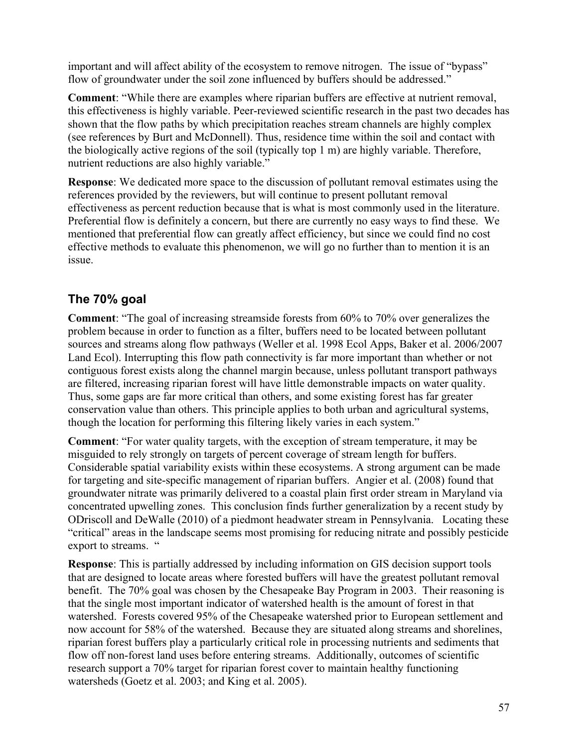important and will affect ability of the ecosystem to remove nitrogen. The issue of "bypass" flow of groundwater under the soil zone influenced by buffers should be addressed."

**Comment**: "While there are examples where riparian buffers are effective at nutrient removal, this effectiveness is highly variable. Peer-reviewed scientific research in the past two decades has shown that the flow paths by which precipitation reaches stream channels are highly complex (see references by Burt and McDonnell). Thus, residence time within the soil and contact with the biologically active regions of the soil (typically top 1 m) are highly variable. Therefore, nutrient reductions are also highly variable."

**Response**: We dedicated more space to the discussion of pollutant removal estimates using the references provided by the reviewers, but will continue to present pollutant removal effectiveness as percent reduction because that is what is most commonly used in the literature. Preferential flow is definitely a concern, but there are currently no easy ways to find these. We mentioned that preferential flow can greatly affect efficiency, but since we could find no cost effective methods to evaluate this phenomenon, we will go no further than to mention it is an issue.

## The 70% goal

**Comment**: "The goal of increasing streamside forests from 60% to 70% over generalizes the problem because in order to function as a filter, buffers need to be located between pollutant sources and streams along flow pathways (Weller et al. 1998 Ecol Apps, Baker et al. 2006/2007 Land Ecol). Interrupting this flow path connectivity is far more important than whether or not contiguous forest exists along the channel margin because, unless pollutant transport pathways are filtered, increasing riparian forest will have little demonstrable impacts on water quality. Thus, some gaps are far more critical than others, and some existing forest has far greater conservation value than others. This principle applies to both urban and agricultural systems, though the location for performing this filtering likely varies in each system."

**Comment**: "For water quality targets, with the exception of stream temperature, it may be misguided to rely strongly on targets of percent coverage of stream length for buffers. Considerable spatial variability exists within these ecosystems. A strong argument can be made for targeting and site-specific management of riparian buffers. Angier et al. (2008) found that groundwater nitrate was primarily delivered to a coastal plain first order stream in Maryland via concentrated upwelling zones. This conclusion finds further generalization by a recent study by ODriscoll and DeWalle (2010) of a piedmont headwater stream in Pennsylvania. Locating these "critical" areas in the landscape seems most promising for reducing nitrate and possibly pesticide export to streams. "

**Response**: This is partially addressed by including information on GIS decision support tools that are designed to locate areas where forested buffers will have the greatest pollutant removal benefit. The 70% goal was chosen by the Chesapeake Bay Program in 2003. Their reasoning is that the single most important indicator of watershed health is the amount of forest in that watershed. Forests covered 95% of the Chesapeake watershed prior to European settlement and now account for 58% of the watershed. Because they are situated along streams and shorelines, riparian forest buffers play a particularly critical role in processing nutrients and sediments that flow off non-forest land uses before entering streams. Additionally, outcomes of scientific research support a 70% target for riparian forest cover to maintain healthy functioning watersheds (Goetz et al. 2003; and King et al. 2005).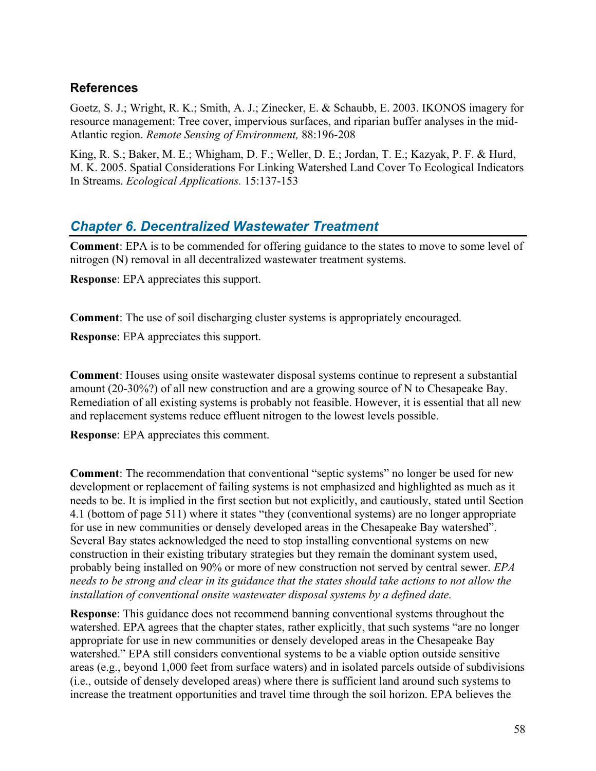### References

Goetz, S. J.; Wright, R. K.; Smith, A. J.; Zinecker, E. & Schaubb, E. 2003. IKONOS imagery for resource management: Tree cover, impervious surfaces, and riparian buffer analyses in the mid-Atlantic region. *Remote Sensing of Environment,* 88:196-208

King, R. S.; Baker, M. E.; Whigham, D. F.; Weller, D. E.; Jordan, T. E.; Kazyak, P. F. & Hurd, M. K. 2005. Spatial Considerations For Linking Watershed Land Cover To Ecological Indicators In Streams. *Ecological Applications.* 15:137-153

## *Chapter 6. Decentralized Wastewater Treatment*

**Comment**: EPA is to be commended for offering guidance to the states to move to some level of nitrogen (N) removal in all decentralized wastewater treatment systems.

**Response**: EPA appreciates this support.

**Comment**: The use of soil discharging cluster systems is appropriately encouraged.

**Response**: EPA appreciates this support.

**Comment**: Houses using onsite wastewater disposal systems continue to represent a substantial amount (20-30%?) of all new construction and are a growing source of N to Chesapeake Bay. Remediation of all existing systems is probably not feasible. However, it is essential that all new and replacement systems reduce effluent nitrogen to the lowest levels possible.

**Response**: EPA appreciates this comment.

**Comment**: The recommendation that conventional "septic systems" no longer be used for new development or replacement of failing systems is not emphasized and highlighted as much as it needs to be. It is implied in the first section but not explicitly, and cautiously, stated until Section 4.1 (bottom of page 511) where it states "they (conventional systems) are no longer appropriate for use in new communities or densely developed areas in the Chesapeake Bay watershed". Several Bay states acknowledged the need to stop installing conventional systems on new construction in their existing tributary strategies but they remain the dominant system used, probably being installed on 90% or more of new construction not served by central sewer. *EPA needs to be strong and clear in its guidance that the states should take actions to not allow the installation of conventional onsite wastewater disposal systems by a defined date.*

**Response**: This guidance does not recommend banning conventional systems throughout the watershed. EPA agrees that the chapter states, rather explicitly, that such systems "are no longer appropriate for use in new communities or densely developed areas in the Chesapeake Bay watershed." EPA still considers conventional systems to be a viable option outside sensitive areas (e.g., beyond 1,000 feet from surface waters) and in isolated parcels outside of subdivisions (i.e., outside of densely developed areas) where there is sufficient land around such systems to increase the treatment opportunities and travel time through the soil horizon. EPA believes the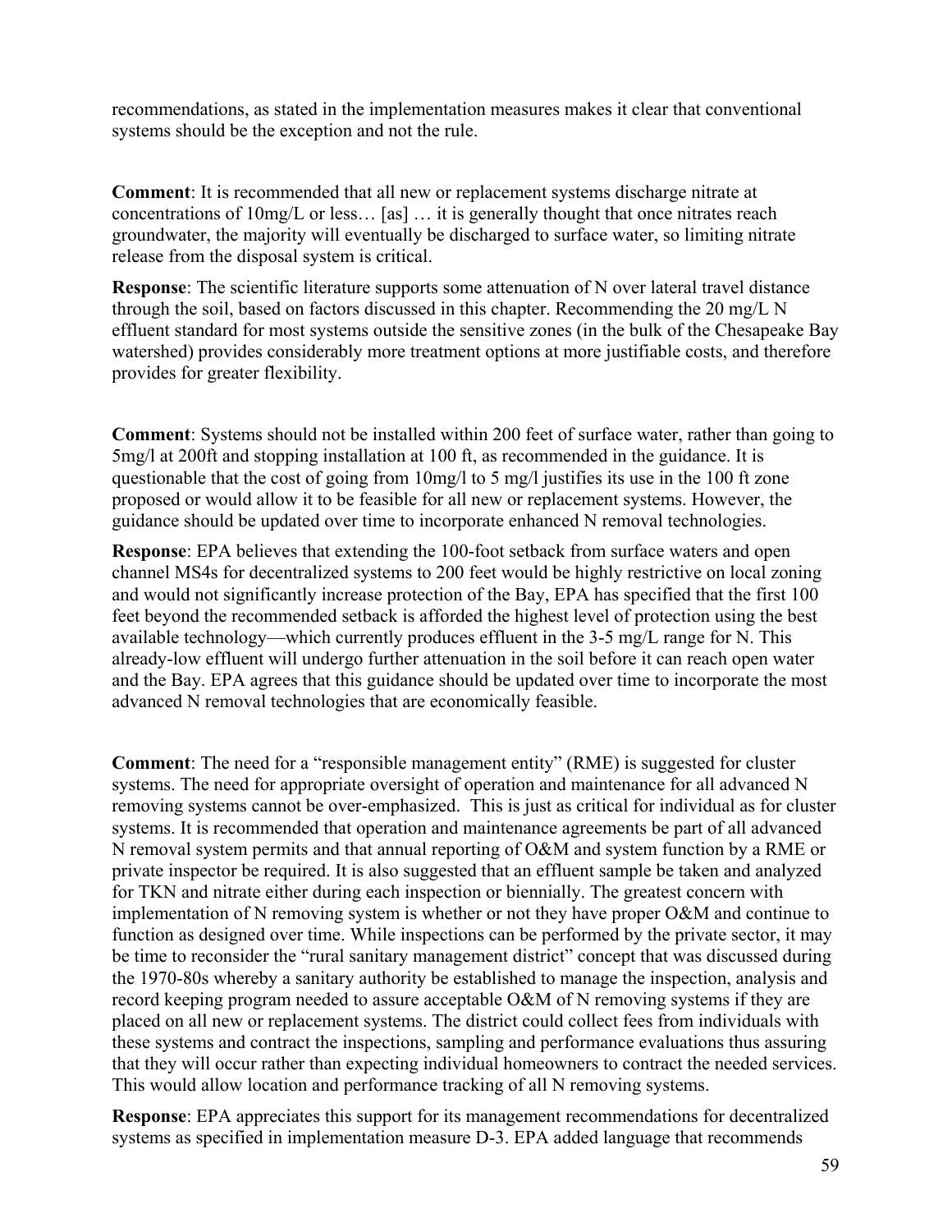recommendations, as stated in the implementation measures makes it clear that conventional systems should be the exception and not the rule.

**Comment**: It is recommended that all new or replacement systems discharge nitrate at concentrations of 10mg/L or less… [as] … it is generally thought that once nitrates reach groundwater, the majority will eventually be discharged to surface water, so limiting nitrate release from the disposal system is critical.

**Response**: The scientific literature supports some attenuation of N over lateral travel distance through the soil, based on factors discussed in this chapter. Recommending the 20 mg/L N effluent standard for most systems outside the sensitive zones (in the bulk of the Chesapeake Bay watershed) provides considerably more treatment options at more justifiable costs, and therefore provides for greater flexibility.

**Comment**: Systems should not be installed within 200 feet of surface water, rather than going to 5mg/l at 200ft and stopping installation at 100 ft, as recommended in the guidance. It is questionable that the cost of going from 10mg/l to 5 mg/l justifies its use in the 100 ft zone proposed or would allow it to be feasible for all new or replacement systems. However, the guidance should be updated over time to incorporate enhanced N removal technologies.

**Response**: EPA believes that extending the 100-foot setback from surface waters and open channel MS4s for decentralized systems to 200 feet would be highly restrictive on local zoning and would not significantly increase protection of the Bay, EPA has specified that the first 100 feet beyond the recommended setback is afforded the highest level of protection using the best available technology—which currently produces effluent in the 3-5 mg/L range for N. This already-low effluent will undergo further attenuation in the soil before it can reach open water and the Bay. EPA agrees that this guidance should be updated over time to incorporate the most advanced N removal technologies that are economically feasible.

**Comment**: The need for a "responsible management entity" (RME) is suggested for cluster systems. The need for appropriate oversight of operation and maintenance for all advanced N removing systems cannot be over-emphasized. This is just as critical for individual as for cluster systems. It is recommended that operation and maintenance agreements be part of all advanced N removal system permits and that annual reporting of O&M and system function by a RME or private inspector be required. It is also suggested that an effluent sample be taken and analyzed for TKN and nitrate either during each inspection or biennially. The greatest concern with implementation of N removing system is whether or not they have proper O&M and continue to function as designed over time. While inspections can be performed by the private sector, it may be time to reconsider the "rural sanitary management district" concept that was discussed during the 1970-80s whereby a sanitary authority be established to manage the inspection, analysis and record keeping program needed to assure acceptable O&M of N removing systems if they are placed on all new or replacement systems. The district could collect fees from individuals with these systems and contract the inspections, sampling and performance evaluations thus assuring that they will occur rather than expecting individual homeowners to contract the needed services. This would allow location and performance tracking of all N removing systems.

**Response**: EPA appreciates this support for its management recommendations for decentralized systems as specified in implementation measure D-3. EPA added language that recommends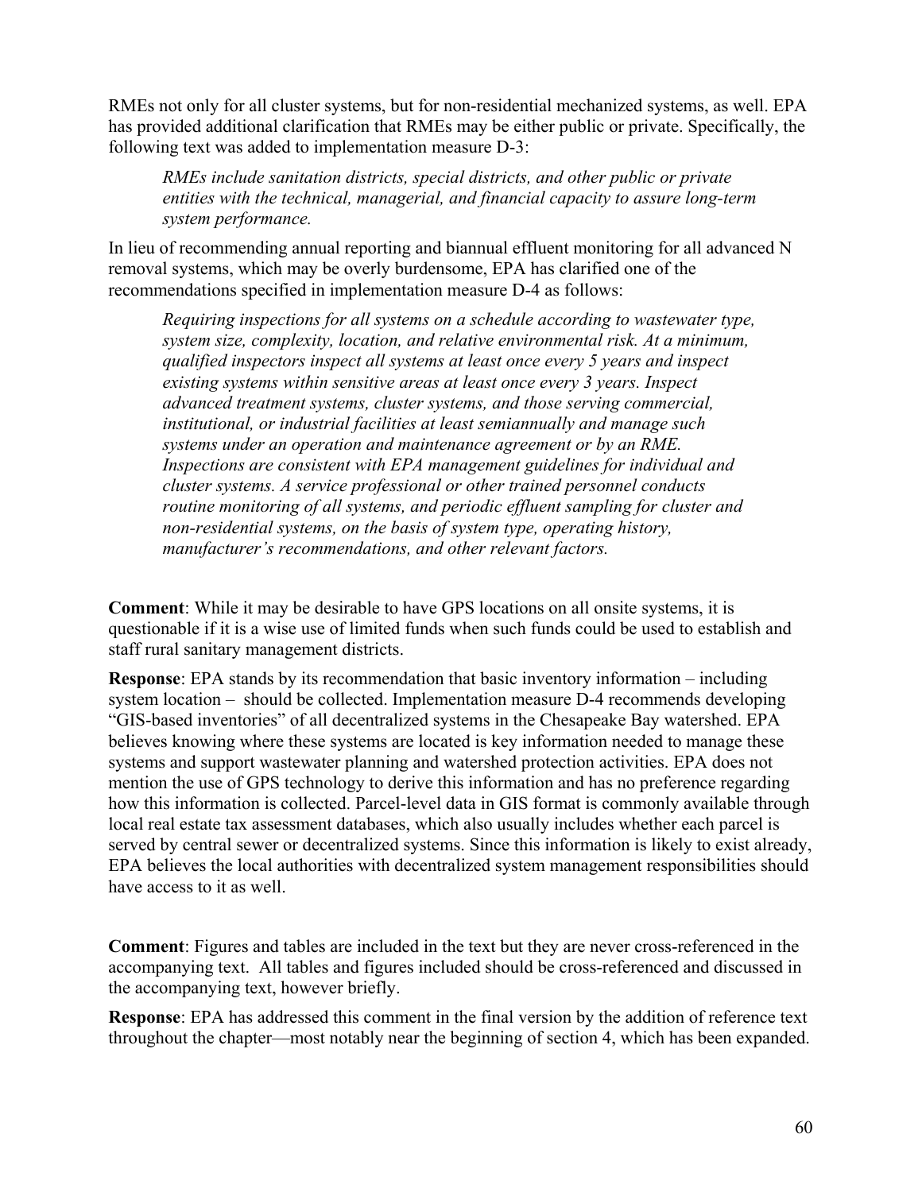RMEs not only for all cluster systems, but for non-residential mechanized systems, as well. EPA has provided additional clarification that RMEs may be either public or private. Specifically, the following text was added to implementation measure D-3:

> *RMEs include sanitation districts, special districts, and other public or private entities with the technical, managerial, and financial capacity to assure long-term system performance.*

In lieu of recommending annual reporting and biannual effluent monitoring for all advanced N removal systems, which may be overly burdensome, EPA has clarified one of the recommendations specified in implementation measure D-4 as follows:

> *Requiring inspections for all systems on a schedule according to wastewater type, system size, complexity, location, and relative environmental risk. At a minimum, qualified inspectors inspect all systems at least once every 5 years and inspect existing systems within sensitive areas at least once every 3 years. Inspect advanced treatment systems, cluster systems, and those serving commercial, institutional, or industrial facilities at least semiannually and manage such systems under an operation and maintenance agreement or by an RME. Inspections are consistent with EPA management guidelines for individual and cluster systems. A service professional or other trained personnel conducts routine monitoring of all systems, and periodic effluent sampling for cluster and non-residential systems, on the basis of system type, operating history, manufacturer's recommendations, and other relevant factors.*

**Comment**: While it may be desirable to have GPS locations on all onsite systems, it is questionable if it is a wise use of limited funds when such funds could be used to establish and staff rural sanitary management districts.

**Response**: EPA stands by its recommendation that basic inventory information – including system location – should be collected. Implementation measure D-4 recommends developing "GIS-based inventories" of all decentralized systems in the Chesapeake Bay watershed. EPA believes knowing where these systems are located is key information needed to manage these systems and support wastewater planning and watershed protection activities. EPA does not mention the use of GPS technology to derive this information and has no preference regarding how this information is collected. Parcel-level data in GIS format is commonly available through local real estate tax assessment databases, which also usually includes whether each parcel is served by central sewer or decentralized systems. Since this information is likely to exist already, EPA believes the local authorities with decentralized system management responsibilities should have access to it as well.

**Comment**: Figures and tables are included in the text but they are never cross-referenced in the accompanying text. All tables and figures included should be cross-referenced and discussed in the accompanying text, however briefly.

**Response**: EPA has addressed this comment in the final version by the addition of reference text throughout the chapter—most notably near the beginning of section 4, which has been expanded.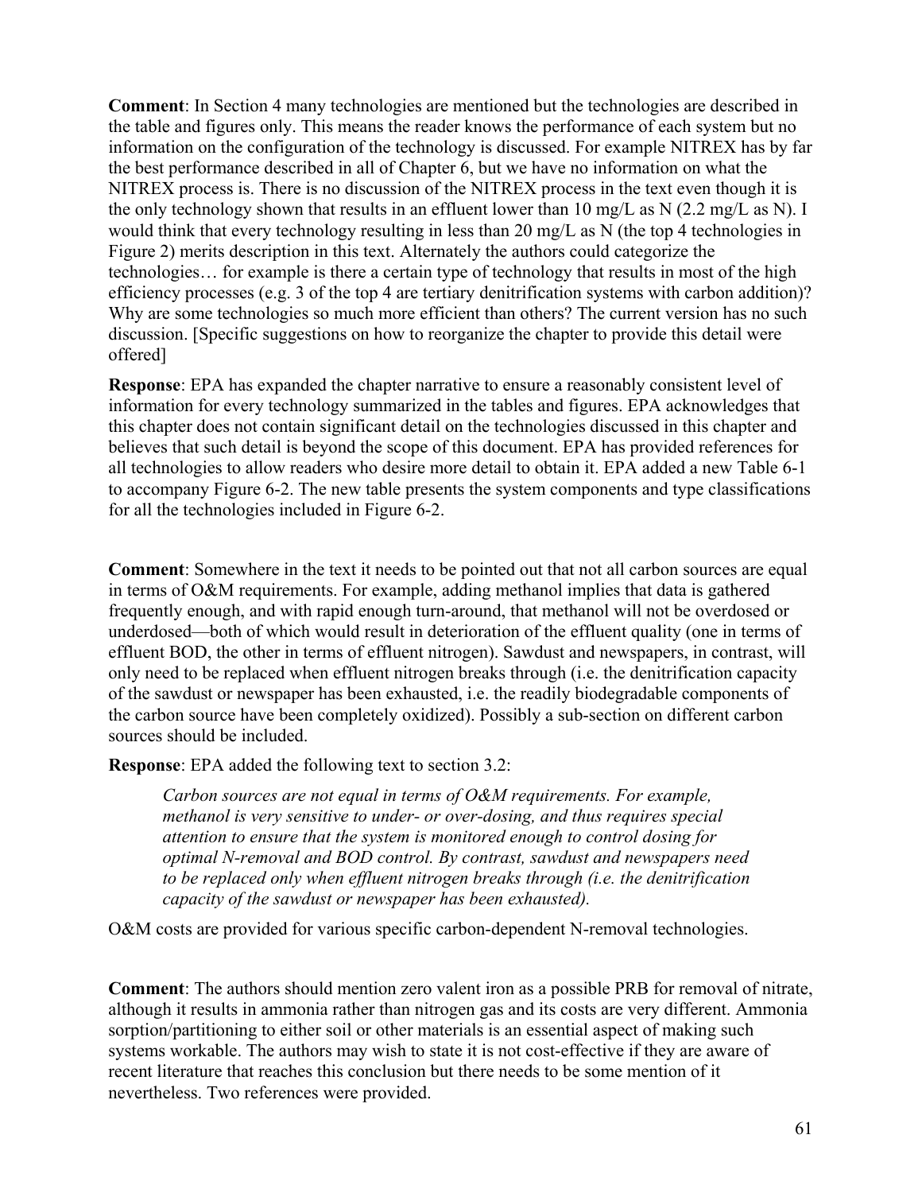**Comment**: In Section 4 many technologies are mentioned but the technologies are described in the table and figures only. This means the reader knows the performance of each system but no information on the configuration of the technology is discussed. For example NITREX has by far the best performance described in all of Chapter 6, but we have no information on what the NITREX process is. There is no discussion of the NITREX process in the text even though it is the only technology shown that results in an effluent lower than 10 mg/L as N (2.2 mg/L as N). I would think that every technology resulting in less than 20 mg/L as N (the top 4 technologies in Figure 2) merits description in this text. Alternately the authors could categorize the technologies… for example is there a certain type of technology that results in most of the high efficiency processes (e.g. 3 of the top 4 are tertiary denitrification systems with carbon addition)? Why are some technologies so much more efficient than others? The current version has no such discussion. [Specific suggestions on how to reorganize the chapter to provide this detail were offered]

**Response**: EPA has expanded the chapter narrative to ensure a reasonably consistent level of information for every technology summarized in the tables and figures. EPA acknowledges that this chapter does not contain significant detail on the technologies discussed in this chapter and believes that such detail is beyond the scope of this document. EPA has provided references for all technologies to allow readers who desire more detail to obtain it. EPA added a new Table 6-1 to accompany Figure 6-2. The new table presents the system components and type classifications for all the technologies included in Figure 6-2.

**Comment**: Somewhere in the text it needs to be pointed out that not all carbon sources are equal in terms of O&M requirements. For example, adding methanol implies that data is gathered frequently enough, and with rapid enough turn-around, that methanol will not be overdosed or underdosed—both of which would result in deterioration of the effluent quality (one in terms of effluent BOD, the other in terms of effluent nitrogen). Sawdust and newspapers, in contrast, will only need to be replaced when effluent nitrogen breaks through (i.e. the denitrification capacity of the sawdust or newspaper has been exhausted, i.e. the readily biodegradable components of the carbon source have been completely oxidized). Possibly a sub-section on different carbon sources should be included.

**Response**: EPA added the following text to section 3.2:

> *Carbon sources are not equal in terms of O&M requirements. For example, methanol is very sensitive to under- or over-dosing, and thus requires special attention to ensure that the system is monitored enough to control dosing for optimal N-removal and BOD control. By contrast, sawdust and newspapers need to be replaced only when effluent nitrogen breaks through (i.e. the denitrification capacity of the sawdust or newspaper has been exhausted).*

O&M costs are provided for various specific carbon-dependent N-removal technologies.

**Comment**: The authors should mention zero valent iron as a possible PRB for removal of nitrate, although it results in ammonia rather than nitrogen gas and its costs are very different. Ammonia sorption/partitioning to either soil or other materials is an essential aspect of making such systems workable. The authors may wish to state it is not cost-effective if they are aware of recent literature that reaches this conclusion but there needs to be some mention of it nevertheless. Two references were provided.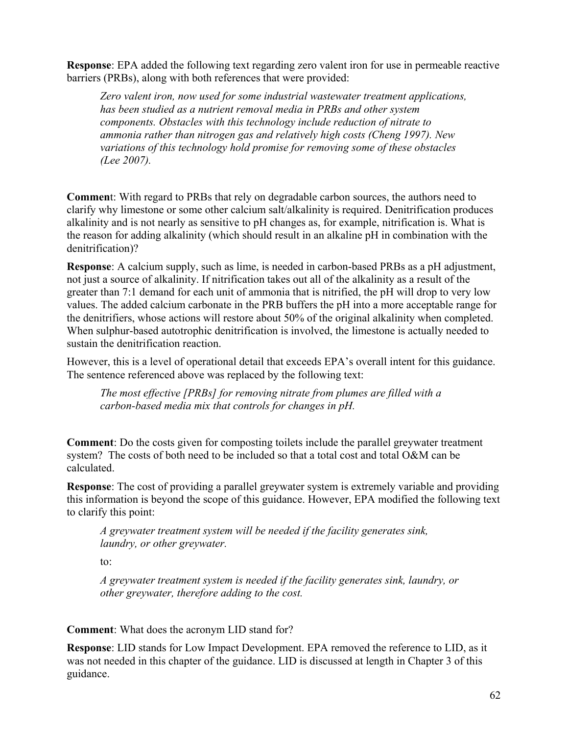**Response**: EPA added the following text regarding zero valent iron for use in permeable reactive barriers (PRBs), along with both references that were provided:

> *Zero valent iron, now used for some industrial wastewater treatment applications, has been studied as a nutrient removal media in PRBs and other system components. Obstacles with this technology include reduction of nitrate to ammonia rather than nitrogen gas and relatively high costs (Cheng 1997). New variations of this technology hold promise for removing some of these obstacles (Lee 2007).*

**Comment**: With regard to PRBs that rely on degradable carbon sources, the authors need to clarify why limestone or some other calcium salt/alkalinity is required. Denitrification produces alkalinity and is not nearly as sensitive to pH changes as, for example, nitrification is. What is the reason for adding alkalinity (which should result in an alkaline pH in combination with the denitrification)?

**Response**: A calcium supply, such as lime, is needed in carbon-based PRBs as a pH adjustment, not just a source of alkalinity. If nitrification takes out all of the alkalinity as a result of the greater than 7:1 demand for each unit of ammonia that is nitrified, the pH will drop to very low values. The added calcium carbonate in the PRB buffers the pH into a more acceptable range for the denitrifiers, whose actions will restore about 50% of the original alkalinity when completed. When sulphur-based autotrophic denitrification is involved, the limestone is actually needed to sustain the denitrification reaction.

However, this is a level of operational detail that exceeds EPA's overall intent for this guidance. The sentence referenced above was replaced by the following text:

> *The most effective [PRBs] for removing nitrate from plumes are filled with a carbon-based media mix that controls for changes in pH.*

**Comment**: Do the costs given for composting toilets include the parallel greywater treatment system? The costs of both need to be included so that a total cost and total O&M can be calculated.

**Response**: The cost of providing a parallel greywater system is extremely variable and providing this information is beyond the scope of this guidance. However, EPA modified the following text to clarify this point:

> *A greywater treatment system will be needed if the facility generates sink, laundry, or other greywater.*
>
> to:
>
> *A greywater treatment system is needed if the facility generates sink, laundry, or other greywater, therefore adding to the cost.*

**Comment**: What does the acronym LID stand for?

**Response**: LID stands for Low Impact Development. EPA removed the reference to LID, as it was not needed in this chapter of the guidance. LID is discussed at length in Chapter 3 of this guidance.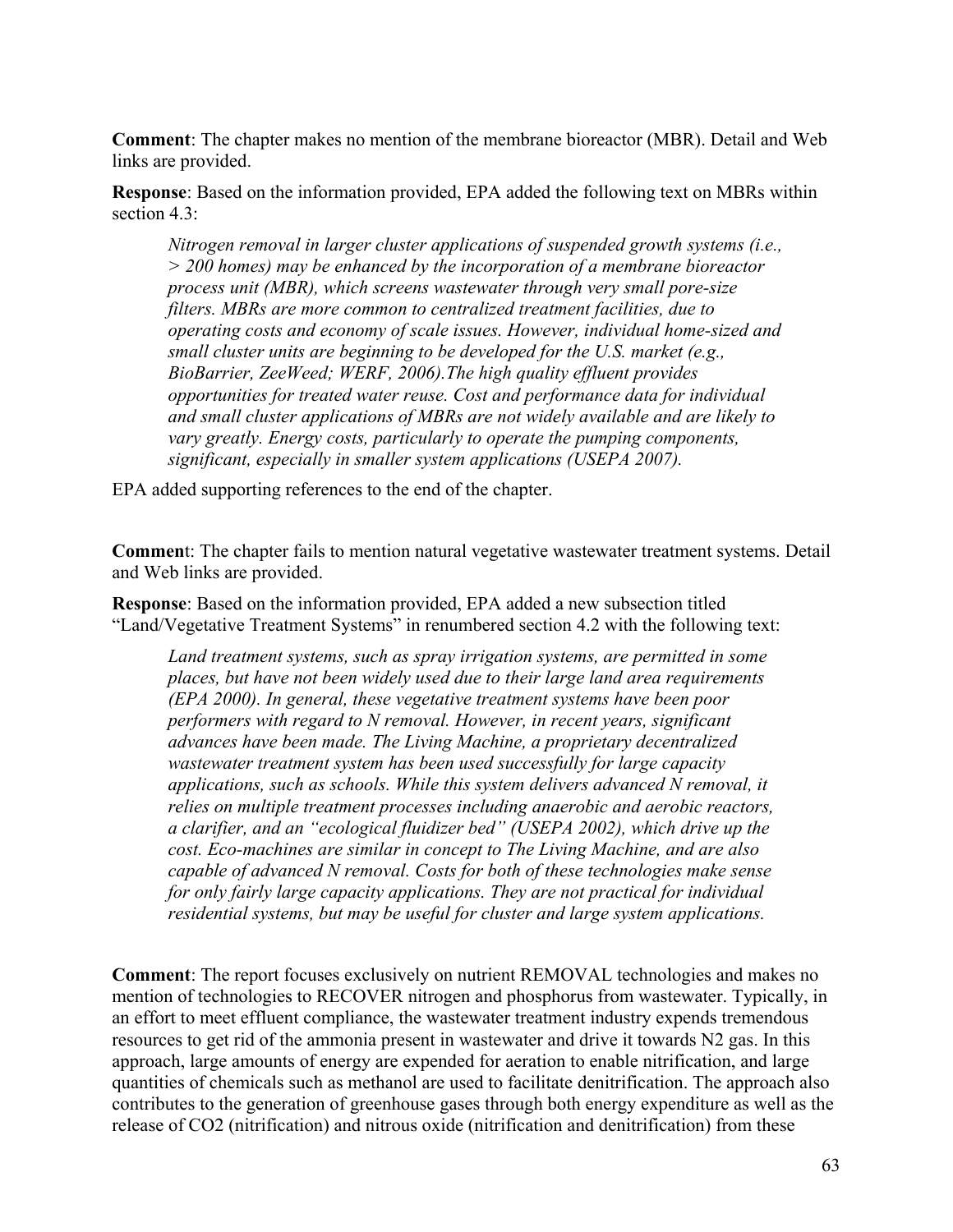**Comment**: The chapter makes no mention of the membrane bioreactor (MBR). Detail and Web links are provided.

**Response**: Based on the information provided, EPA added the following text on MBRs within section 4.3:

> *Nitrogen removal in larger cluster applications of suspended growth systems (i.e., > 200 homes) may be enhanced by the incorporation of a membrane bioreactor process unit (MBR), which screens wastewater through very small pore-size filters. MBRs are more common to centralized treatment facilities, due to operating costs and economy of scale issues. However, individual home-sized and small cluster units are beginning to be developed for the U.S. market (e.g., BioBarrier, ZeeWeed; WERF, 2006).The high quality effluent provides opportunities for treated water reuse. Cost and performance data for individual and small cluster applications of MBRs are not widely available and are likely to vary greatly. Energy costs, particularly to operate the pumping components, significant, especially in smaller system applications (USEPA 2007).*

EPA added supporting references to the end of the chapter.

**Comment**: The chapter fails to mention natural vegetative wastewater treatment systems. Detail and Web links are provided.

**Response**: Based on the information provided, EPA added a new subsection titled "Land/Vegetative Treatment Systems" in renumbered section 4.2 with the following text:

> *Land treatment systems, such as spray irrigation systems, are permitted in some places, but have not been widely used due to their large land area requirements (EPA 2000). In general, these vegetative treatment systems have been poor performers with regard to N removal. However, in recent years, significant advances have been made. The Living Machine, a proprietary decentralized wastewater treatment system has been used successfully for large capacity applications, such as schools. While this system delivers advanced N removal, it relies on multiple treatment processes including anaerobic and aerobic reactors, a clarifier, and an "ecological fluidizer bed" (USEPA 2002), which drive up the cost. Eco-machines are similar in concept to The Living Machine, and are also capable of advanced N removal. Costs for both of these technologies make sense for only fairly large capacity applications. They are not practical for individual residential systems, but may be useful for cluster and large system applications.*

**Comment**: The report focuses exclusively on nutrient REMOVAL technologies and makes no mention of technologies to RECOVER nitrogen and phosphorus from wastewater. Typically, in an effort to meet effluent compliance, the wastewater treatment industry expends tremendous resources to get rid of the ammonia present in wastewater and drive it towards $N_2$ gas. In this approach, large amounts of energy are expended for aeration to enable nitrification, and large quantities of chemicals such as methanol are used to facilitate denitrification. The approach also contributes to the generation of greenhouse gases through both energy expenditure as well as the release of $CO_2$ (nitrification) and nitrous oxide (nitrification and denitrification) from these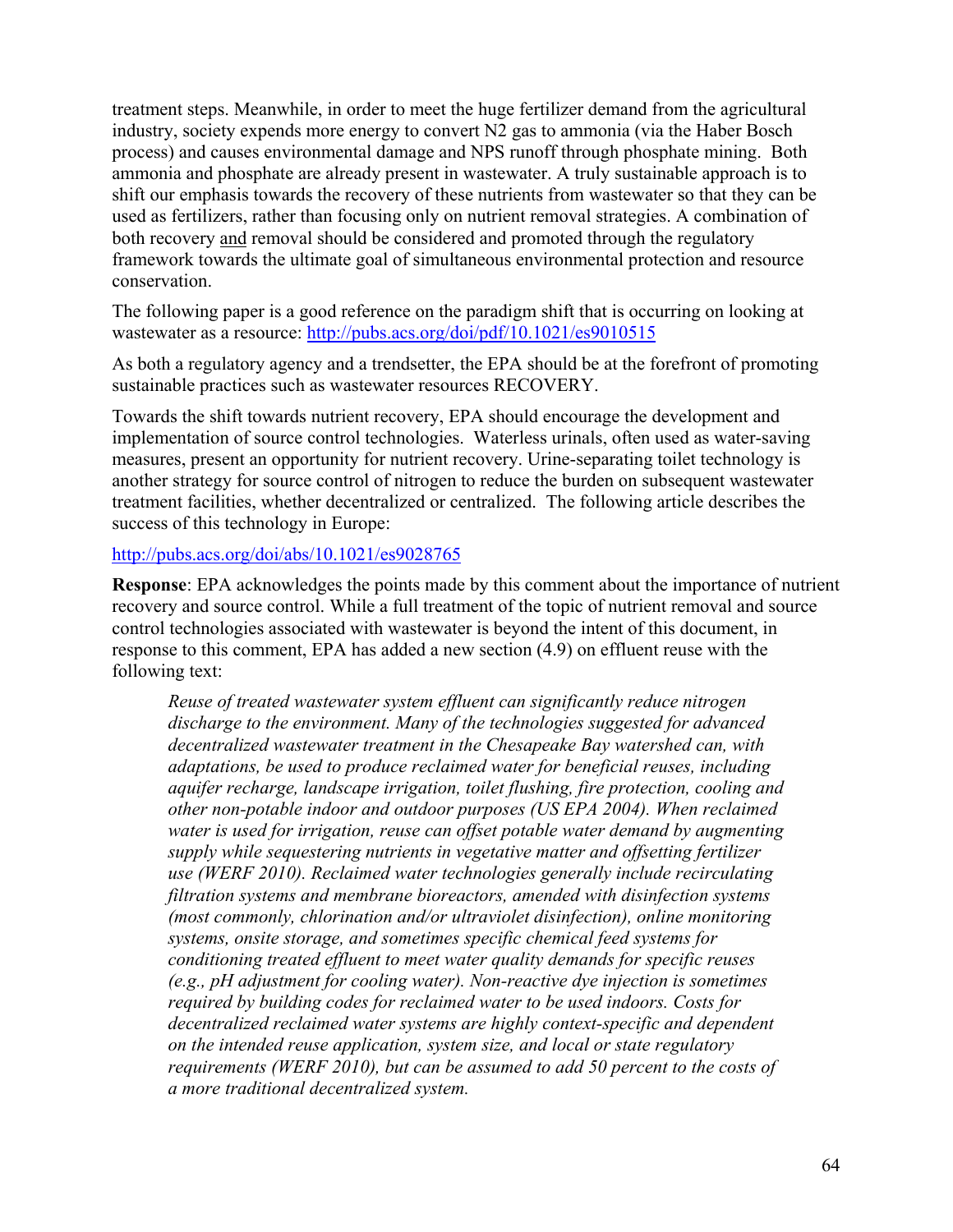treatment steps. Meanwhile, in order to meet the huge fertilizer demand from the agricultural industry, society expends more energy to convert N2 gas to ammonia (via the Haber Bosch process) and causes environmental damage and NPS runoff through phosphate mining. Both ammonia and phosphate are already present in wastewater. A truly sustainable approach is to shift our emphasis towards the recovery of these nutrients from wastewater so that they can be used as fertilizers, rather than focusing only on nutrient removal strategies. A combination of both recovery <u>and</u> removal should be considered and promoted through the regulatory framework towards the ultimate goal of simultaneous environmental protection and resource conservation.

The following paper is a good reference on the paradigm shift that is occurring on looking at wastewater as a resource: [http://pubs.acs.org/doi/pdf/10.1021/es9010515](http://pubs.acs.org/doi/pdf/10.1021/es9010515)

As both a regulatory agency and a trendsetter, the EPA should be at the forefront of promoting sustainable practices such as wastewater resources RECOVERY.

Towards the shift towards nutrient recovery, EPA should encourage the development and implementation of source control technologies. Waterless urinals, often used as water-saving measures, present an opportunity for nutrient recovery. Urine-separating toilet technology is another strategy for source control of nitrogen to reduce the burden on subsequent wastewater treatment facilities, whether decentralized or centralized. The following article describes the success of this technology in Europe:

[http://pubs.acs.org/doi/abs/10.1021/es9028765](http://pubs.acs.org/doi/abs/10.1021/es9028765)

**Response**: EPA acknowledges the points made by this comment about the importance of nutrient recovery and source control. While a full treatment of the topic of nutrient removal and source control technologies associated with wastewater is beyond the intent of this document, in response to this comment, EPA has added a new section (4.9) on effluent reuse with the following text:

> *Reuse of treated wastewater system effluent can significantly reduce nitrogen discharge to the environment. Many of the technologies suggested for advanced decentralized wastewater treatment in the Chesapeake Bay watershed can, with adaptations, be used to produce reclaimed water for beneficial reuses, including aquifer recharge, landscape irrigation, toilet flushing, fire protection, cooling and other non-potable indoor and outdoor purposes (US EPA 2004). When reclaimed water is used for irrigation, reuse can offset potable water demand by augmenting supply while sequestering nutrients in vegetative matter and offsetting fertilizer use (WERF 2010). Reclaimed water technologies generally include recirculating filtration systems and membrane bioreactors, amended with disinfection systems (most commonly, chlorination and/or ultraviolet disinfection), online monitoring systems, onsite storage, and sometimes specific chemical feed systems for conditioning treated effluent to meet water quality demands for specific reuses (e.g., pH adjustment for cooling water). Non-reactive dye injection is sometimes required by building codes for reclaimed water to be used indoors. Costs for decentralized reclaimed water systems are highly context-specific and dependent on the intended reuse application, system size, and local or state regulatory requirements (WERF 2010), but can be assumed to add 50 percent to the costs of a more traditional decentralized system.*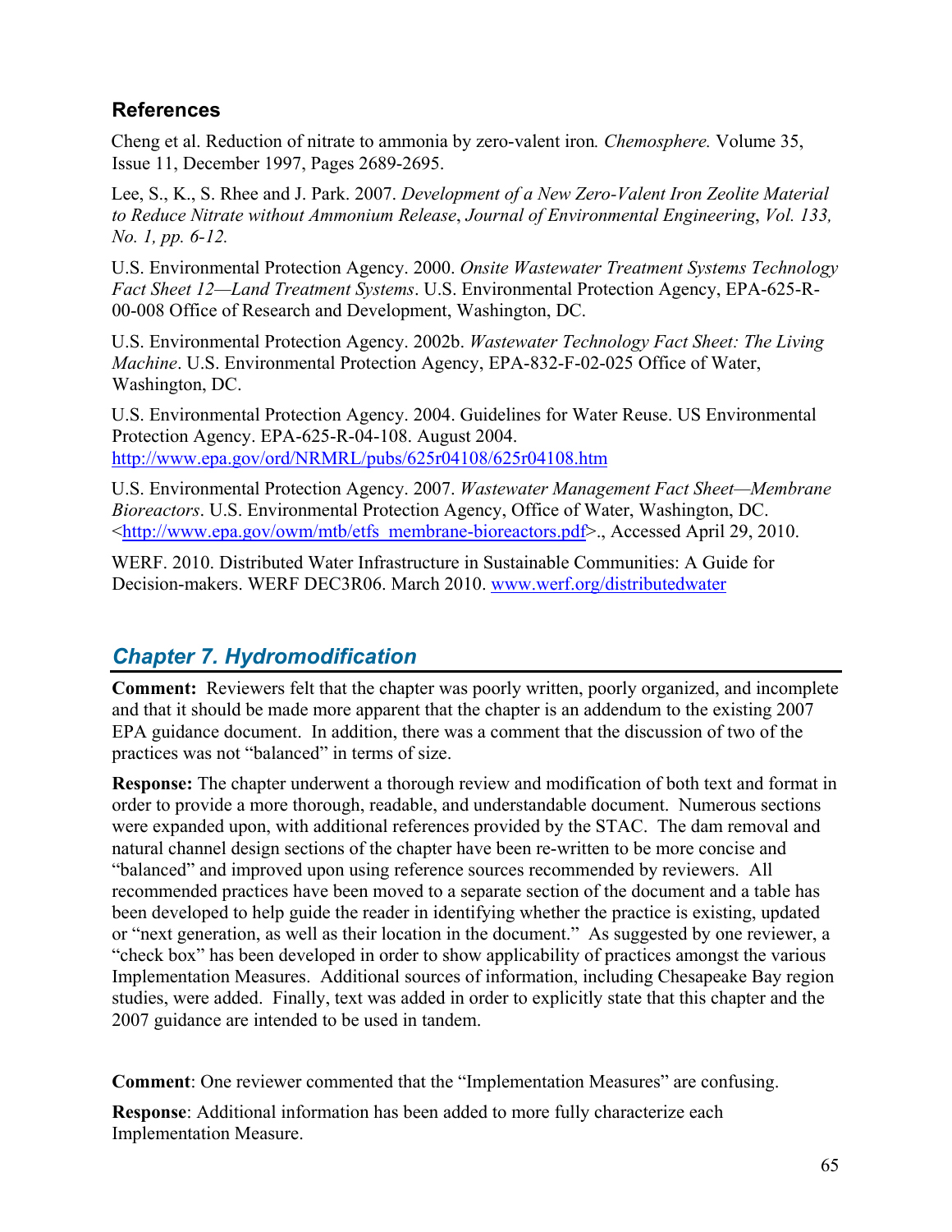## References

Cheng et al. Reduction of nitrate to ammonia by zero-valent iron*.* *Chemosphere.* Volume 35, Issue 11, December 1997, Pages 2689-2695.

Lee, S., K., S. Rhee and J. Park. 2007. *Development of a New Zero-Valent Iron Zeolite Material to Reduce Nitrate without Ammonium Release*, *Journal of Environmental Engineering*, *Vol. 133, No. 1, pp. 6-12.*

U.S. Environmental Protection Agency. 2000. *Onsite Wastewater Treatment Systems Technology Fact Sheet 12—Land Treatment Systems*. U.S. Environmental Protection Agency, EPA-625-R-00-008 Office of Research and Development, Washington, DC.

U.S. Environmental Protection Agency. 2002b. *Wastewater Technology Fact Sheet: The Living Machine*. U.S. Environmental Protection Agency, EPA-832-F-02-025 Office of Water, Washington, DC.

U.S. Environmental Protection Agency. 2004. Guidelines for Water Reuse. US Environmental Protection Agency. EPA-625-R-04-108. August 2004. http://www.epa.gov/ord/NRMRL/pubs/625r04108/625r04108.htm

U.S. Environmental Protection Agency. 2007. *Wastewater Management Fact Sheet—Membrane Bioreactors*. U.S. Environmental Protection Agency, Office of Water, Washington, DC. <http://www.epa.gov/owm/mtb/etfs_membrane-bioreactors.pdf>., Accessed April 29, 2010.

WERF. 2010. Distributed Water Infrastructure in Sustainable Communities: A Guide for Decision-makers. WERF DEC3R06. March 2010. www.werf.org/distributedwater

## *Chapter 7. Hydromodification*

**Comment:** Reviewers felt that the chapter was poorly written, poorly organized, and incomplete and that it should be made more apparent that the chapter is an addendum to the existing 2007 EPA guidance document. In addition, there was a comment that the discussion of two of the practices was not "balanced" in terms of size.

**Response:** The chapter underwent a thorough review and modification of both text and format in order to provide a more thorough, readable, and understandable document. Numerous sections were expanded upon, with additional references provided by the STAC. The dam removal and natural channel design sections of the chapter have been re-written to be more concise and "balanced" and improved upon using reference sources recommended by reviewers. All recommended practices have been moved to a separate section of the document and a table has been developed to help guide the reader in identifying whether the practice is existing, updated or "next generation, as well as their location in the document." As suggested by one reviewer, a "check box" has been developed in order to show applicability of practices amongst the various Implementation Measures. Additional sources of information, including Chesapeake Bay region studies, were added. Finally, text was added in order to explicitly state that this chapter and the 2007 guidance are intended to be used in tandem.

**Comment**: One reviewer commented that the "Implementation Measures" are confusing.

**Response**: Additional information has been added to more fully characterize each Implementation Measure.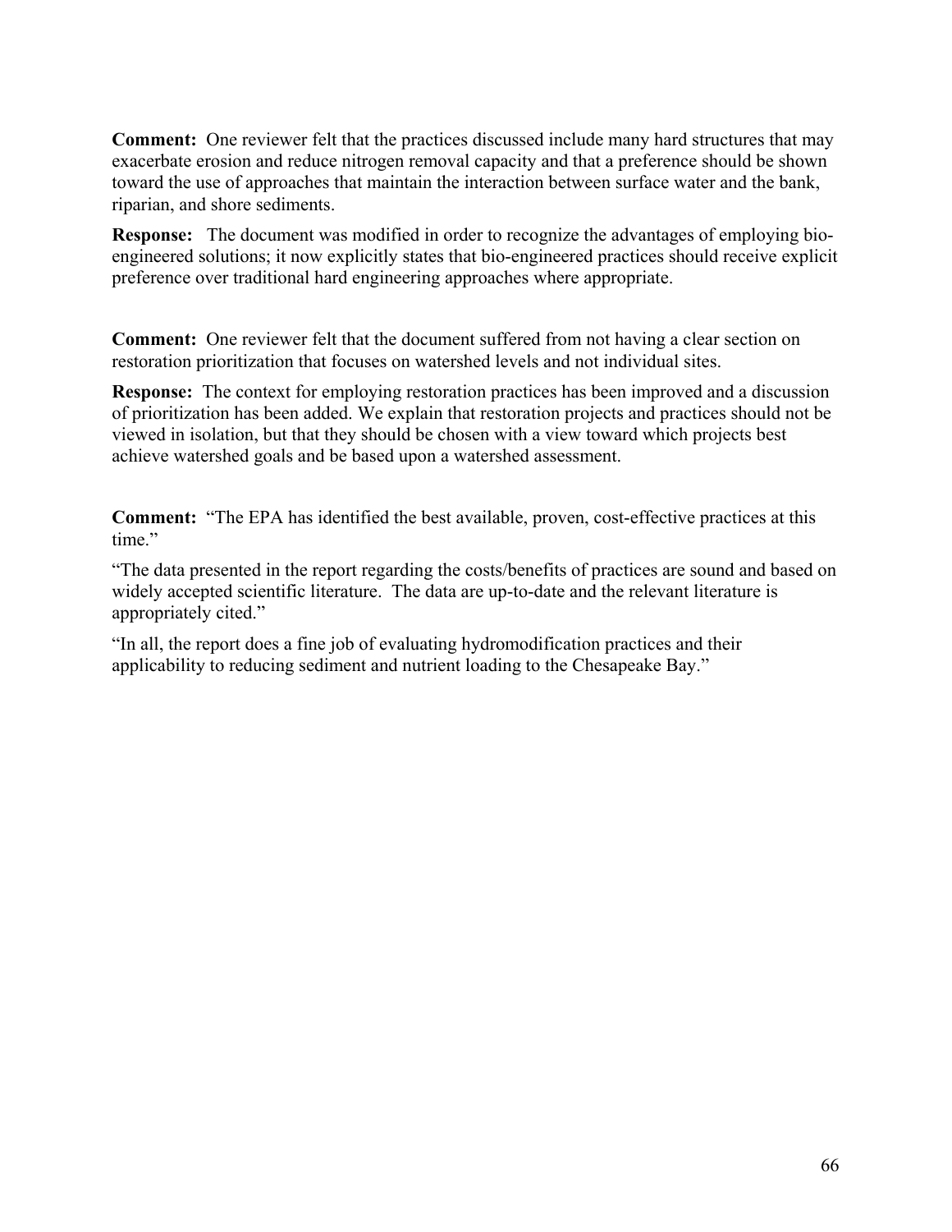**Comment:** One reviewer felt that the practices discussed include many hard structures that may exacerbate erosion and reduce nitrogen removal capacity and that a preference should be shown toward the use of approaches that maintain the interaction between surface water and the bank, riparian, and shore sediments.

**Response:** The document was modified in order to recognize the advantages of employing bio-engineered solutions; it now explicitly states that bio-engineered practices should receive explicit preference over traditional hard engineering approaches where appropriate.

**Comment:** One reviewer felt that the document suffered from not having a clear section on restoration prioritization that focuses on watershed levels and not individual sites.

**Response:** The context for employing restoration practices has been improved and a discussion of prioritization has been added. We explain that restoration projects and practices should not be viewed in isolation, but that they should be chosen with a view toward which projects best achieve watershed goals and be based upon a watershed assessment.

**Comment:** "The EPA has identified the best available, proven, cost-effective practices at this time."

"The data presented in the report regarding the costs/benefits of practices are sound and based on widely accepted scientific literature. The data are up-to-date and the relevant literature is appropriately cited."

"In all, the report does a fine job of evaluating hydromodification practices and their applicability to reducing sediment and nutrient loading to the Chesapeake Bay."